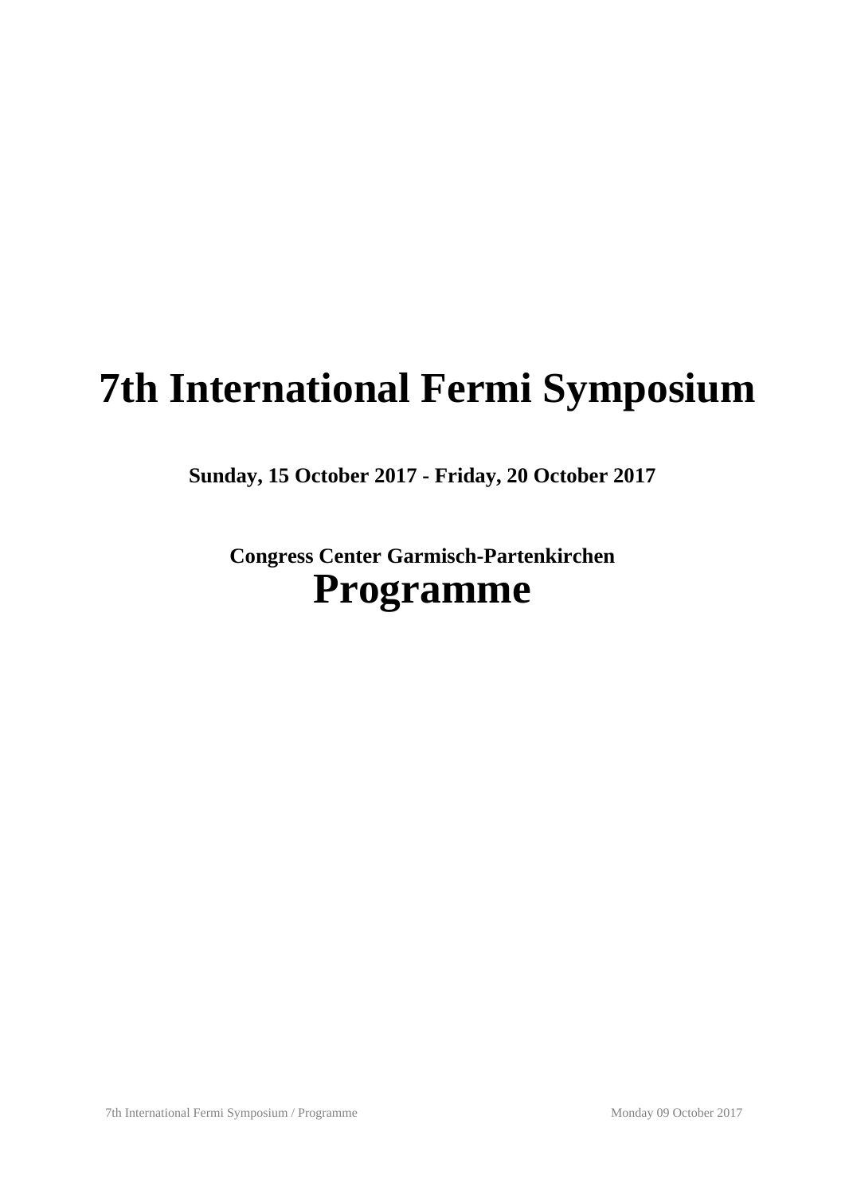# 7th International Fermi Symposium

**Sunday, 15 October 2017 - Friday, 20 October 2017**

**Congress Center Garmisch-Partenkirchen**

# Programme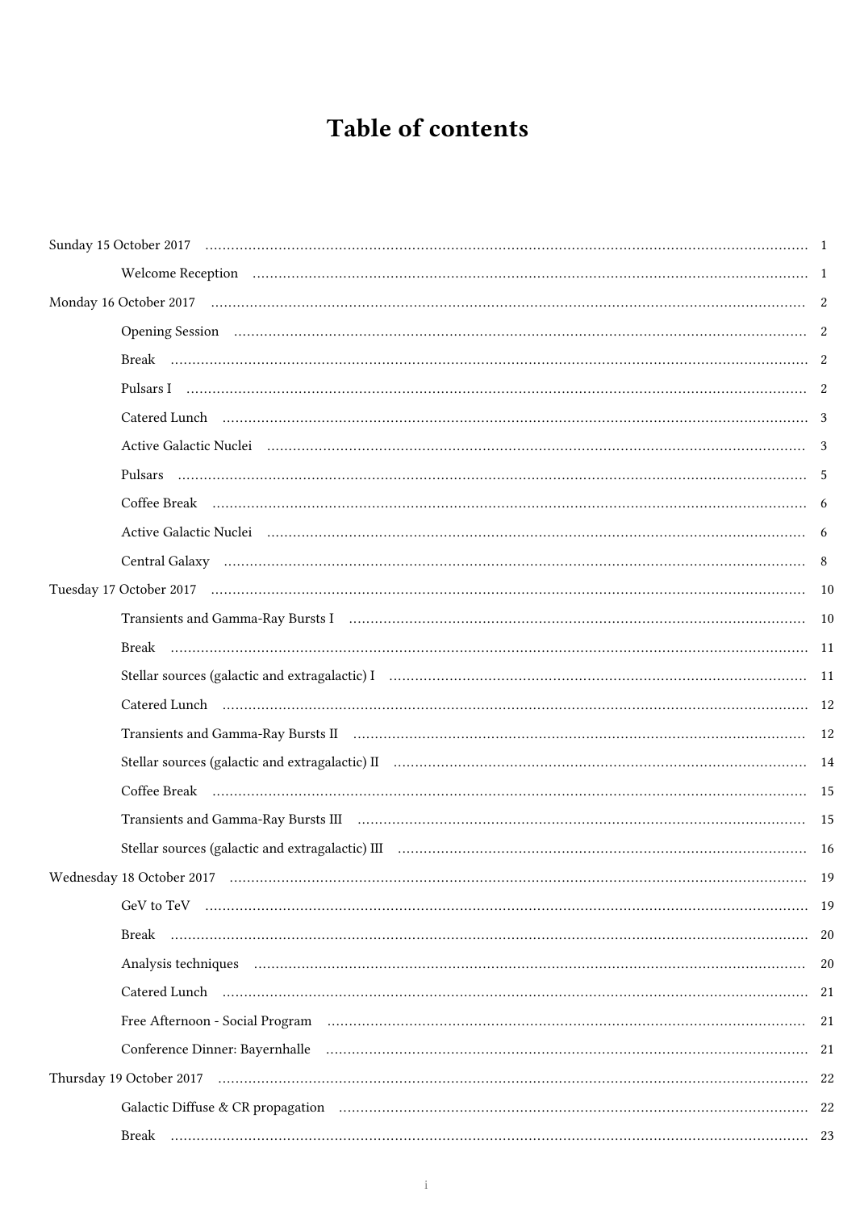# Table of contents

Sunday 15 October 2017 .......... 1

- Welcome Reception .......... 1

Monday 16 October 2017 .......... 2

- Opening Session .......... 2
- Break .......... 2
- Pulsars I .......... 2
- Catered Lunch .......... 3
- Active Galactic Nuclei .......... 3
- Pulsars .......... 5
- Coffee Break .......... 6
- Active Galactic Nuclei .......... 6
- Central Galaxy .......... 8

Tuesday 17 October 2017 .......... 10

- Transients and Gamma-Ray Bursts I .......... 10
- Break .......... 11
- Stellar sources (galactic and extragalactic) I .......... 11
- Catered Lunch .......... 12
- Transients and Gamma-Ray Bursts II .......... 12
- Stellar sources (galactic and extragalactic) II .......... 14
- Coffee Break .......... 15
- Transients and Gamma-Ray Bursts III .......... 15
- Stellar sources (galactic and extragalactic) III .......... 16

Wednesday 18 October 2017 .......... 19

- GeV to TeV .......... 19
- Break .......... 20
- Analysis techniques .......... 20
- Catered Lunch .......... 21
- Free Afternoon - Social Program .......... 21
- Conference Dinner: Bayernhalle .......... 21

Thursday 19 October 2017 .......... 22

- Galactic Diffuse & CR propagation .......... 22
- Break .......... 23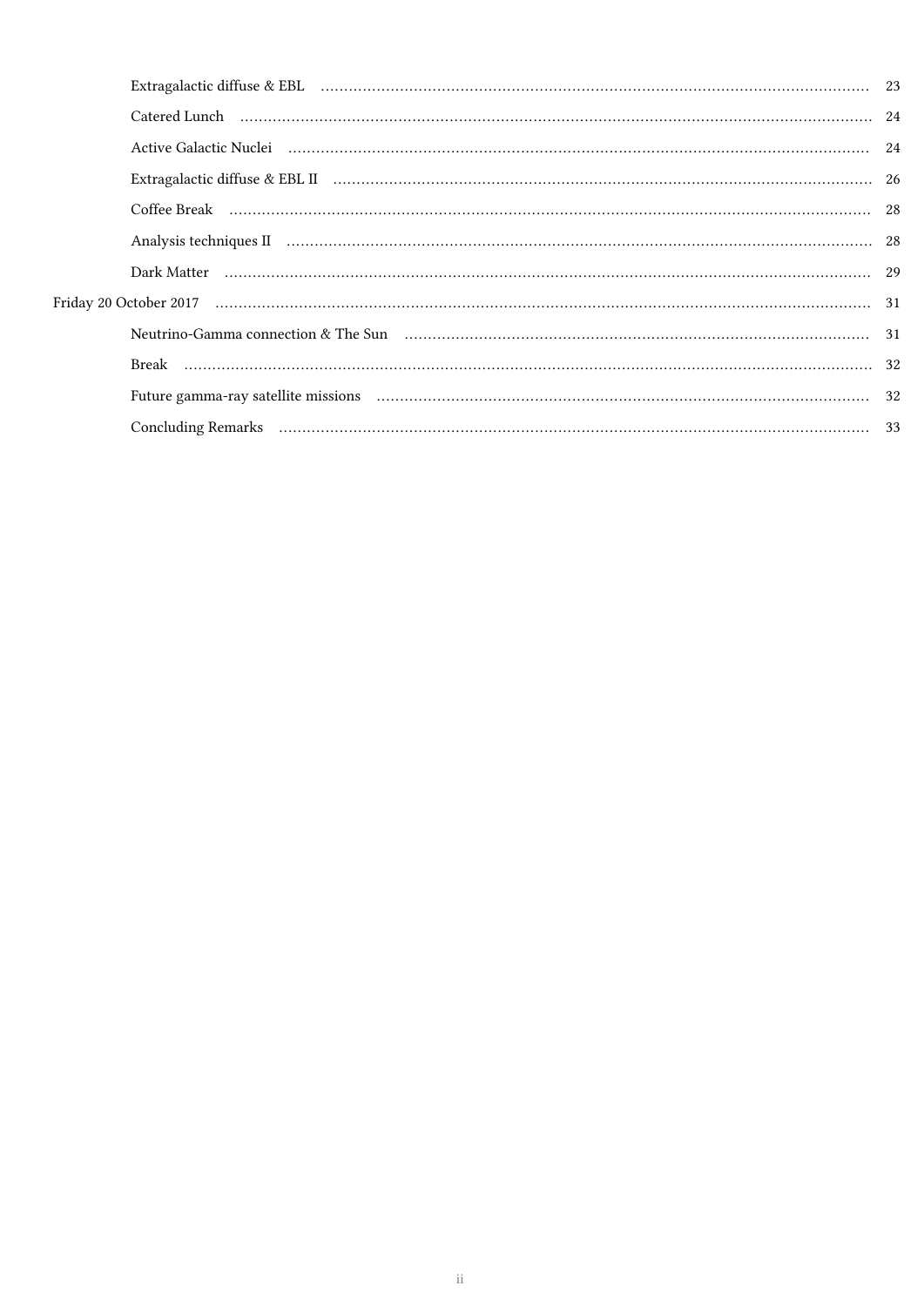Extragalactic diffuse & EBL ........................................ 23

Catered Lunch ........................................ 24

Active Galactic Nuclei ........................................ 24

Extragalactic diffuse & EBL II ........................................ 26

Coffee Break ........................................ 28

Analysis techniques II ........................................ 28

Dark Matter ........................................ 29

Friday 20 October 2017 ........................................ 31

Neutrino-Gamma connection & The Sun ........................................ 31

Break ........................................ 32

Future gamma-ray satellite missions ........................................ 32

Concluding Remarks ........................................ 33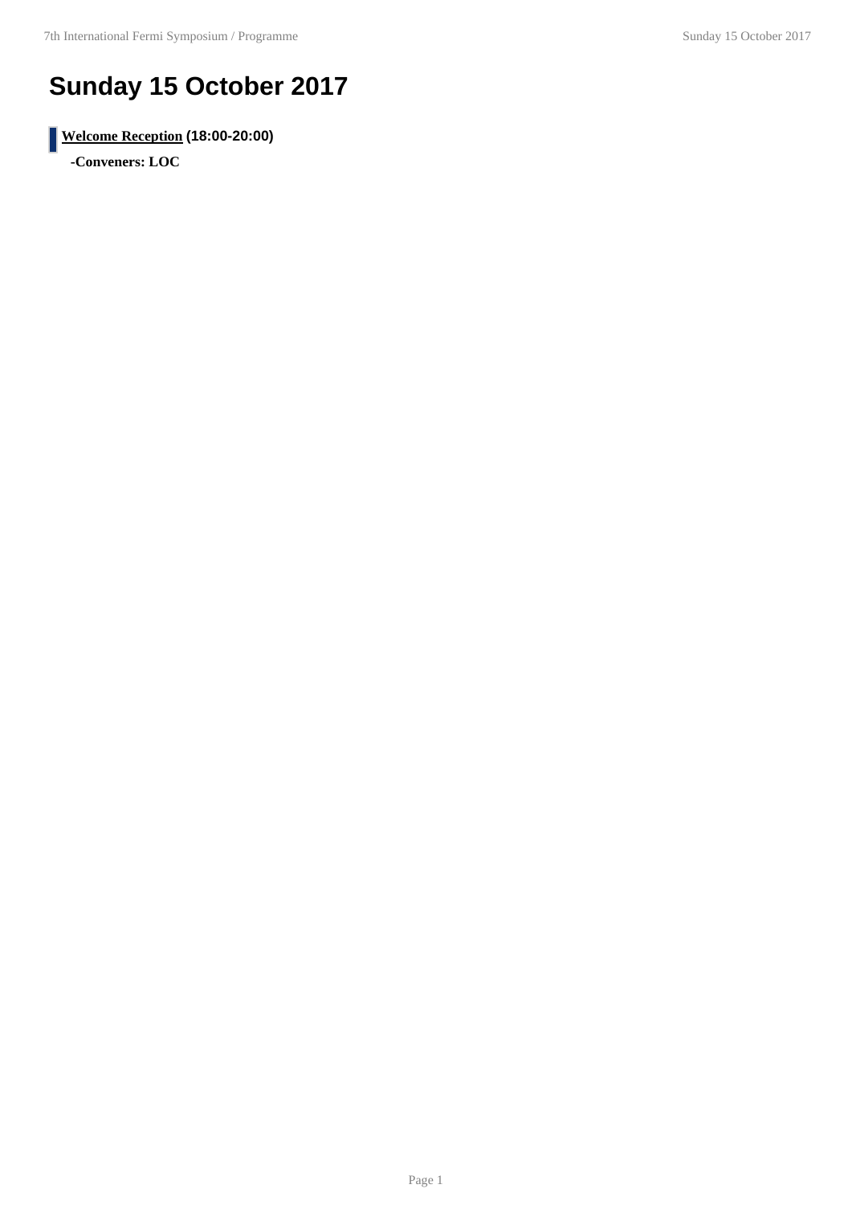# Sunday 15 October 2017

**Welcome Reception** (18:00-20:00)

**-Conveners: LOC**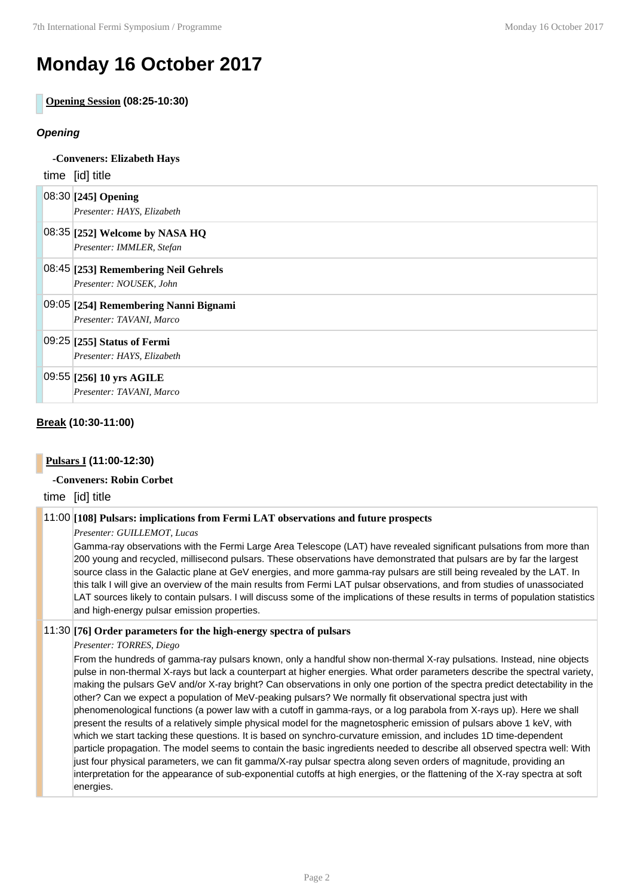# Monday 16 October 2017

**Opening Session (08:25-10:30)**

### *Opening*

**-Conveners: Elizabeth Hays**

| time | [id] title |
|---|---|
| 08:30 | **[245] Opening**<br>*Presenter: HAYS, Elizabeth* |
| 08:35 | **[252] Welcome by NASA HQ**<br>*Presenter: IMMLER, Stefan* |
| 08:45 | **[253] Remembering Neil Gehrels**<br>*Presenter: NOUSEK, John* |
| 09:05 | **[254] Remembering Nanni Bignami**<br>*Presenter: TAVANI, Marco* |
| 09:25 | **[255] Status of Fermi**<br>*Presenter: HAYS, Elizabeth* |
| 09:55 | **[256] 10 yrs AGILE**<br>*Presenter: TAVANI, Marco* |

**Break (10:30-11:00)**

**Pulsars I (11:00-12:30)**

**-Conveners: Robin Corbet**

| time | [id] title |
|---|---|
| 11:00 | **[108] Pulsars: implications from Fermi LAT observations and future prospects**<br>*Presenter: GUILLEMOT, Lucas*<br>Gamma-ray observations with the Fermi Large Area Telescope (LAT) have revealed significant pulsations from more than 200 young and recycled, millisecond pulsars. These observations have demonstrated that pulsars are by far the largest source class in the Galactic plane at GeV energies, and more gamma-ray pulsars are still being revealed by the LAT. In this talk I will give an overview of the main results from Fermi LAT pulsar observations, and from studies of unassociated LAT sources likely to contain pulsars. I will discuss some of the implications of these results in terms of population statistics and high-energy pulsar emission properties. |
| 11:30 | **[76] Order parameters for the high-energy spectra of pulsars**<br>*Presenter: TORRES, Diego*<br>From the hundreds of gamma-ray pulsars known, only a handful show non-thermal X-ray pulsations. Instead, nine objects pulse in non-thermal X-rays but lack a counterpart at higher energies. What order parameters describe the spectral variety, making the pulsars GeV and/or X-ray bright? Can observations in only one portion of the spectra predict detectability in the other? Can we expect a population of MeV-peaking pulsars? We normally fit observational spectra just with phenomenological functions (a power law with a cutoff in gamma-rays, or a log parabola from X-rays up). Here we shall present the results of a relatively simple physical model for the magnetospheric emission of pulsars above 1 keV, with which we start tacking these questions. It is based on synchro-curvature emission, and includes 1D time-dependent particle propagation. The model seems to contain the basic ingredients needed to describe all observed spectra well: With just four physical parameters, we can fit gamma/X-ray pulsar spectra along seven orders of magnitude, providing an interpretation for the appearance of sub-exponential cutoffs at high energies, or the flattening of the X-ray spectra at soft energies. |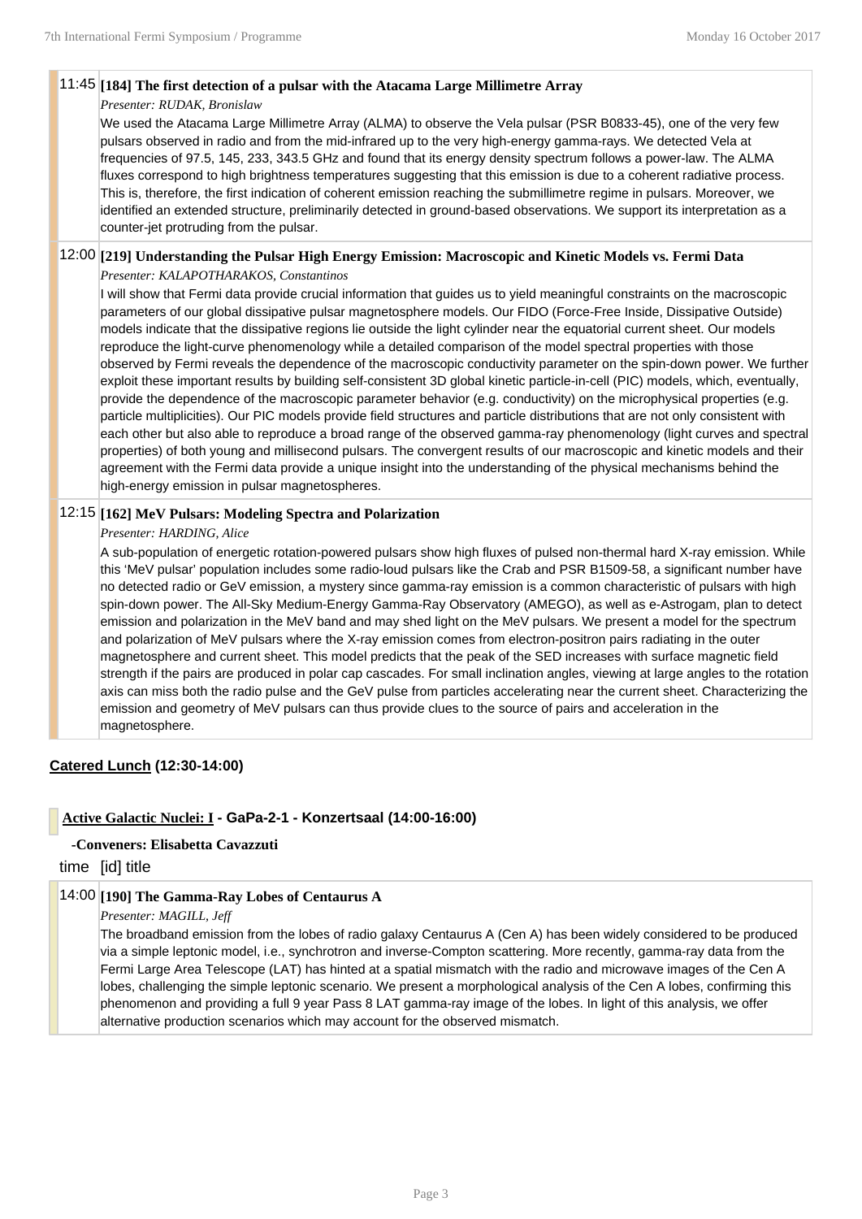### 11:45 [184] The first detection of a pulsar with the Atacama Large Millimetre Array

*Presenter: RUDAK, Bronislaw*

We used the Atacama Large Millimetre Array (ALMA) to observe the Vela pulsar (PSR B0833-45), one of the very few pulsars observed in radio and from the mid-infrared up to the very high-energy gamma-rays. We detected Vela at frequencies of 97.5, 145, 233, 343.5 GHz and found that its energy density spectrum follows a power-law. The ALMA fluxes correspond to high brightness temperatures suggesting that this emission is due to a coherent radiative process. This is, therefore, the first indication of coherent emission reaching the submillimetre regime in pulsars. Moreover, we identified an extended structure, preliminarily detected in ground-based observations. We support its interpretation as a counter-jet protruding from the pulsar.

### 12:00 [219] Understanding the Pulsar High Energy Emission: Macroscopic and Kinetic Models vs. Fermi Data

*Presenter: KALAPOTHARAKOS, Constantinos*

I will show that Fermi data provide crucial information that guides us to yield meaningful constraints on the macroscopic parameters of our global dissipative pulsar magnetosphere models. Our FIDO (Force-Free Inside, Dissipative Outside) models indicate that the dissipative regions lie outside the light cylinder near the equatorial current sheet. Our models reproduce the light-curve phenomenology while a detailed comparison of the model spectral properties with those observed by Fermi reveals the dependence of the macroscopic conductivity parameter on the spin-down power. We further exploit these important results by building self-consistent 3D global kinetic particle-in-cell (PIC) models, which, eventually, provide the dependence of the macroscopic parameter behavior (e.g. conductivity) on the microphysical properties (e.g. particle multiplicities). Our PIC models provide field structures and particle distributions that are not only consistent with each other but also able to reproduce a broad range of the observed gamma-ray phenomenology (light curves and spectral properties) of both young and millisecond pulsars. The convergent results of our macroscopic and kinetic models and their agreement with the Fermi data provide a unique insight into the understanding of the physical mechanisms behind the high-energy emission in pulsar magnetospheres.

### 12:15 [162] MeV Pulsars: Modeling Spectra and Polarization

*Presenter: HARDING, Alice*

A sub-population of energetic rotation-powered pulsars show high fluxes of pulsed non-thermal hard X-ray emission. While this 'MeV pulsar' population includes some radio-loud pulsars like the Crab and PSR B1509-58, a significant number have no detected radio or GeV emission, a mystery since gamma-ray emission is a common characteristic of pulsars with high spin-down power. The All-Sky Medium-Energy Gamma-Ray Observatory (AMEGO), as well as e-Astrogam, plan to detect emission and polarization in the MeV band and may shed light on the MeV pulsars. We present a model for the spectrum and polarization of MeV pulsars where the X-ray emission comes from electron-positron pairs radiating in the outer magnetosphere and current sheet. This model predicts that the peak of the SED increases with surface magnetic field strength if the pairs are produced in polar cap cascades. For small inclination angles, viewing at large angles to the rotation axis can miss both the radio pulse and the GeV pulse from particles accelerating near the current sheet. Characterizing the emission and geometry of MeV pulsars can thus provide clues to the source of pairs and acceleration in the magnetosphere.

**Catered Lunch (12:30-14:00)**

## Active Galactic Nuclei: I - GaPa-2-1 - Konzertsaal (14:00-16:00)

**-Conveners: Elisabetta Cavazzuti**

time [id] title

### 14:00 [190] The Gamma-Ray Lobes of Centaurus A

*Presenter: MAGILL, Jeff*

The broadband emission from the lobes of radio galaxy Centaurus A (Cen A) has been widely considered to be produced via a simple leptonic model, i.e., synchrotron and inverse-Compton scattering. More recently, gamma-ray data from the Fermi Large Area Telescope (LAT) has hinted at a spatial mismatch with the radio and microwave images of the Cen A lobes, challenging the simple leptonic scenario. We present a morphological analysis of the Cen A lobes, confirming this phenomenon and providing a full 9 year Pass 8 LAT gamma-ray image of the lobes. In light of this analysis, we offer alternative production scenarios which may account for the observed mismatch.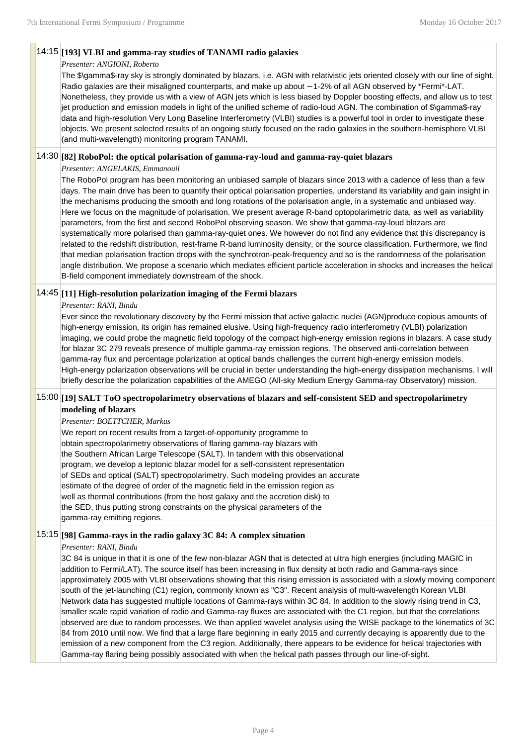## 14:15 [193] VLBI and gamma-ray studies of TANAMI radio galaxies

*Presenter: ANGIONI, Roberto*

The $\gamma$-ray sky is strongly dominated by blazars, i.e. AGN with relativistic jets oriented closely with our line of sight. Radio galaxies are their misaligned counterparts, and make up about ~1-2% of all AGN observed by *Fermi*-LAT. Nonetheless, they provide us with a view of AGN jets which is less biased by Doppler boosting effects, and allow us to test jet production and emission models in light of the unified scheme of radio-loud AGN. The combination of $\gamma$-ray data and high-resolution Very Long Baseline Interferometry (VLBI) studies is a powerful tool in order to investigate these objects. We present selected results of an ongoing study focused on the radio galaxies in the southern-hemisphere VLBI (and multi-wavelength) monitoring program TANAMI.

## 14:30 [82] RoboPol: the optical polarisation of gamma-ray-loud and gamma-ray-quiet blazars

*Presenter: ANGELAKIS, Emmanouil*

The RoboPol program has been monitoring an unbiased sample of blazars since 2013 with a cadence of less than a few days. The main drive has been to quantify their optical polarisation properties, understand its variability and gain insight in the mechanisms producing the smooth and long rotations of the polarisation angle, in a systematic and unbiased way. Here we focus on the magnitude of polarisation. We present average R-band optopolarimetric data, as well as variability parameters, from the first and second RoboPol observing season. We show that gamma-ray-loud blazars are systematically more polarised than gamma-ray-quiet ones. We however do not find any evidence that this discrepancy is related to the redshift distribution, rest-frame R-band luminosity density, or the source classification. Furthermore, we find that median polarisation fraction drops with the synchrotron-peak-frequency and so is the randomness of the polarisation angle distribution. We propose a scenario which mediates efficient particle acceleration in shocks and increases the helical B-field component immediately downstream of the shock.

## 14:45 [11] High-resolution polarization imaging of the Fermi blazars

*Presenter: RANI, Bindu*

Ever since the revolutionary discovery by the Fermi mission that active galactic nuclei (AGN)produce copious amounts of high-energy emission, its origin has remained elusive. Using high-frequency radio interferometry (VLBI) polarization imaging, we could probe the magnetic field topology of the compact high-energy emission regions in blazars. A case study for blazar 3C 279 reveals presence of multiple gamma-ray emission regions. The observed anti-correlation between gamma-ray flux and percentage polarization at optical bands challenges the current high-energy emission models. High-energy polarization observations will be crucial in better understanding the high-energy dissipation mechanisms. I will briefly describe the polarization capabilities of the AMEGO (All-sky Medium Energy Gamma-ray Observatory) mission.

## 15:00 [19] SALT ToO spectropolarimetry observations of blazars and self-consistent SED and spectropolarimetry modeling of blazars

*Presenter: BOETTCHER, Markus*

We report on recent results from a target-of-opportunity programme to obtain spectropolarimetry observations of flaring gamma-ray blazars with the Southern African Large Telescope (SALT). In tandem with this observational program, we develop a leptonic blazar model for a self-consistent representation of SEDs and optical (SALT) spectropolarimetry. Such modeling provides an accurate estimate of the degree of order of the magnetic field in the emission region as well as thermal contributions (from the host galaxy and the accretion disk) to the SED, thus putting strong constraints on the physical parameters of the gamma-ray emitting regions.

## 15:15 [98] Gamma-rays in the radio galaxy 3C 84: A complex situation

*Presenter: RANI, Bindu*

3C 84 is unique in that it is one of the few non-blazar AGN that is detected at ultra high energies (including MAGIC in addition to Fermi/LAT). The source itself has been increasing in flux density at both radio and Gamma-rays since approximately 2005 with VLBI observations showing that this rising emission is associated with a slowly moving component south of the jet-launching (C1) region, commonly known as "C3". Recent analysis of multi-wavelength Korean VLBI Network data has suggested multiple locations of Gamma-rays within 3C 84. In addition to the slowly rising trend in C3, smaller scale rapid variation of radio and Gamma-ray fluxes are associated with the C1 region, but that the correlations observed are due to random processes. We than applied wavelet analysis using the WISE package to the kinematics of 3C 84 from 2010 until now. We find that a large flare beginning in early 2015 and currently decaying is apparently due to the emission of a new component from the C3 region. Additionally, there appears to be evidence for helical trajectories with Gamma-ray flaring being possibly associated with when the helical path passes through our line-of-sight.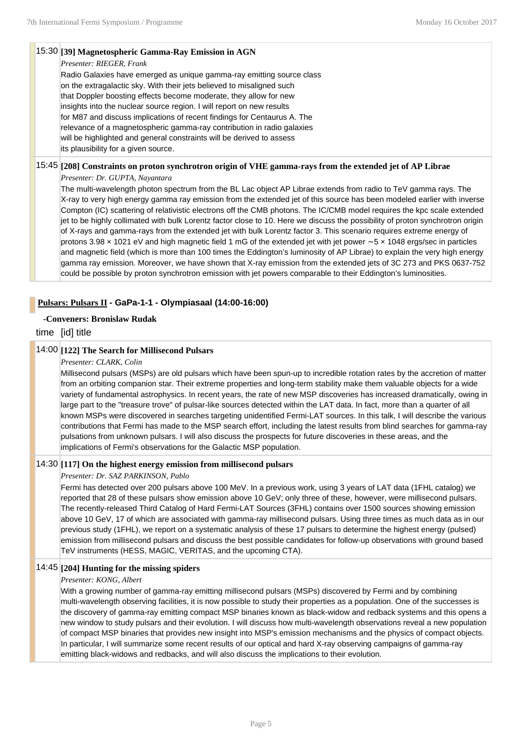15:30 **[39] Magnetospheric Gamma-Ray Emission in AGN**

*Presenter: RIEGER, Frank*

Radio Galaxies have emerged as unique gamma-ray emitting source class on the extragalactic sky. With their jets believed to misaligned such that Doppler boosting effects become moderate, they allow for new insights into the nuclear source region. I will report on new results for M87 and discuss implications of recent findings for Centaurus A. The relevance of a magnetospheric gamma-ray contribution in radio galaxies will be highlighted and general constraints will be derived to assess its plausibility for a given source.

15:45 **[208] Constraints on proton synchrotron origin of VHE gamma-rays from the extended jet of AP Librae**

*Presenter: Dr. GUPTA, Nayantara*

The multi-wavelength photon spectrum from the BL Lac object AP Librae extends from radio to TeV gamma rays. The X-ray to very high energy gamma ray emission from the extended jet of this source has been modeled earlier with inverse Compton (IC) scattering of relativistic electrons off the CMB photons. The IC/CMB model requires the kpc scale extended jet to be highly collimated with bulk Lorentz factor close to 10. Here we discuss the possibility of proton synchrotron origin of X-rays and gamma-rays from the extended jet with bulk Lorentz factor 3. This scenario requires extreme energy of protons 3.98 × 1021 eV and high magnetic field 1 mG of the extended jet with jet power ∼5 × 1048 ergs/sec in particles and magnetic field (which is more than 100 times the Eddington's luminosity of AP Librae) to explain the very high energy gamma ray emission. Moreover, we have shown that X-ray emission from the extended jets of 3C 273 and PKS 0637-752 could be possible by proton synchrotron emission with jet powers comparable to their Eddington's luminosities.

## Pulsars: Pulsars II - GaPa-1-1 - Olympiasaal (14:00-16:00)

**-Conveners: Bronislaw Rudak**

time [id] title

14:00 **[122] The Search for Millisecond Pulsars**

*Presenter: CLARK, Colin*

Millisecond pulsars (MSPs) are old pulsars which have been spun-up to incredible rotation rates by the accretion of matter from an orbiting companion star. Their extreme properties and long-term stability make them valuable objects for a wide variety of fundamental astrophysics. In recent years, the rate of new MSP discoveries has increased dramatically, owing in large part to the "treasure trove" of pulsar-like sources detected within the LAT data. In fact, more than a quarter of all known MSPs were discovered in searches targeting unidentified Fermi-LAT sources. In this talk, I will describe the various contributions that Fermi has made to the MSP search effort, including the latest results from blind searches for gamma-ray pulsations from unknown pulsars. I will also discuss the prospects for future discoveries in these areas, and the implications of Fermi's observations for the Galactic MSP population.

14:30 **[117] On the highest energy emission from millisecond pulsars**

*Presenter: Dr. SAZ PARKINSON, Pablo*

Fermi has detected over 200 pulsars above 100 MeV. In a previous work, using 3 years of LAT data (1FHL catalog) we reported that 28 of these pulsars show emission above 10 GeV; only three of these, however, were millisecond pulsars. The recently-released Third Catalog of Hard Fermi-LAT Sources (3FHL) contains over 1500 sources showing emission above 10 GeV, 17 of which are associated with gamma-ray millisecond pulsars. Using three times as much data as in our previous study (1FHL), we report on a systematic analysis of these 17 pulsars to determine the highest energy (pulsed) emission from millisecond pulsars and discuss the best possible candidates for follow-up observations with ground based TeV instruments (HESS, MAGIC, VERITAS, and the upcoming CTA).

14:45 **[204] Hunting for the missing spiders**

*Presenter: KONG, Albert*

With a growing number of gamma-ray emitting millisecond pulsars (MSPs) discovered by Fermi and by combining multi-wavelength observing facilities, it is now possible to study their properties as a population. One of the successes is the discovery of gamma-ray emitting compact MSP binaries known as black-widow and redback systems and this opens a new window to study pulsars and their evolution. I will discuss how multi-wavelength observations reveal a new population of compact MSP binaries that provides new insight into MSP's emission mechanisms and the physics of compact objects. In particular, I will summarize some recent results of our optical and hard X-ray observing campaigns of gamma-ray emitting black-widows and redbacks, and will also discuss the implications to their evolution.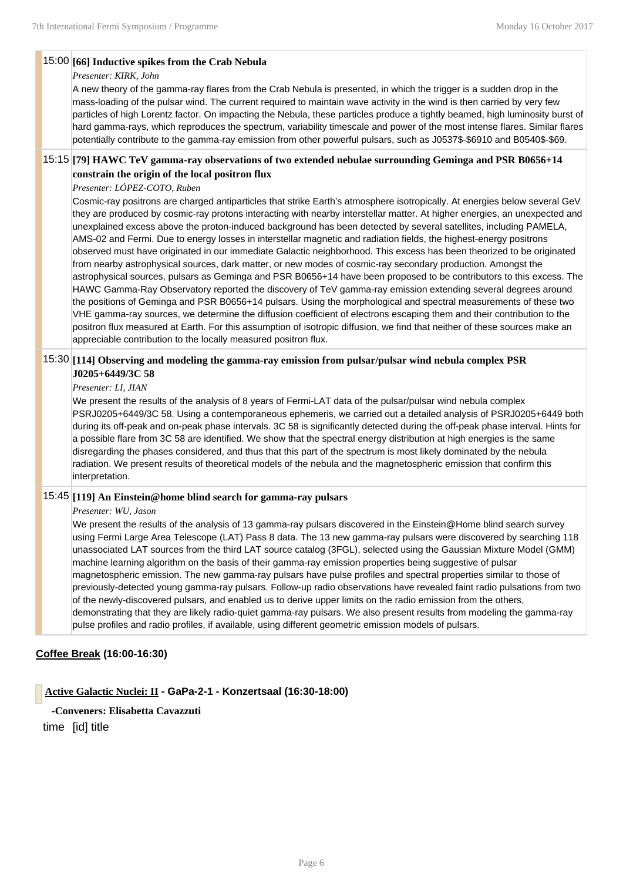15:00 **[66] Inductive spikes from the Crab Nebula**

*Presenter: KIRK, John*

A new theory of the gamma-ray flares from the Crab Nebula is presented, in which the trigger is a sudden drop in the mass-loading of the pulsar wind. The current required to maintain wave activity in the wind is then carried by very few particles of high Lorentz factor. On impacting the Nebula, these particles produce a tightly beamed, high luminosity burst of hard gamma-rays, which reproduces the spectrum, variability timescale and power of the most intense flares. Similar flares potentially contribute to the gamma-ray emission from other powerful pulsars, such as J0537$-$6910 and B0540$-$69.

15:15 **[79] HAWC TeV gamma-ray observations of two extended nebulae surrounding Geminga and PSR B0656+14 constrain the origin of the local positron flux**

*Presenter: LÓPEZ-COTO, Ruben*

Cosmic-ray positrons are charged antiparticles that strike Earth's atmosphere isotropically. At energies below several GeV they are produced by cosmic-ray protons interacting with nearby interstellar matter. At higher energies, an unexpected and unexplained excess above the proton-induced background has been detected by several satellites, including PAMELA, AMS-02 and Fermi. Due to energy losses in interstellar magnetic and radiation fields, the highest-energy positrons observed must have originated in our immediate Galactic neighborhood. This excess has been theorized to be originated from nearby astrophysical sources, dark matter, or new modes of cosmic-ray secondary production. Amongst the astrophysical sources, pulsars as Geminga and PSR B0656+14 have been proposed to be contributors to this excess. The HAWC Gamma-Ray Observatory reported the discovery of TeV gamma-ray emission extending several degrees around the positions of Geminga and PSR B0656+14 pulsars. Using the morphological and spectral measurements of these two VHE gamma-ray sources, we determine the diffusion coefficient of electrons escaping them and their contribution to the positron flux measured at Earth. For this assumption of isotropic diffusion, we find that neither of these sources make an appreciable contribution to the locally measured positron flux.

15:30 **[114] Observing and modeling the gamma-ray emission from pulsar/pulsar wind nebula complex PSR J0205+6449/3C 58**

*Presenter: LI, JIAN*

We present the results of the analysis of 8 years of Fermi-LAT data of the pulsar/pulsar wind nebula complex PSRJ0205+6449/3C 58. Using a contemporaneous ephemeris, we carried out a detailed analysis of PSRJ0205+6449 both during its off-peak and on-peak phase intervals. 3C 58 is significantly detected during the off-peak phase interval. Hints for a possible flare from 3C 58 are identified. We show that the spectral energy distribution at high energies is the same disregarding the phases considered, and thus that this part of the spectrum is most likely dominated by the nebula radiation. We present results of theoretical models of the nebula and the magnetospheric emission that confirm this interpretation.

15:45 **[119] An Einstein@home blind search for gamma-ray pulsars**

*Presenter: WU, Jason*

We present the results of the analysis of 13 gamma-ray pulsars discovered in the Einstein@Home blind search survey using Fermi Large Area Telescope (LAT) Pass 8 data. The 13 new gamma-ray pulsars were discovered by searching 118 unassociated LAT sources from the third LAT source catalog (3FGL), selected using the Gaussian Mixture Model (GMM) machine learning algorithm on the basis of their gamma-ray emission properties being suggestive of pulsar magnetospheric emission. The new gamma-ray pulsars have pulse profiles and spectral properties similar to those of previously-detected young gamma-ray pulsars. Follow-up radio observations have revealed faint radio pulsations from two of the newly-discovered pulsars, and enabled us to derive upper limits on the radio emission from the others, demonstrating that they are likely radio-quiet gamma-ray pulsars. We also present results from modeling the gamma-ray pulse profiles and radio profiles, if available, using different geometric emission models of pulsars.

**Coffee Break (16:00-16:30)**

**Active Galactic Nuclei: II - GaPa-2-1 - Konzertsaal (16:30-18:00)**

**-Conveners: Elisabetta Cavazzuti**

time [id] title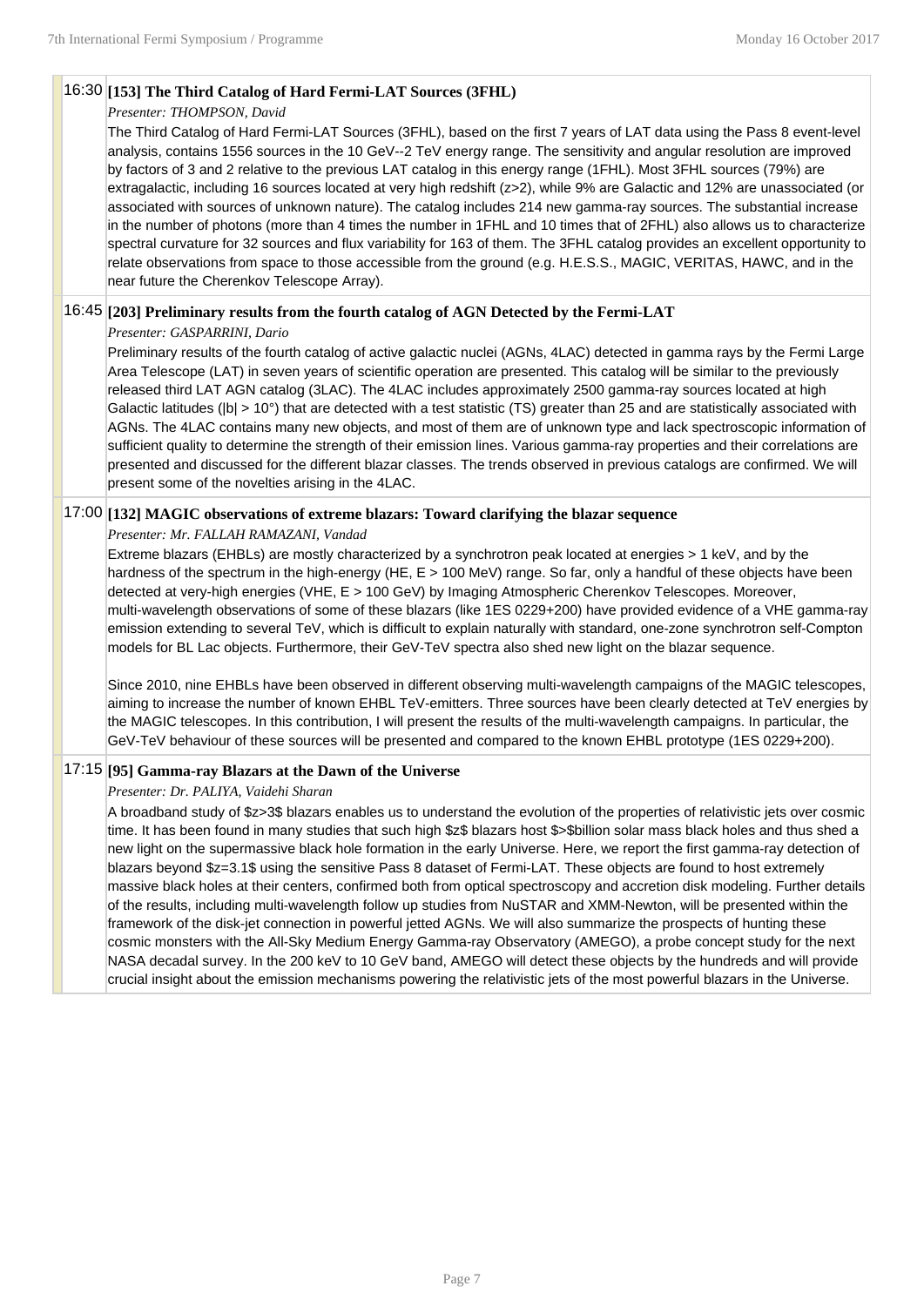**16:30 [153] The Third Catalog of Hard Fermi-LAT Sources (3FHL)**

*Presenter: THOMPSON, David*

The Third Catalog of Hard Fermi-LAT Sources (3FHL), based on the first 7 years of LAT data using the Pass 8 event-level analysis, contains 1556 sources in the 10 GeV--2 TeV energy range. The sensitivity and angular resolution are improved by factors of 3 and 2 relative to the previous LAT catalog in this energy range (1FHL). Most 3FHL sources (79%) are extragalactic, including 16 sources located at very high redshift (z>2), while 9% are Galactic and 12% are unassociated (or associated with sources of unknown nature). The catalog includes 214 new gamma-ray sources. The substantial increase in the number of photons (more than 4 times the number in 1FHL and 10 times that of 2FHL) also allows us to characterize spectral curvature for 32 sources and flux variability for 163 of them. The 3FHL catalog provides an excellent opportunity to relate observations from space to those accessible from the ground (e.g. H.E.S.S., MAGIC, VERITAS, HAWC, and in the near future the Cherenkov Telescope Array).

**16:45 [203] Preliminary results from the fourth catalog of AGN Detected by the Fermi-LAT**

*Presenter: GASPARRINI, Dario*

Preliminary results of the fourth catalog of active galactic nuclei (AGNs, 4LAC) detected in gamma rays by the Fermi Large Area Telescope (LAT) in seven years of scientific operation are presented. This catalog will be similar to the previously released third LAT AGN catalog (3LAC). The 4LAC includes approximately 2500 gamma-ray sources located at high Galactic latitudes (|b| > 10°) that are detected with a test statistic (TS) greater than 25 and are statistically associated with AGNs. The 4LAC contains many new objects, and most of them are of unknown type and lack spectroscopic information of sufficient quality to determine the strength of their emission lines. Various gamma-ray properties and their correlations are presented and discussed for the different blazar classes. The trends observed in previous catalogs are confirmed. We will present some of the novelties arising in the 4LAC.

**17:00 [132] MAGIC observations of extreme blazars: Toward clarifying the blazar sequence**

*Presenter: Mr. FALLAH RAMAZANI, Vandad*

Extreme blazars (EHBLs) are mostly characterized by a synchrotron peak located at energies > 1 keV, and by the hardness of the spectrum in the high-energy (HE, E > 100 MeV) range. So far, only a handful of these objects have been detected at very-high energies (VHE, E > 100 GeV) by Imaging Atmospheric Cherenkov Telescopes. Moreover, multi-wavelength observations of some of these blazars (like 1ES 0229+200) have provided evidence of a VHE gamma-ray emission extending to several TeV, which is difficult to explain naturally with standard, one-zone synchrotron self-Compton models for BL Lac objects. Furthermore, their GeV-TeV spectra also shed new light on the blazar sequence.

Since 2010, nine EHBLs have been observed in different observing multi-wavelength campaigns of the MAGIC telescopes, aiming to increase the number of known EHBL TeV-emitters. Three sources have been clearly detected at TeV energies by the MAGIC telescopes. In this contribution, I will present the results of the multi-wavelength campaigns. In particular, the GeV-TeV behaviour of these sources will be presented and compared to the known EHBL prototype (1ES 0229+200).

**17:15 [95] Gamma-ray Blazars at the Dawn of the Universe**

*Presenter: Dr. PALIYA, Vaidehi Sharan*

A broadband study of $z>3$ blazars enables us to understand the evolution of the properties of relativistic jets over cosmic time. It has been found in many studies that such high $z$ blazars host $>$billion solar mass black holes and thus shed a new light on the supermassive black hole formation in the early Universe. Here, we report the first gamma-ray detection of blazars beyond $z=3.1$ using the sensitive Pass 8 dataset of Fermi-LAT. These objects are found to host extremely massive black holes at their centers, confirmed both from optical spectroscopy and accretion disk modeling. Further details of the results, including multi-wavelength follow up studies from NuSTAR and XMM-Newton, will be presented within the framework of the disk-jet connection in powerful jetted AGNs. We will also summarize the prospects of hunting these cosmic monsters with the All-Sky Medium Energy Gamma-ray Observatory (AMEGO), a probe concept study for the next NASA decadal survey. In the 200 keV to 10 GeV band, AMEGO will detect these objects by the hundreds and will provide crucial insight about the emission mechanisms powering the relativistic jets of the most powerful blazars in the Universe.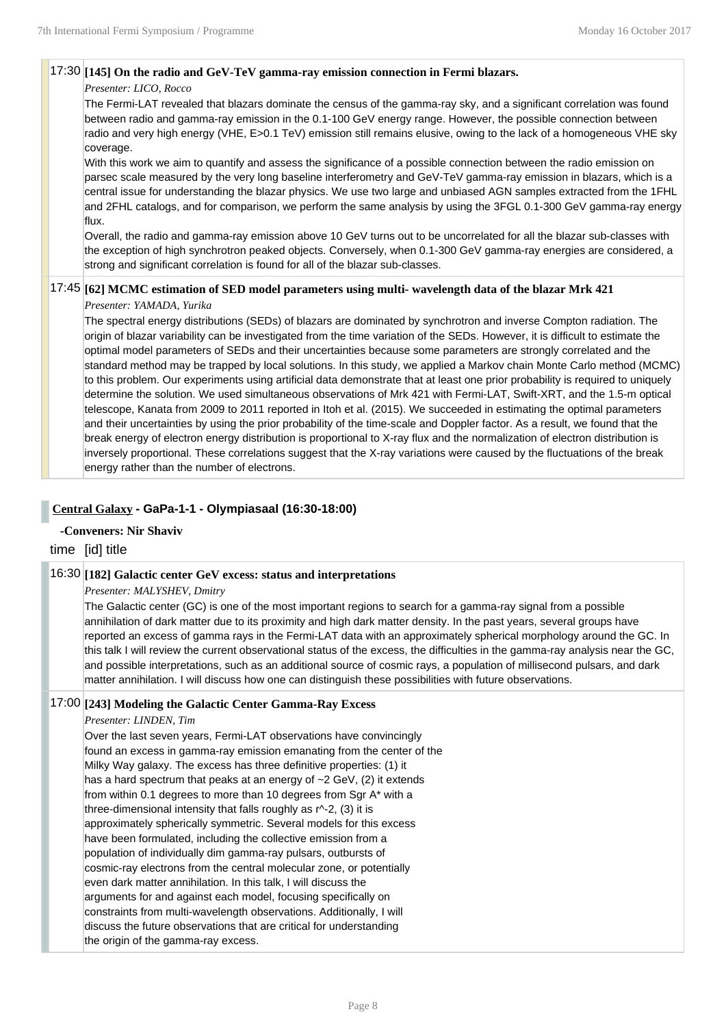17:30 **[145] On the radio and GeV-TeV gamma-ray emission connection in Fermi blazars.**

*Presenter: LICO, Rocco*

The Fermi-LAT revealed that blazars dominate the census of the gamma-ray sky, and a significant correlation was found between radio and gamma-ray emission in the 0.1-100 GeV energy range. However, the possible connection between radio and very high energy (VHE, E>0.1 TeV) emission still remains elusive, owing to the lack of a homogeneous VHE sky coverage.

With this work we aim to quantify and assess the significance of a possible connection between the radio emission on parsec scale measured by the very long baseline interferometry and GeV-TeV gamma-ray emission in blazars, which is a central issue for understanding the blazar physics. We use two large and unbiased AGN samples extracted from the 1FHL and 2FHL catalogs, and for comparison, we perform the same analysis by using the 3FGL 0.1-300 GeV gamma-ray energy flux.

Overall, the radio and gamma-ray emission above 10 GeV turns out to be uncorrelated for all the blazar sub-classes with the exception of high synchrotron peaked objects. Conversely, when 0.1-300 GeV gamma-ray energies are considered, a strong and significant correlation is found for all of the blazar sub-classes.

17:45 **[62] MCMC estimation of SED model parameters using multi- wavelength data of the blazar Mrk 421**

*Presenter: YAMADA, Yurika*

The spectral energy distributions (SEDs) of blazars are dominated by synchrotron and inverse Compton radiation. The origin of blazar variability can be investigated from the time variation of the SEDs. However, it is difficult to estimate the optimal model parameters of SEDs and their uncertainties because some parameters are strongly correlated and the standard method may be trapped by local solutions. In this study, we applied a Markov chain Monte Carlo method (MCMC) to this problem. Our experiments using artificial data demonstrate that at least one prior probability is required to uniquely determine the solution. We used simultaneous observations of Mrk 421 with Fermi-LAT, Swift-XRT, and the 1.5-m optical telescope, Kanata from 2009 to 2011 reported in Itoh et al. (2015). We succeeded in estimating the optimal parameters and their uncertainties by using the prior probability of the time-scale and Doppler factor. As a result, we found that the break energy of electron energy distribution is proportional to X-ray flux and the normalization of electron distribution is inversely proportional. These correlations suggest that the X-ray variations were caused by the fluctuations of the break energy rather than the number of electrons.

## Central Galaxy - GaPa-1-1 - Olympiasaal (16:30-18:00)

**-Conveners: Nir Shaviv**

time [id] title

16:30 **[182] Galactic center GeV excess: status and interpretations**

*Presenter: MALYSHEV, Dmitry*

The Galactic center (GC) is one of the most important regions to search for a gamma-ray signal from a possible annihilation of dark matter due to its proximity and high dark matter density. In the past years, several groups have reported an excess of gamma rays in the Fermi-LAT data with an approximately spherical morphology around the GC. In this talk I will review the current observational status of the excess, the difficulties in the gamma-ray analysis near the GC, and possible interpretations, such as an additional source of cosmic rays, a population of millisecond pulsars, and dark matter annihilation. I will discuss how one can distinguish these possibilities with future observations.

17:00 **[243] Modeling the Galactic Center Gamma-Ray Excess**

*Presenter: LINDEN, Tim*

Over the last seven years, Fermi-LAT observations have convincingly found an excess in gamma-ray emission emanating from the center of the Milky Way galaxy. The excess has three definitive properties: (1) it has a hard spectrum that peaks at an energy of ~2 GeV, (2) it extends from within 0.1 degrees to more than 10 degrees from Sgr A* with a three-dimensional intensity that falls roughly as $r^{-2}$, (3) it is approximately spherically symmetric. Several models for this excess have been formulated, including the collective emission from a population of individually dim gamma-ray pulsars, outbursts of cosmic-ray electrons from the central molecular zone, or potentially even dark matter annihilation. In this talk, I will discuss the arguments for and against each model, focusing specifically on constraints from multi-wavelength observations. Additionally, I will discuss the future observations that are critical for understanding the origin of the gamma-ray excess.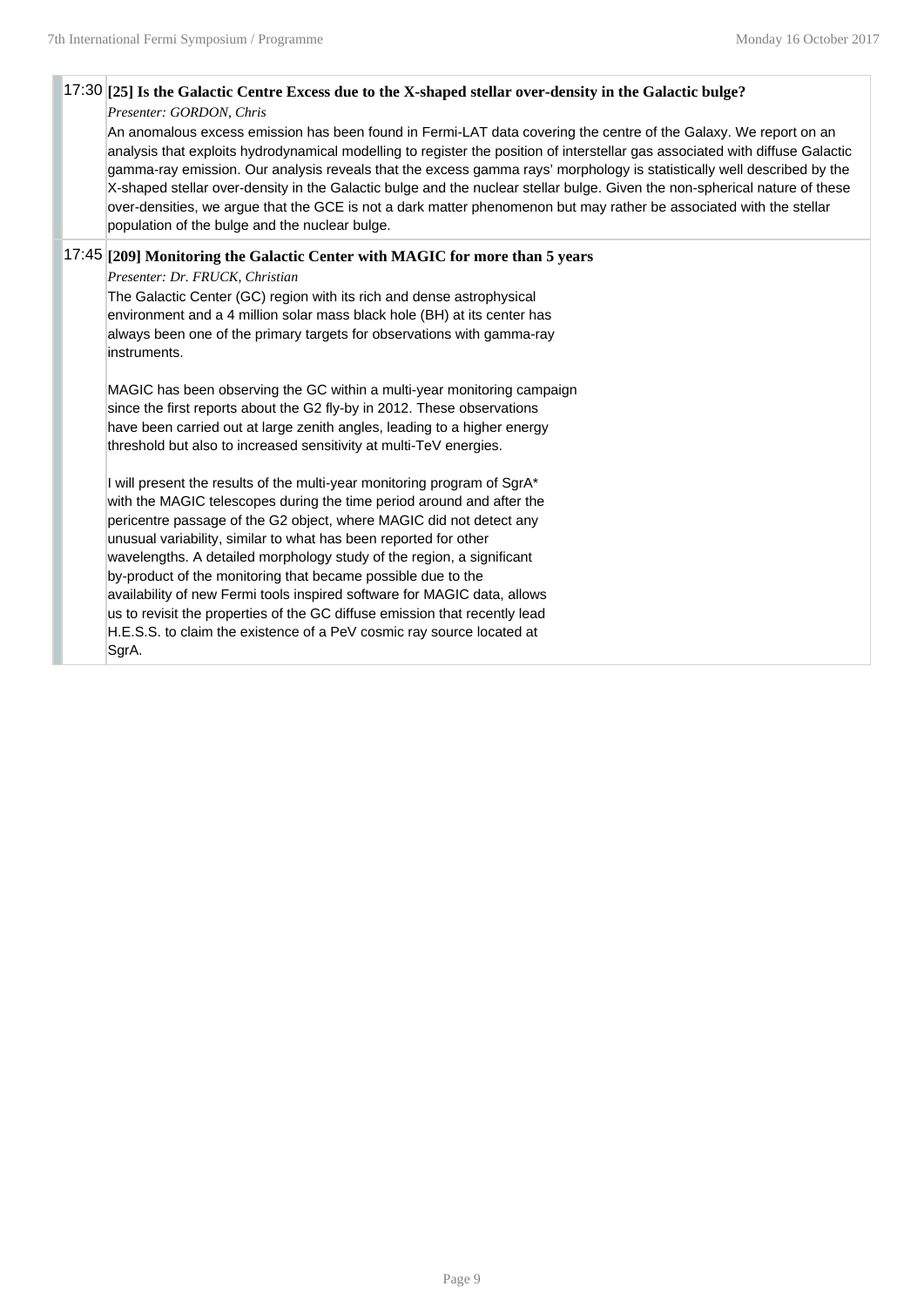17:30 **[25] Is the Galactic Centre Excess due to the X-shaped stellar over-density in the Galactic bulge?**

*Presenter: GORDON, Chris*

An anomalous excess emission has been found in Fermi-LAT data covering the centre of the Galaxy. We report on an analysis that exploits hydrodynamical modelling to register the position of interstellar gas associated with diffuse Galactic gamma-ray emission. Our analysis reveals that the excess gamma rays' morphology is statistically well described by the X-shaped stellar over-density in the Galactic bulge and the nuclear stellar bulge. Given the non-spherical nature of these over-densities, we argue that the GCE is not a dark matter phenomenon but may rather be associated with the stellar population of the bulge and the nuclear bulge.

17:45 **[209] Monitoring the Galactic Center with MAGIC for more than 5 years**

*Presenter: Dr. FRUCK, Christian*

The Galactic Center (GC) region with its rich and dense astrophysical environment and a 4 million solar mass black hole (BH) at its center has always been one of the primary targets for observations with gamma-ray instruments.

MAGIC has been observing the GC within a multi-year monitoring campaign since the first reports about the G2 fly-by in 2012. These observations have been carried out at large zenith angles, leading to a higher energy threshold but also to increased sensitivity at multi-TeV energies.

I will present the results of the multi-year monitoring program of SgrA* with the MAGIC telescopes during the time period around and after the pericentre passage of the G2 object, where MAGIC did not detect any unusual variability, similar to what has been reported for other wavelengths. A detailed morphology study of the region, a significant by-product of the monitoring that became possible due to the availability of new Fermi tools inspired software for MAGIC data, allows us to revisit the properties of the GC diffuse emission that recently lead H.E.S.S. to claim the existence of a PeV cosmic ray source located at SgrA.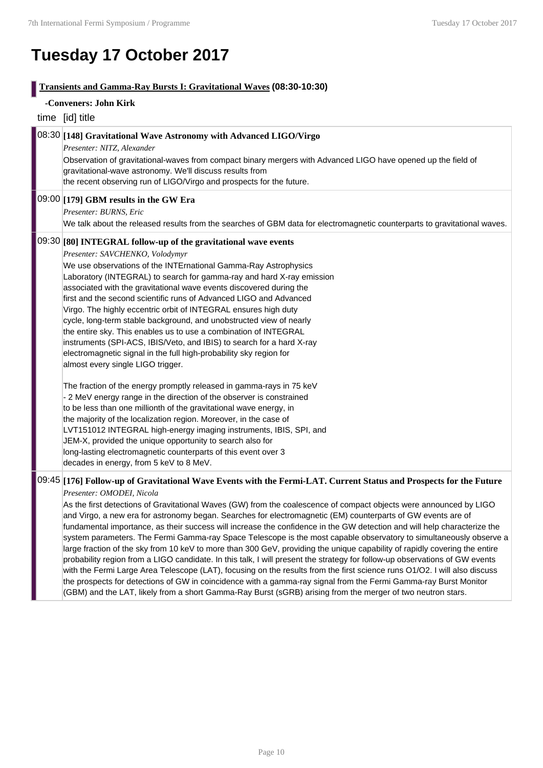# Tuesday 17 October 2017

## Transients and Gamma-Ray Bursts I: Gravitational Waves (08:30-10:30)

**-Conveners: John Kirk**

time [id] title

08:30 **[148] Gravitational Wave Astronomy with Advanced LIGO/Virgo**

*Presenter: NITZ, Alexander*

Observation of gravitational-waves from compact binary mergers with Advanced LIGO have opened up the field of gravitational-wave astronomy. We'll discuss results from the recent observing run of LIGO/Virgo and prospects for the future.

09:00 **[179] GBM results in the GW Era**

*Presenter: BURNS, Eric*

We talk about the released results from the searches of GBM data for electromagnetic counterparts to gravitational waves.

09:30 **[80] INTEGRAL follow-up of the gravitational wave events**

*Presenter: SAVCHENKO, Volodymyr*

We use observations of the INTErnational Gamma-Ray Astrophysics Laboratory (INTEGRAL) to search for gamma-ray and hard X-ray emission associated with the gravitational wave events discovered during the first and the second scientific runs of Advanced LIGO and Advanced Virgo. The highly eccentric orbit of INTEGRAL ensures high duty cycle, long-term stable background, and unobstructed view of nearly the entire sky. This enables us to use a combination of INTEGRAL instruments (SPI-ACS, IBIS/Veto, and IBIS) to search for a hard X-ray electromagnetic signal in the full high-probability sky region for almost every single LIGO trigger.

The fraction of the energy promptly released in gamma-rays in 75 keV - 2 MeV energy range in the direction of the observer is constrained to be less than one millionth of the gravitational wave energy, in the majority of the localization region. Moreover, in the case of LVT151012 INTEGRAL high-energy imaging instruments, IBIS, SPI, and JEM-X, provided the unique opportunity to search also for long-lasting electromagnetic counterparts of this event over 3 decades in energy, from 5 keV to 8 MeV.

09:45 **[176] Follow-up of Gravitational Wave Events with the Fermi-LAT. Current Status and Prospects for the Future**

*Presenter: OMODEI, Nicola*

As the first detections of Gravitational Waves (GW) from the coalescence of compact objects were announced by LIGO and Virgo, a new era for astronomy began. Searches for electromagnetic (EM) counterparts of GW events are of fundamental importance, as their success will increase the confidence in the GW detection and will help characterize the system parameters. The Fermi Gamma-ray Space Telescope is the most capable observatory to simultaneously observe a large fraction of the sky from 10 keV to more than 300 GeV, providing the unique capability of rapidly covering the entire probability region from a LIGO candidate. In this talk, I will present the strategy for follow-up observations of GW events with the Fermi Large Area Telescope (LAT), focusing on the results from the first science runs O1/O2. I will also discuss the prospects for detections of GW in coincidence with a gamma-ray signal from the Fermi Gamma-ray Burst Monitor (GBM) and the LAT, likely from a short Gamma-Ray Burst (sGRB) arising from the merger of two neutron stars.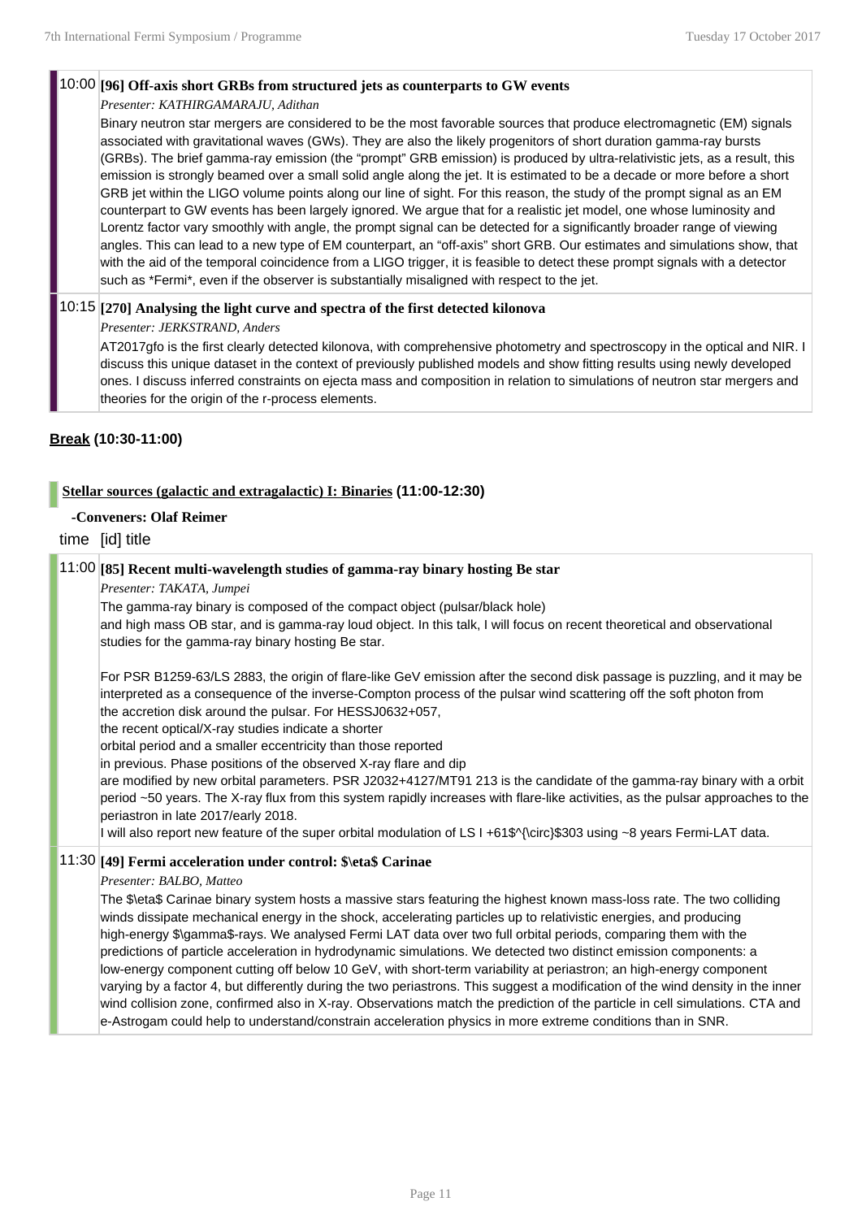**10:00** **[96] Off-axis short GRBs from structured jets as counterparts to GW events**

*Presenter: KATHIRGAMARAJU, Adithan*

Binary neutron star mergers are considered to be the most favorable sources that produce electromagnetic (EM) signals associated with gravitational waves (GWs). They are also the likely progenitors of short duration gamma-ray bursts (GRBs). The brief gamma-ray emission (the "prompt" GRB emission) is produced by ultra-relativistic jets, as a result, this emission is strongly beamed over a small solid angle along the jet. It is estimated to be a decade or more before a short GRB jet within the LIGO volume points along our line of sight. For this reason, the study of the prompt signal as an EM counterpart to GW events has been largely ignored. We argue that for a realistic jet model, one whose luminosity and Lorentz factor vary smoothly with angle, the prompt signal can be detected for a significantly broader range of viewing angles. This can lead to a new type of EM counterpart, an "off-axis" short GRB. Our estimates and simulations show, that with the aid of the temporal coincidence from a LIGO trigger, it is feasible to detect these prompt signals with a detector such as *Fermi*, even if the observer is substantially misaligned with respect to the jet.

**10:15** **[270] Analysing the light curve and spectra of the first detected kilonova**

*Presenter: JERKSTRAND, Anders*

AT2017gfo is the first clearly detected kilonova, with comprehensive photometry and spectroscopy in the optical and NIR. I discuss this unique dataset in the context of previously published models and show fitting results using newly developed ones. I discuss inferred constraints on ejecta mass and composition in relation to simulations of neutron star mergers and theories for the origin of the r-process elements.

**Break (10:30-11:00)**

## Stellar sources (galactic and extragalactic) I: Binaries (11:00-12:30)

**-Conveners: Olaf Reimer**

time [id] title

**11:00** **[85] Recent multi-wavelength studies of gamma-ray binary hosting Be star**

*Presenter: TAKATA, Jumpei*

The gamma-ray binary is composed of the compact object (pulsar/black hole)
and high mass OB star, and is gamma-ray loud object. In this talk, I will focus on recent theoretical and observational studies for the gamma-ray binary hosting Be star.

For PSR B1259-63/LS 2883, the origin of flare-like GeV emission after the second disk passage is puzzling, and it may be interpreted as a consequence of the inverse-Compton process of the pulsar wind scattering off the soft photon from the accretion disk around the pulsar. For HESSJ0632+057,
the recent optical/X-ray studies indicate a shorter
orbital period and a smaller eccentricity than those reported
in previous. Phase positions of the observed X-ray flare and dip
are modified by new orbital parameters. PSR J2032+4127/MT91 213 is the candidate of the gamma-ray binary with a orbit period ~50 years. The X-ray flux from this system rapidly increases with flare-like activities, as the pulsar approaches to the periastron in late 2017/early 2018.
I will also report new feature of the super orbital modulation of LS I +61$^{\circ}$303 using ~8 years Fermi-LAT data.

**11:30** **[49] Fermi acceleration under control: $\eta$ Carinae**

*Presenter: BALBO, Matteo*

The $\eta$ Carinae binary system hosts a massive stars featuring the highest known mass-loss rate. The two colliding winds dissipate mechanical energy in the shock, accelerating particles up to relativistic energies, and producing high-energy $\gamma$-rays. We analysed Fermi LAT data over two full orbital periods, comparing them with the predictions of particle acceleration in hydrodynamic simulations. We detected two distinct emission components: a low-energy component cutting off below 10 GeV, with short-term variability at periastron; an high-energy component varying by a factor 4, but differently during the two periastrons. This suggest a modification of the wind density in the inner wind collision zone, confirmed also in X-ray. Observations match the prediction of the particle in cell simulations. CTA and e-Astrogam could help to understand/constrain acceleration physics in more extreme conditions than in SNR.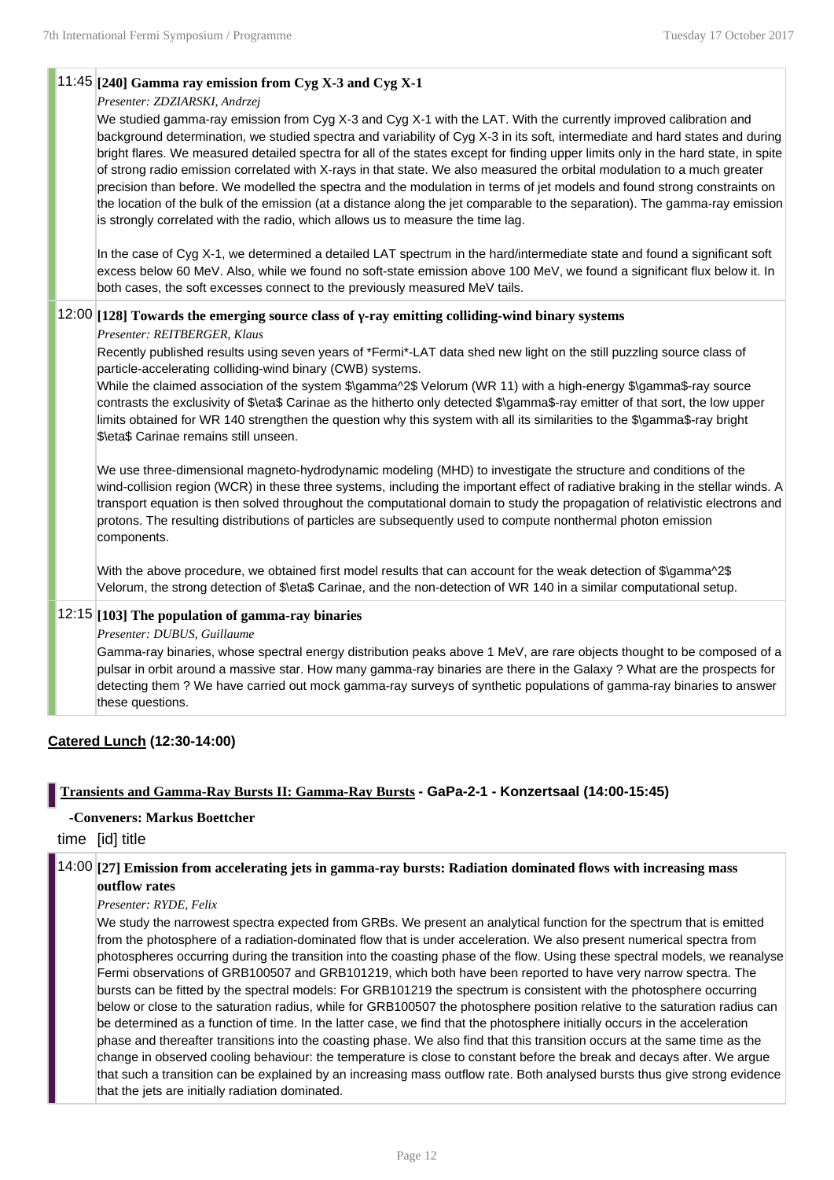11:45 **[240] Gamma ray emission from Cyg X-3 and Cyg X-1**

*Presenter: ZDZIARSKI, Andrzej*

We studied gamma-ray emission from Cyg X-3 and Cyg X-1 with the LAT. With the currently improved calibration and background determination, we studied spectra and variability of Cyg X-3 in its soft, intermediate and hard states and during bright flares. We measured detailed spectra for all of the states except for finding upper limits only in the hard state, in spite of strong radio emission correlated with X-rays in that state. We also measured the orbital modulation to a much greater precision than before. We modelled the spectra and the modulation in terms of jet models and found strong constraints on the location of the bulk of the emission (at a distance along the jet comparable to the separation). The gamma-ray emission is strongly correlated with the radio, which allows us to measure the time lag.

In the case of Cyg X-1, we determined a detailed LAT spectrum in the hard/intermediate state and found a significant soft excess below 60 MeV. Also, while we found no soft-state emission above 100 MeV, we found a significant flux below it. In both cases, the soft excesses connect to the previously measured MeV tails.

12:00 **[128] Towards the emerging source class of γ-ray emitting colliding-wind binary systems**

*Presenter: REITBERGER, Klaus*

Recently published results using seven years of *Fermi*-LAT data shed new light on the still puzzling source class of particle-accelerating colliding-wind binary (CWB) systems.
While the claimed association of the system $\gamma^2$ Velorum (WR 11) with a high-energy $\gamma$-ray source contrasts the exclusivity of $\eta$ Carinae as the hitherto only detected $\gamma$-ray emitter of that sort, the low upper limits obtained for WR 140 strengthen the question why this system with all its similarities to the $\gamma$-ray bright $\eta$ Carinae remains still unseen.

We use three-dimensional magneto-hydrodynamic modeling (MHD) to investigate the structure and conditions of the wind-collision region (WCR) in these three systems, including the important effect of radiative braking in the stellar winds. A transport equation is then solved throughout the computational domain to study the propagation of relativistic electrons and protons. The resulting distributions of particles are subsequently used to compute nonthermal photon emission components.

With the above procedure, we obtained first model results that can account for the weak detection of $\gamma^2$ Velorum, the strong detection of $\eta$ Carinae, and the non-detection of WR 140 in a similar computational setup.

12:15 **[103] The population of gamma-ray binaries**

*Presenter: DUBUS, Guillaume*

Gamma-ray binaries, whose spectral energy distribution peaks above 1 MeV, are rare objects thought to be composed of a pulsar in orbit around a massive star. How many gamma-ray binaries are there in the Galaxy ? What are the prospects for detecting them ? We have carried out mock gamma-ray surveys of synthetic populations of gamma-ray binaries to answer these questions.

**Catered Lunch (12:30-14:00)**

## Transients and Gamma-Ray Bursts II: Gamma-Ray Bursts - GaPa-2-1 - Konzertsaal (14:00-15:45)

**-Conveners: Markus Boettcher**

time [id] title

14:00 **[27] Emission from accelerating jets in gamma-ray bursts: Radiation dominated flows with increasing mass outflow rates**

*Presenter: RYDE, Felix*

We study the narrowest spectra expected from GRBs. We present an analytical function for the spectrum that is emitted from the photosphere of a radiation-dominated flow that is under acceleration. We also present numerical spectra from photospheres occurring during the transition into the coasting phase of the flow. Using these spectral models, we reanalyse Fermi observations of GRB100507 and GRB101219, which both have been reported to have very narrow spectra. The bursts can be fitted by the spectral models: For GRB101219 the spectrum is consistent with the photosphere occurring below or close to the saturation radius, while for GRB100507 the photosphere position relative to the saturation radius can be determined as a function of time. In the latter case, we find that the photosphere initially occurs in the acceleration phase and thereafter transitions into the coasting phase. We also find that this transition occurs at the same time as the change in observed cooling behaviour: the temperature is close to constant before the break and decays after. We argue that such a transition can be explained by an increasing mass outflow rate. Both analysed bursts thus give strong evidence that the jets are initially radiation dominated.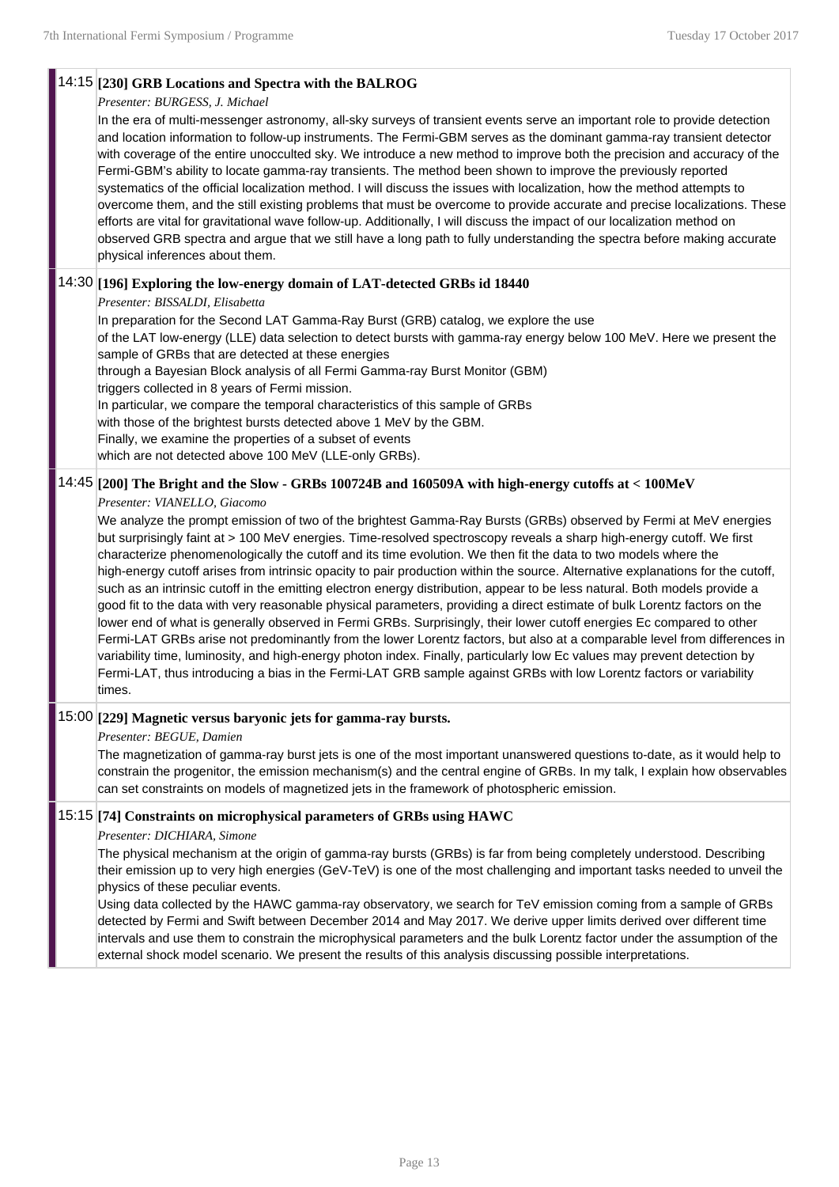**14:15 [230] GRB Locations and Spectra with the BALROG**

*Presenter: BURGESS, J. Michael*

In the era of multi-messenger astronomy, all-sky surveys of transient events serve an important role to provide detection and location information to follow-up instruments. The Fermi-GBM serves as the dominant gamma-ray transient detector with coverage of the entire unocculted sky. We introduce a new method to improve both the precision and accuracy of the Fermi-GBM's ability to locate gamma-ray transients. The method been shown to improve the previously reported systematics of the official localization method. I will discuss the issues with localization, how the method attempts to overcome them, and the still existing problems that must be overcome to provide accurate and precise localizations. These efforts are vital for gravitational wave follow-up. Additionally, I will discuss the impact of our localization method on observed GRB spectra and argue that we still have a long path to fully understanding the spectra before making accurate physical inferences about them.

**14:30 [196] Exploring the low-energy domain of LAT-detected GRBs id 18440**

*Presenter: BISSALDI, Elisabetta*

In preparation for the Second LAT Gamma-Ray Burst (GRB) catalog, we explore the use
of the LAT low-energy (LLE) data selection to detect bursts with gamma-ray energy below 100 MeV. Here we present the sample of GRBs that are detected at these energies
through a Bayesian Block analysis of all Fermi Gamma-ray Burst Monitor (GBM)
triggers collected in 8 years of Fermi mission.
In particular, we compare the temporal characteristics of this sample of GRBs
with those of the brightest bursts detected above 1 MeV by the GBM.
Finally, we examine the properties of a subset of events
which are not detected above 100 MeV (LLE-only GRBs).

**14:45 [200] The Bright and the Slow - GRBs 100724B and 160509A with high-energy cutoffs at < 100MeV**

*Presenter: VIANELLO, Giacomo*

We analyze the prompt emission of two of the brightest Gamma-Ray Bursts (GRBs) observed by Fermi at MeV energies but surprisingly faint at > 100 MeV energies. Time-resolved spectroscopy reveals a sharp high-energy cutoff. We first characterize phenomenologically the cutoff and its time evolution. We then fit the data to two models where the high-energy cutoff arises from intrinsic opacity to pair production within the source. Alternative explanations for the cutoff, such as an intrinsic cutoff in the emitting electron energy distribution, appear to be less natural. Both models provide a good fit to the data with very reasonable physical parameters, providing a direct estimate of bulk Lorentz factors on the lower end of what is generally observed in Fermi GRBs. Surprisingly, their lower cutoff energies Ec compared to other Fermi-LAT GRBs arise not predominantly from the lower Lorentz factors, but also at a comparable level from differences in variability time, luminosity, and high-energy photon index. Finally, particularly low Ec values may prevent detection by Fermi-LAT, thus introducing a bias in the Fermi-LAT GRB sample against GRBs with low Lorentz factors or variability times.

**15:00 [229] Magnetic versus baryonic jets for gamma-ray bursts.**

*Presenter: BEGUE, Damien*

The magnetization of gamma-ray burst jets is one of the most important unanswered questions to-date, as it would help to constrain the progenitor, the emission mechanism(s) and the central engine of GRBs. In my talk, I explain how observables can set constraints on models of magnetized jets in the framework of photospheric emission.

**15:15 [74] Constraints on microphysical parameters of GRBs using HAWC**

*Presenter: DICHIARA, Simone*

The physical mechanism at the origin of gamma-ray bursts (GRBs) is far from being completely understood. Describing their emission up to very high energies (GeV-TeV) is one of the most challenging and important tasks needed to unveil the physics of these peculiar events.
Using data collected by the HAWC gamma-ray observatory, we search for TeV emission coming from a sample of GRBs detected by Fermi and Swift between December 2014 and May 2017. We derive upper limits derived over different time intervals and use them to constrain the microphysical parameters and the bulk Lorentz factor under the assumption of the external shock model scenario. We present the results of this analysis discussing possible interpretations.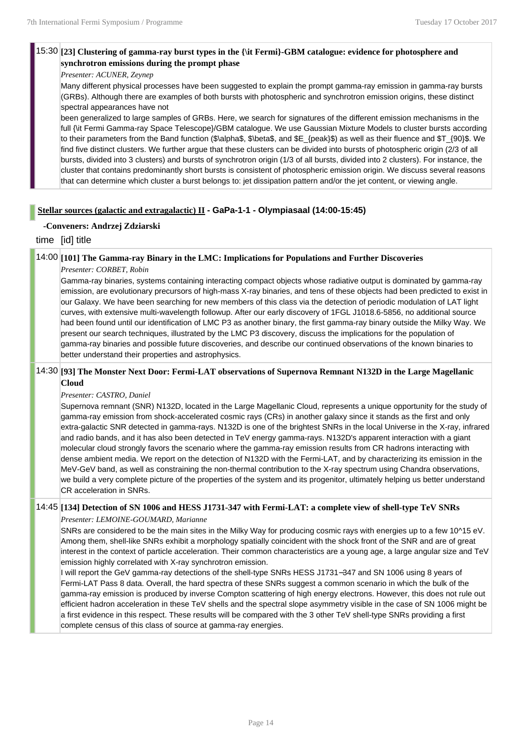15:30 **[23] Clustering of gamma-ray burst types in the {\it Fermi}-GBM catalogue: evidence for photosphere and synchrotron emissions during the prompt phase**

*Presenter: ACUNER, Zeynep*

Many different physical processes have been suggested to explain the prompt gamma-ray emission in gamma-ray bursts (GRBs). Although there are examples of both bursts with photospheric and synchrotron emission origins, these distinct spectral appearances have not

been generalized to large samples of GRBs. Here, we search for signatures of the different emission mechanisms in the full {\it Fermi Gamma-ray Space Telescope}/GBM catalogue. We use Gaussian Mixture Models to cluster bursts according to their parameters from the Band function ($\alpha$, $\beta$, and $E_{peak}$) as well as their fluence and $T_{90}$. We find five distinct clusters. We further argue that these clusters can be divided into bursts of photospheric origin (2/3 of all bursts, divided into 3 clusters) and bursts of synchrotron origin (1/3 of all bursts, divided into 2 clusters). For instance, the cluster that contains predominantly short bursts is consistent of photospheric emission origin. We discuss several reasons that can determine which cluster a burst belongs to: jet dissipation pattern and/or the jet content, or viewing angle.

## Stellar sources (galactic and extragalactic) II - GaPa-1-1 - Olympiasaal (14:00-15:45)

**-Conveners: Andrzej Zdziarski**

time [id] title

14:00 **[101] The Gamma-ray Binary in the LMC: Implications for Populations and Further Discoveries**

*Presenter: CORBET, Robin*

Gamma-ray binaries, systems containing interacting compact objects whose radiative output is dominated by gamma-ray emission, are evolutionary precursors of high-mass X-ray binaries, and tens of these objects had been predicted to exist in our Galaxy. We have been searching for new members of this class via the detection of periodic modulation of LAT light curves, with extensive multi-wavelength followup. After our early discovery of 1FGL J1018.6-5856, no additional source had been found until our identification of LMC P3 as another binary, the first gamma-ray binary outside the Milky Way. We present our search techniques, illustrated by the LMC P3 discovery, discuss the implications for the population of gamma-ray binaries and possible future discoveries, and describe our continued observations of the known binaries to better understand their properties and astrophysics.

14:30 **[93] The Monster Next Door: Fermi-LAT observations of Supernova Remnant N132D in the Large Magellanic Cloud**

*Presenter: CASTRO, Daniel*

Supernova remnant (SNR) N132D, located in the Large Magellanic Cloud, represents a unique opportunity for the study of gamma-ray emission from shock-accelerated cosmic rays (CRs) in another galaxy since it stands as the first and only extra-galactic SNR detected in gamma-rays. N132D is one of the brightest SNRs in the local Universe in the X-ray, infrared and radio bands, and it has also been detected in TeV energy gamma-rays. N132D's apparent interaction with a giant molecular cloud strongly favors the scenario where the gamma-ray emission results from CR hadrons interacting with dense ambient media. We report on the detection of N132D with the Fermi-LAT, and by characterizing its emission in the MeV-GeV band, as well as constraining the non-thermal contribution to the X-ray spectrum using Chandra observations, we build a very complete picture of the properties of the system and its progenitor, ultimately helping us better understand CR acceleration in SNRs.

14:45 **[134] Detection of SN 1006 and HESS J1731-347 with Fermi-LAT: a complete view of shell-type TeV SNRs**

*Presenter: LEMOINE-GOUMARD, Marianne*

SNRs are considered to be the main sites in the Milky Way for producing cosmic rays with energies up to a few 10^15 eV. Among them, shell-like SNRs exhibit a morphology spatially coincident with the shock front of the SNR and are of great interest in the context of particle acceleration. Their common characteristics are a young age, a large angular size and TeV emission highly correlated with X-ray synchrotron emission.

I will report the GeV gamma-ray detections of the shell-type SNRs HESS J1731−347 and SN 1006 using 8 years of Fermi-LAT Pass 8 data. Overall, the hard spectra of these SNRs suggest a common scenario in which the bulk of the gamma-ray emission is produced by inverse Compton scattering of high energy electrons. However, this does not rule out efficient hadron acceleration in these TeV shells and the spectral slope asymmetry visible in the case of SN 1006 might be a first evidence in this respect. These results will be compared with the 3 other TeV shell-type SNRs providing a first complete census of this class of source at gamma-ray energies.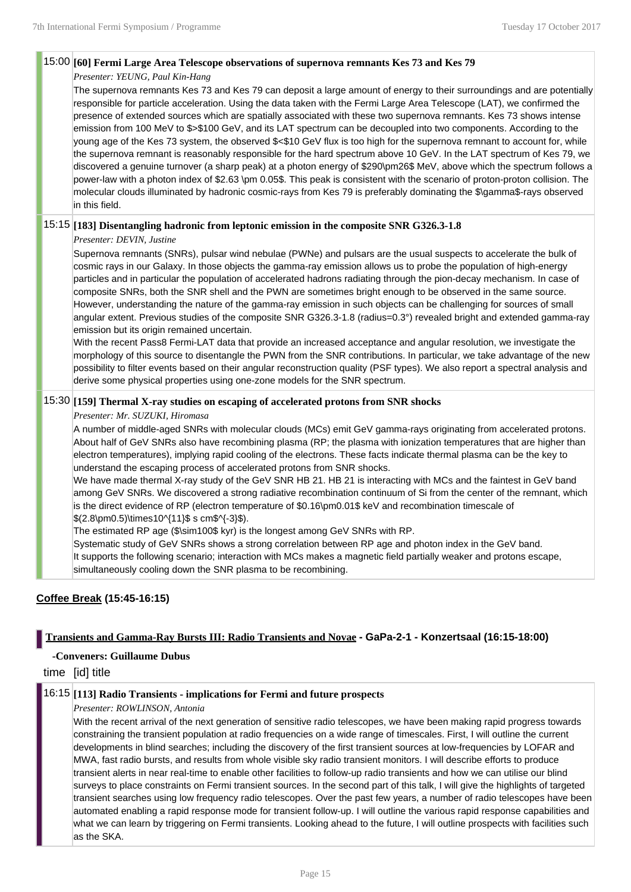**15:00** **[60] Fermi Large Area Telescope observations of supernova remnants Kes 73 and Kes 79**

*Presenter: YEUNG, Paul Kin-Hang*

The supernova remnants Kes 73 and Kes 79 can deposit a large amount of energy to their surroundings and are potentially responsible for particle acceleration. Using the data taken with the Fermi Large Area Telescope (LAT), we confirmed the presence of extended sources which are spatially associated with these two supernova remnants. Kes 73 shows intense emission from 100 MeV to $>$100 GeV, and its LAT spectrum can be decoupled into two components. According to the young age of the Kes 73 system, the observed $<$10 GeV flux is too high for the supernova remnant to account for, while the supernova remnant is reasonably responsible for the hard spectrum above 10 GeV. In the LAT spectrum of Kes 79, we discovered a genuine turnover (a sharp peak) at a photon energy of $290\pm26$ MeV, above which the spectrum follows a power-law with a photon index of $2.63 \pm 0.05$. This peak is consistent with the scenario of proton-proton collision. The molecular clouds illuminated by hadronic cosmic-rays from Kes 79 is preferably dominating the $\gamma$-rays observed in this field.

**15:15** **[183] Disentangling hadronic from leptonic emission in the composite SNR G326.3-1.8**

*Presenter: DEVIN, Justine*

Supernova remnants (SNRs), pulsar wind nebulae (PWNe) and pulsars are the usual suspects to accelerate the bulk of cosmic rays in our Galaxy. In those objects the gamma-ray emission allows us to probe the population of high-energy particles and in particular the population of accelerated hadrons radiating through the pion-decay mechanism. In case of composite SNRs, both the SNR shell and the PWN are sometimes bright enough to be observed in the same source. However, understanding the nature of the gamma-ray emission in such objects can be challenging for sources of small angular extent. Previous studies of the composite SNR G326.3-1.8 (radius=0.3°) revealed bright and extended gamma-ray emission but its origin remained uncertain.
With the recent Pass8 Fermi-LAT data that provide an increased acceptance and angular resolution, we investigate the morphology of this source to disentangle the PWN from the SNR contributions. In particular, we take advantage of the new possibility to filter events based on their angular reconstruction quality (PSF types). We also report a spectral analysis and derive some physical properties using one-zone models for the SNR spectrum.

**15:30** **[159] Thermal X-ray studies on escaping of accelerated protons from SNR shocks**

*Presenter: Mr. SUZUKI, Hiromasa*

A number of middle-aged SNRs with molecular clouds (MCs) emit GeV gamma-rays originating from accelerated protons. About half of GeV SNRs also have recombining plasma (RP; the plasma with ionization temperatures that are higher than electron temperatures), implying rapid cooling of the electrons. These facts indicate thermal plasma can be the key to understand the escaping process of accelerated protons from SNR shocks.
We have made thermal X-ray study of the GeV SNR HB 21. HB 21 is interacting with MCs and the faintest in GeV band among GeV SNRs. We discovered a strong radiative recombination continuum of Si from the center of the remnant, which is the direct evidence of RP (electron temperature of $0.16\pm0.01$ keV and recombination timescale of $(2.8\pm0.5)\times10^{11}$ s cm$^{-3}$).
The estimated RP age ($\sim100$ kyr) is the longest among GeV SNRs with RP.
Systematic study of GeV SNRs shows a strong correlation between RP age and photon index in the GeV band.
It supports the following scenario; interaction with MCs makes a magnetic field partially weaker and protons escape, simultaneously cooling down the SNR plasma to be recombining.

**Coffee Break (15:45-16:15)**

## Transients and Gamma-Ray Bursts III: Radio Transients and Novae - GaPa-2-1 - Konzertsaal (16:15-18:00)

**-Conveners: Guillaume Dubus**

time [id] title

**16:15** **[113] Radio Transients - implications for Fermi and future prospects**

*Presenter: ROWLINSON, Antonia*

With the recent arrival of the next generation of sensitive radio telescopes, we have been making rapid progress towards constraining the transient population at radio frequencies on a wide range of timescales. First, I will outline the current developments in blind searches; including the discovery of the first transient sources at low-frequencies by LOFAR and MWA, fast radio bursts, and results from whole visible sky radio transient monitors. I will describe efforts to produce transient alerts in near real-time to enable other facilities to follow-up radio transients and how we can utilise our blind surveys to place constraints on Fermi transient sources. In the second part of this talk, I will give the highlights of targeted transient searches using low frequency radio telescopes. Over the past few years, a number of radio telescopes have been automated enabling a rapid response mode for transient follow-up. I will outline the various rapid response capabilities and what we can learn by triggering on Fermi transients. Looking ahead to the future, I will outline prospects with facilities such as the SKA.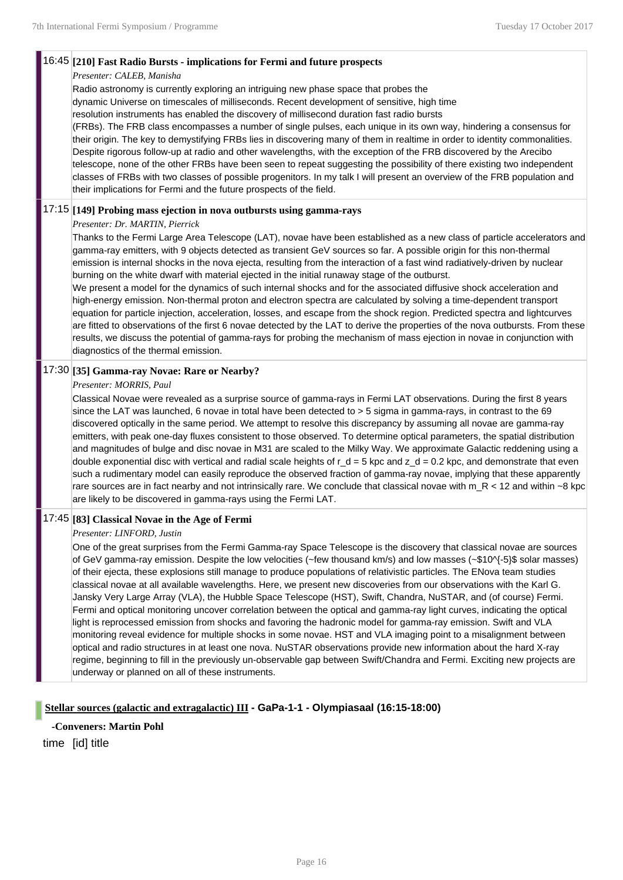16:45 **[210] Fast Radio Bursts - implications for Fermi and future prospects**

*Presenter: CALEB, Manisha*

Radio astronomy is currently exploring an intriguing new phase space that probes the dynamic Universe on timescales of milliseconds. Recent development of sensitive, high time resolution instruments has enabled the discovery of millisecond duration fast radio bursts (FRBs). The FRB class encompasses a number of single pulses, each unique in its own way, hindering a consensus for their origin. The key to demystifying FRBs lies in discovering many of them in realtime in order to identity commonalities. Despite rigorous follow-up at radio and other wavelengths, with the exception of the FRB discovered by the Arecibo telescope, none of the other FRBs have been seen to repeat suggesting the possibility of there existing two independent classes of FRBs with two classes of possible progenitors. In my talk I will present an overview of the FRB population and their implications for Fermi and the future prospects of the field.

17:15 **[149] Probing mass ejection in nova outbursts using gamma-rays**

*Presenter: Dr. MARTIN, Pierrick*

Thanks to the Fermi Large Area Telescope (LAT), novae have been established as a new class of particle accelerators and gamma-ray emitters, with 9 objects detected as transient GeV sources so far. A possible origin for this non-thermal emission is internal shocks in the nova ejecta, resulting from the interaction of a fast wind radiatively-driven by nuclear burning on the white dwarf with material ejected in the initial runaway stage of the outburst.

We present a model for the dynamics of such internal shocks and for the associated diffusive shock acceleration and high-energy emission. Non-thermal proton and electron spectra are calculated by solving a time-dependent transport equation for particle injection, acceleration, losses, and escape from the shock region. Predicted spectra and lightcurves are fitted to observations of the first 6 novae detected by the LAT to derive the properties of the nova outbursts. From these results, we discuss the potential of gamma-rays for probing the mechanism of mass ejection in novae in conjunction with diagnostics of the thermal emission.

17:30 **[35] Gamma-ray Novae: Rare or Nearby?**

*Presenter: MORRIS, Paul*

Classical Novae were revealed as a surprise source of gamma-rays in Fermi LAT observations. During the first 8 years since the LAT was launched, 6 novae in total have been detected to > 5 sigma in gamma-rays, in contrast to the 69 discovered optically in the same period. We attempt to resolve this discrepancy by assuming all novae are gamma-ray emitters, with peak one-day fluxes consistent to those observed. To determine optical parameters, the spatial distribution and magnitudes of bulge and disc novae in M31 are scaled to the Milky Way. We approximate Galactic reddening using a double exponential disc with vertical and radial scale heights of $r_d = 5$ kpc and $z_d = 0.2$ kpc, and demonstrate that even such a rudimentary model can easily reproduce the observed fraction of gamma-ray novae, implying that these apparently rare sources are in fact nearby and not intrinsically rare. We conclude that classical novae with $m_R < 12$ and within ~8 kpc are likely to be discovered in gamma-rays using the Fermi LAT.

17:45 **[83] Classical Novae in the Age of Fermi**

*Presenter: LINFORD, Justin*

One of the great surprises from the Fermi Gamma-ray Space Telescope is the discovery that classical novae are sources of GeV gamma-ray emission. Despite the low velocities (~few thousand km/s) and low masses (~$10^{-5}$ solar masses) of their ejecta, these explosions still manage to produce populations of relativistic particles. The ENova team studies classical novae at all available wavelengths. Here, we present new discoveries from our observations with the Karl G. Jansky Very Large Array (VLA), the Hubble Space Telescope (HST), Swift, Chandra, NuSTAR, and (of course) Fermi. Fermi and optical monitoring uncover correlation between the optical and gamma-ray light curves, indicating the optical light is reprocessed emission from shocks and favoring the hadronic model for gamma-ray emission. Swift and VLA monitoring reveal evidence for multiple shocks in some novae. HST and VLA imaging point to a misalignment between optical and radio structures in at least one nova. NuSTAR observations provide new information about the hard X-ray regime, beginning to fill in the previously un-observable gap between Swift/Chandra and Fermi. Exciting new projects are underway or planned on all of these instruments.

**Stellar sources (galactic and extragalactic) III - GaPa-1-1 - Olympiasaal (16:15-18:00)**

**-Conveners: Martin Pohl**

time [id] title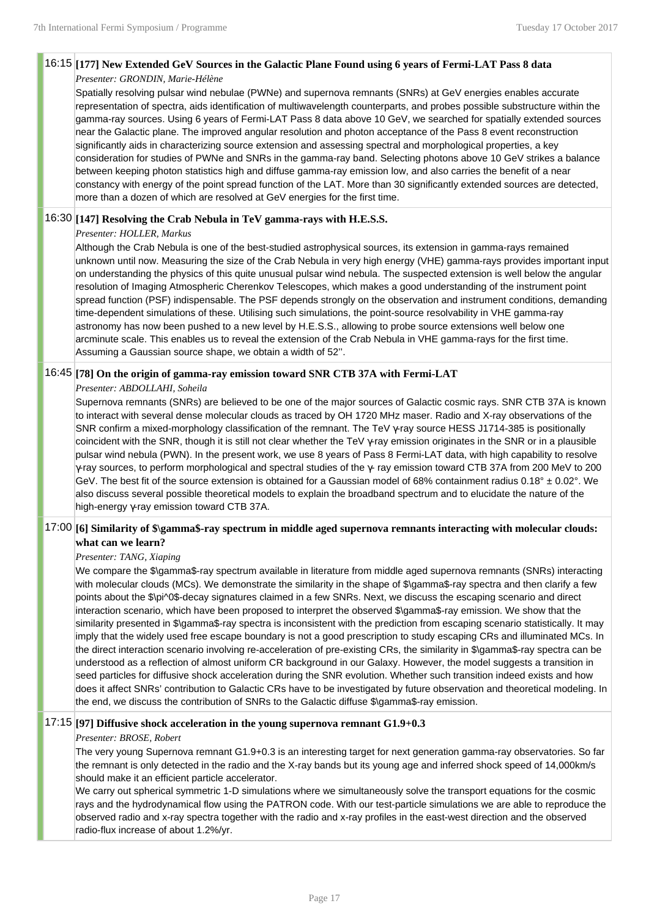### 16:15 [177] New Extended GeV Sources in the Galactic Plane Found using 6 years of Fermi-LAT Pass 8 data

*Presenter: GRONDIN, Marie-Hélène*

Spatially resolving pulsar wind nebulae (PWNe) and supernova remnants (SNRs) at GeV energies enables accurate representation of spectra, aids identification of multiwavelength counterparts, and probes possible substructure within the gamma-ray sources. Using 6 years of Fermi-LAT Pass 8 data above 10 GeV, we searched for spatially extended sources near the Galactic plane. The improved angular resolution and photon acceptance of the Pass 8 event reconstruction significantly aids in characterizing source extension and assessing spectral and morphological properties, a key consideration for studies of PWNe and SNRs in the gamma-ray band. Selecting photons above 10 GeV strikes a balance between keeping photon statistics high and diffuse gamma-ray emission low, and also carries the benefit of a near constancy with energy of the point spread function of the LAT. More than 30 significantly extended sources are detected, more than a dozen of which are resolved at GeV energies for the first time.

### 16:30 [147] Resolving the Crab Nebula in TeV gamma-rays with H.E.S.S.

*Presenter: HOLLER, Markus*

Although the Crab Nebula is one of the best-studied astrophysical sources, its extension in gamma-rays remained unknown until now. Measuring the size of the Crab Nebula in very high energy (VHE) gamma-rays provides important input on understanding the physics of this quite unusual pulsar wind nebula. The suspected extension is well below the angular resolution of Imaging Atmospheric Cherenkov Telescopes, which makes a good understanding of the instrument point spread function (PSF) indispensable. The PSF depends strongly on the observation and instrument conditions, demanding time-dependent simulations of these. Utilising such simulations, the point-source resolvability in VHE gamma-ray astronomy has now been pushed to a new level by H.E.S.S., allowing to probe source extensions well below one arcminute scale. This enables us to reveal the extension of the Crab Nebula in VHE gamma-rays for the first time. Assuming a Gaussian source shape, we obtain a width of 52''.

### 16:45 [78] On the origin of gamma-ray emission toward SNR CTB 37A with Fermi-LAT

*Presenter: ABDOLLAHI, Soheila*

Supernova remnants (SNRs) are believed to be one of the major sources of Galactic cosmic rays. SNR CTB 37A is known to interact with several dense molecular clouds as traced by OH 1720 MHz maser. Radio and X-ray observations of the SNR confirm a mixed-morphology classification of the remnant. The TeV γ-ray source HESS J1714-385 is positionally coincident with the SNR, though it is still not clear whether the TeV γ-ray emission originates in the SNR or in a plausible pulsar wind nebula (PWN). In the present work, we use 8 years of Pass 8 Fermi-LAT data, with high capability to resolve γ-ray sources, to perform morphological and spectral studies of the γ- ray emission toward CTB 37A from 200 MeV to 200 GeV. The best fit of the source extension is obtained for a Gaussian model of 68% containment radius $0.18° \pm 0.02°$. We also discuss several possible theoretical models to explain the broadband spectrum and to elucidate the nature of the high-energy γ-ray emission toward CTB 37A.

### 17:00 [6] Similarity of $\gamma$-ray spectrum in middle aged supernova remnants interacting with molecular clouds: what can we learn?

*Presenter: TANG, Xiaping*

We compare the $\gamma$-ray spectrum available in literature from middle aged supernova remnants (SNRs) interacting with molecular clouds (MCs). We demonstrate the similarity in the shape of $\gamma$-ray spectra and then clarify a few points about the $\pi^0$-decay signatures claimed in a few SNRs. Next, we discuss the escaping scenario and direct interaction scenario, which have been proposed to interpret the observed $\gamma$-ray emission. We show that the similarity presented in $\gamma$-ray spectra is inconsistent with the prediction from escaping scenario statistically. It may imply that the widely used free escape boundary is not a good prescription to study escaping CRs and illuminated MCs. In the direct interaction scenario involving re-acceleration of pre-existing CRs, the similarity in $\gamma$-ray spectra can be understood as a reflection of almost uniform CR background in our Galaxy. However, the model suggests a transition in seed particles for diffusive shock acceleration during the SNR evolution. Whether such transition indeed exists and how does it affect SNRs' contribution to Galactic CRs have to be investigated by future observation and theoretical modeling. In the end, we discuss the contribution of SNRs to the Galactic diffuse $\gamma$-ray emission.

### 17:15 [97] Diffusive shock acceleration in the young supernova remnant G1.9+0.3

*Presenter: BROSE, Robert*

The very young Supernova remnant G1.9+0.3 is an interesting target for next generation gamma-ray observatories. So far the remnant is only detected in the radio and the X-ray bands but its young age and inferred shock speed of 14,000km/s should make it an efficient particle accelerator.

We carry out spherical symmetric 1-D simulations where we simultaneously solve the transport equations for the cosmic rays and the hydrodynamical flow using the PATRON code. With our test-particle simulations we are able to reproduce the observed radio and x-ray spectra together with the radio and x-ray profiles in the east-west direction and the observed radio-flux increase of about 1.2%/yr.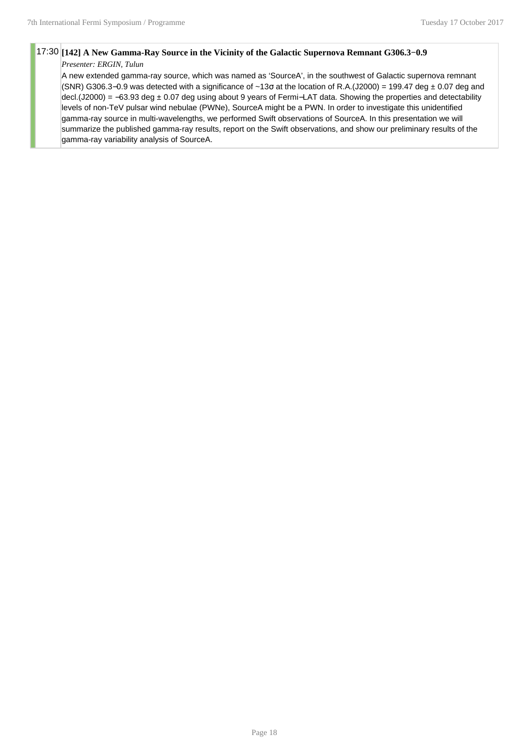17:30 **[142] A New Gamma-Ray Source in the Vicinity of the Galactic Supernova Remnant G306.3−0.9**

*Presenter: ERGIN, Tulun*

A new extended gamma-ray source, which was named as 'SourceA', in the southwest of Galactic supernova remnant (SNR) G306.3−0.9 was detected with a significance of ~13σ at the location of R.A.(J2000) = 199.47 deg ± 0.07 deg and decl.(J2000) = −63.93 deg ± 0.07 deg using about 9 years of Fermi−LAT data. Showing the properties and detectability levels of non-TeV pulsar wind nebulae (PWNe), SourceA might be a PWN. In order to investigate this unidentified gamma-ray source in multi-wavelengths, we performed Swift observations of SourceA. In this presentation we will summarize the published gamma-ray results, report on the Swift observations, and show our preliminary results of the gamma-ray variability analysis of SourceA.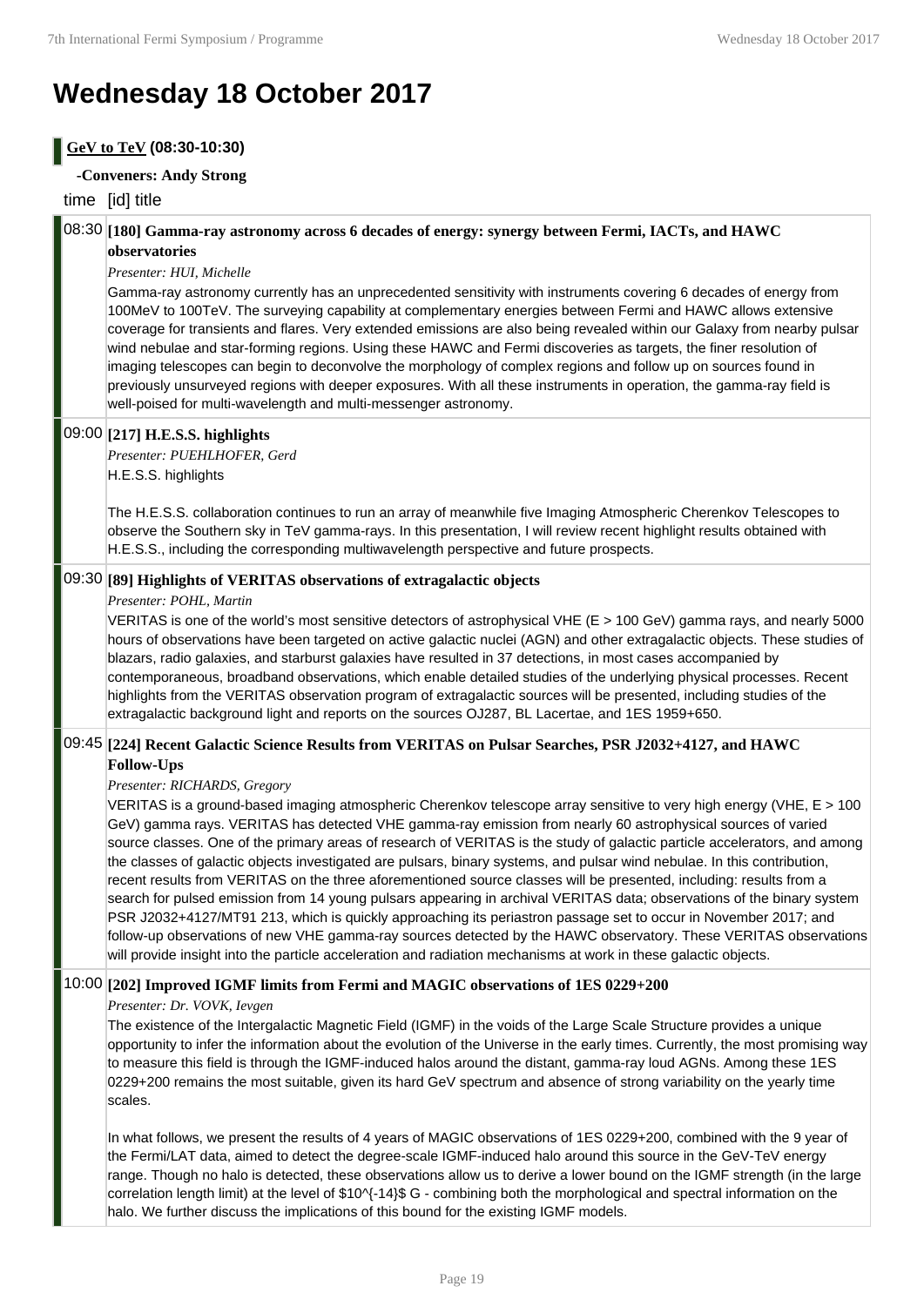# Wednesday 18 October 2017

## GeV to TeV (08:30-10:30)

**-Conveners: Andy Strong**

time [id] title

### 08:30 [180] Gamma-ray astronomy across 6 decades of energy: synergy between Fermi, IACTs, and HAWC observatories

*Presenter: HUI, Michelle*

Gamma-ray astronomy currently has an unprecedented sensitivity with instruments covering 6 decades of energy from 100MeV to 100TeV. The surveying capability at complementary energies between Fermi and HAWC allows extensive coverage for transients and flares. Very extended emissions are also being revealed within our Galaxy from nearby pulsar wind nebulae and star-forming regions. Using these HAWC and Fermi discoveries as targets, the finer resolution of imaging telescopes can begin to deconvolve the morphology of complex regions and follow up on sources found in previously unsurveyed regions with deeper exposures. With all these instruments in operation, the gamma-ray field is well-poised for multi-wavelength and multi-messenger astronomy.

### 09:00 [217] H.E.S.S. highlights

*Presenter: PUEHLHOFER, Gerd*

H.E.S.S. highlights

The H.E.S.S. collaboration continues to run an array of meanwhile five Imaging Atmospheric Cherenkov Telescopes to observe the Southern sky in TeV gamma-rays. In this presentation, I will review recent highlight results obtained with H.E.S.S., including the corresponding multiwavelength perspective and future prospects.

### 09:30 [89] Highlights of VERITAS observations of extragalactic objects

*Presenter: POHL, Martin*

VERITAS is one of the world's most sensitive detectors of astrophysical VHE (E > 100 GeV) gamma rays, and nearly 5000 hours of observations have been targeted on active galactic nuclei (AGN) and other extragalactic objects. These studies of blazars, radio galaxies, and starburst galaxies have resulted in 37 detections, in most cases accompanied by contemporaneous, broadband observations, which enable detailed studies of the underlying physical processes. Recent highlights from the VERITAS observation program of extragalactic sources will be presented, including studies of the extragalactic background light and reports on the sources OJ287, BL Lacertae, and 1ES 1959+650.

### 09:45 [224] Recent Galactic Science Results from VERITAS on Pulsar Searches, PSR J2032+4127, and HAWC Follow-Ups

*Presenter: RICHARDS, Gregory*

VERITAS is a ground-based imaging atmospheric Cherenkov telescope array sensitive to very high energy (VHE, E > 100 GeV) gamma rays. VERITAS has detected VHE gamma-ray emission from nearly 60 astrophysical sources of varied source classes. One of the primary areas of research of VERITAS is the study of galactic particle accelerators, and among the classes of galactic objects investigated are pulsars, binary systems, and pulsar wind nebulae. In this contribution, recent results from VERITAS on the three aforementioned source classes will be presented, including: results from a search for pulsed emission from 14 young pulsars appearing in archival VERITAS data; observations of the binary system PSR J2032+4127/MT91 213, which is quickly approaching its periastron passage set to occur in November 2017; and follow-up observations of new VHE gamma-ray sources detected by the HAWC observatory. These VERITAS observations will provide insight into the particle acceleration and radiation mechanisms at work in these galactic objects.

### 10:00 [202] Improved IGMF limits from Fermi and MAGIC observations of 1ES 0229+200

*Presenter: Dr. VOVK, Ievgen*

The existence of the Intergalactic Magnetic Field (IGMF) in the voids of the Large Scale Structure provides a unique opportunity to infer the information about the evolution of the Universe in the early times. Currently, the most promising way to measure this field is through the IGMF-induced halos around the distant, gamma-ray loud AGNs. Among these 1ES 0229+200 remains the most suitable, given its hard GeV spectrum and absence of strong variability on the yearly time scales.

In what follows, we present the results of 4 years of MAGIC observations of 1ES 0229+200, combined with the 9 year of the Fermi/LAT data, aimed to detect the degree-scale IGMF-induced halo around this source in the GeV-TeV energy range. Though no halo is detected, these observations allow us to derive a lower bound on the IGMF strength (in the large correlation length limit) at the level of $10^{-14}$ G - combining both the morphological and spectral information on the halo. We further discuss the implications of this bound for the existing IGMF models.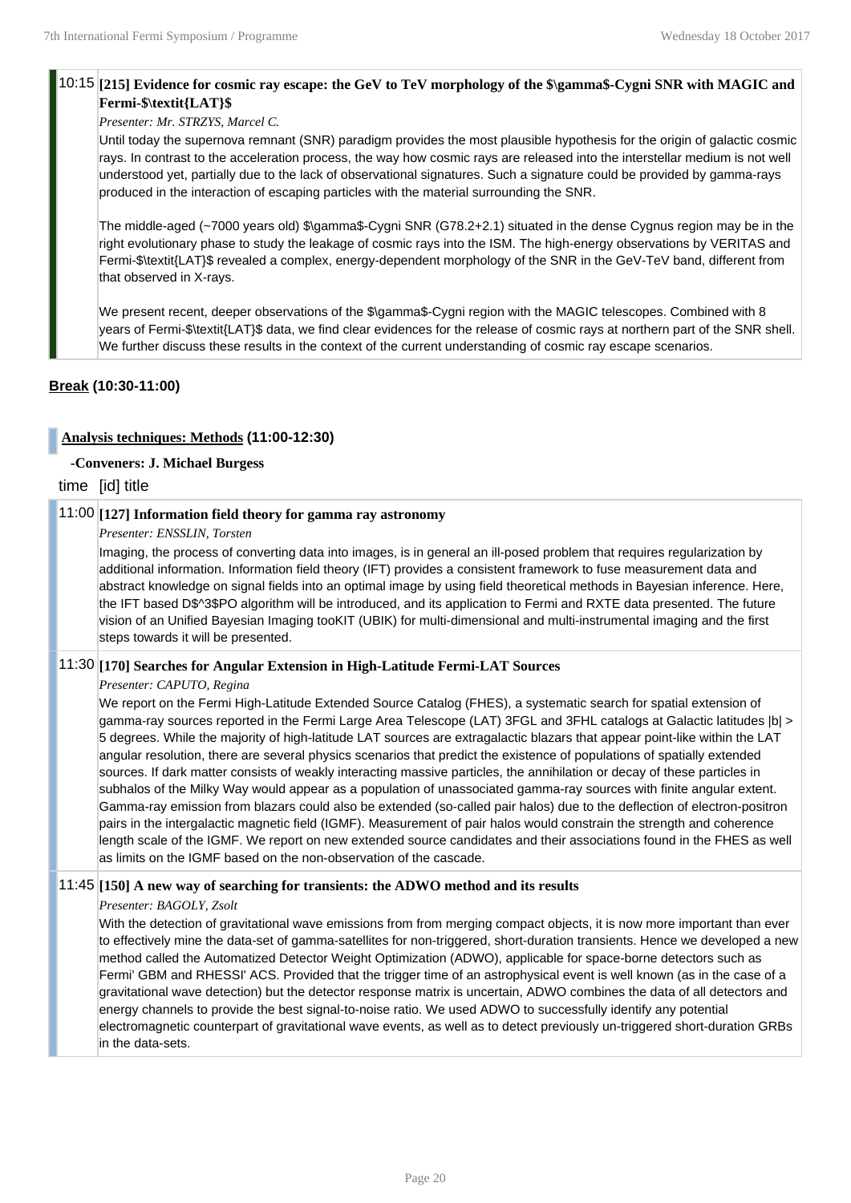10:15 **[215] Evidence for cosmic ray escape: the GeV to TeV morphology of the $\gamma$-Cygni SNR with MAGIC and Fermi-$\textit{LAT}$**

*Presenter: Mr. STRZYS, Marcel C.*

Until today the supernova remnant (SNR) paradigm provides the most plausible hypothesis for the origin of galactic cosmic rays. In contrast to the acceleration process, the way how cosmic rays are released into the interstellar medium is not well understood yet, partially due to the lack of observational signatures. Such a signature could be provided by gamma-rays produced in the interaction of escaping particles with the material surrounding the SNR.

The middle-aged (~7000 years old) $\gamma$-Cygni SNR (G78.2+2.1) situated in the dense Cygnus region may be in the right evolutionary phase to study the leakage of cosmic rays into the ISM. The high-energy observations by VERITAS and Fermi-$\textit{LAT}$ revealed a complex, energy-dependent morphology of the SNR in the GeV-TeV band, different from that observed in X-rays.

We present recent, deeper observations of the $\gamma$-Cygni region with the MAGIC telescopes. Combined with 8 years of Fermi-$\textit{LAT}$ data, we find clear evidences for the release of cosmic rays at northern part of the SNR shell. We further discuss these results in the context of the current understanding of cosmic ray escape scenarios.

**Break (10:30-11:00)**

## Analysis techniques: Methods (11:00-12:30)

**-Conveners: J. Michael Burgess**

time [id] title

11:00 **[127] Information field theory for gamma ray astronomy**

*Presenter: ENSSLIN, Torsten*

Imaging, the process of converting data into images, is in general an ill-posed problem that requires regularization by additional information. Information field theory (IFT) provides a consistent framework to fuse measurement data and abstract knowledge on signal fields into an optimal image by using field theoretical methods in Bayesian inference. Here, the IFT based D$^3$PO algorithm will be introduced, and its application to Fermi and RXTE data presented. The future vision of an Unified Bayesian Imaging tooKIT (UBIK) for multi-dimensional and multi-instrumental imaging and the first steps towards it will be presented.

11:30 **[170] Searches for Angular Extension in High-Latitude Fermi-LAT Sources**

*Presenter: CAPUTO, Regina*

We report on the Fermi High-Latitude Extended Source Catalog (FHES), a systematic search for spatial extension of gamma-ray sources reported in the Fermi Large Area Telescope (LAT) 3FGL and 3FHL catalogs at Galactic latitudes |b| > 5 degrees. While the majority of high-latitude LAT sources are extragalactic blazars that appear point-like within the LAT angular resolution, there are several physics scenarios that predict the existence of populations of spatially extended sources. If dark matter consists of weakly interacting massive particles, the annihilation or decay of these particles in subhalos of the Milky Way would appear as a population of unassociated gamma-ray sources with finite angular extent. Gamma-ray emission from blazars could also be extended (so-called pair halos) due to the deflection of electron-positron pairs in the intergalactic magnetic field (IGMF). Measurement of pair halos would constrain the strength and coherence length scale of the IGMF. We report on new extended source candidates and their associations found in the FHES as well as limits on the IGMF based on the non-observation of the cascade.

11:45 **[150] A new way of searching for transients: the ADWO method and its results**

*Presenter: BAGOLY, Zsolt*

With the detection of gravitational wave emissions from from merging compact objects, it is now more important than ever to effectively mine the data-set of gamma-satellites for non-triggered, short-duration transients. Hence we developed a new method called the Automatized Detector Weight Optimization (ADWO), applicable for space-borne detectors such as Fermi' GBM and RHESSI' ACS. Provided that the trigger time of an astrophysical event is well known (as in the case of a gravitational wave detection) but the detector response matrix is uncertain, ADWO combines the data of all detectors and energy channels to provide the best signal-to-noise ratio. We used ADWO to successfully identify any potential electromagnetic counterpart of gravitational wave events, as well as to detect previously un-triggered short-duration GRBs in the data-sets.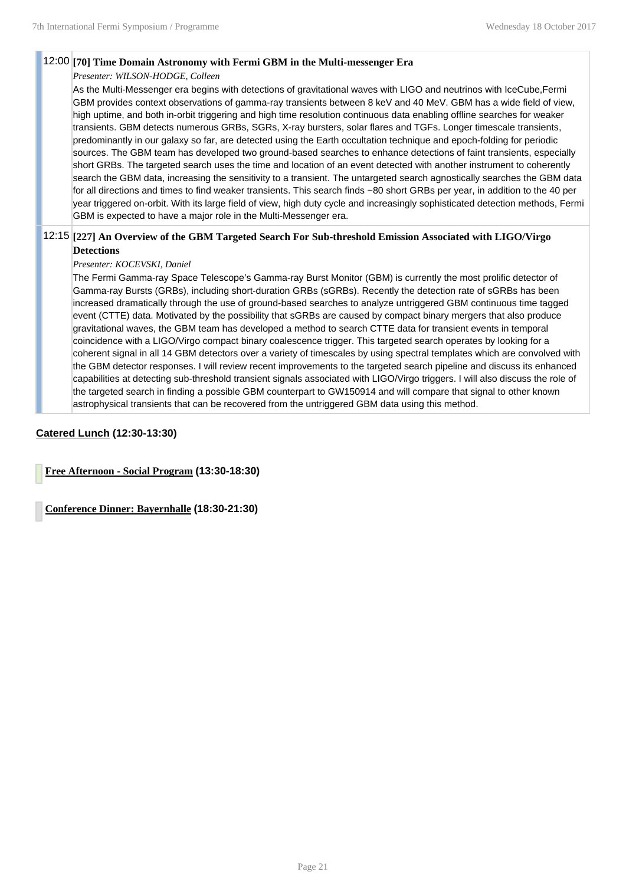12:00 **[70] Time Domain Astronomy with Fermi GBM in the Multi-messenger Era**

*Presenter: WILSON-HODGE, Colleen*

As the Multi-Messenger era begins with detections of gravitational waves with LIGO and neutrinos with IceCube,Fermi GBM provides context observations of gamma-ray transients between 8 keV and 40 MeV. GBM has a wide field of view, high uptime, and both in-orbit triggering and high time resolution continuous data enabling offline searches for weaker transients. GBM detects numerous GRBs, SGRs, X-ray bursters, solar flares and TGFs. Longer timescale transients, predominantly in our galaxy so far, are detected using the Earth occultation technique and epoch-folding for periodic sources. The GBM team has developed two ground-based searches to enhance detections of faint transients, especially short GRBs. The targeted search uses the time and location of an event detected with another instrument to coherently search the GBM data, increasing the sensitivity to a transient. The untargeted search agnostically searches the GBM data for all directions and times to find weaker transients. This search finds ~80 short GRBs per year, in addition to the 40 per year triggered on-orbit. With its large field of view, high duty cycle and increasingly sophisticated detection methods, Fermi GBM is expected to have a major role in the Multi-Messenger era.

12:15 **[227] An Overview of the GBM Targeted Search For Sub-threshold Emission Associated with LIGO/Virgo Detections**

*Presenter: KOCEVSKI, Daniel*

The Fermi Gamma-ray Space Telescope's Gamma-ray Burst Monitor (GBM) is currently the most prolific detector of Gamma-ray Bursts (GRBs), including short-duration GRBs (sGRBs). Recently the detection rate of sGRBs has been increased dramatically through the use of ground-based searches to analyze untriggered GBM continuous time tagged event (CTTE) data. Motivated by the possibility that sGRBs are caused by compact binary mergers that also produce gravitational waves, the GBM team has developed a method to search CTTE data for transient events in temporal coincidence with a LIGO/Virgo compact binary coalescence trigger. This targeted search operates by looking for a coherent signal in all 14 GBM detectors over a variety of timescales by using spectral templates which are convolved with the GBM detector responses. I will review recent improvements to the targeted search pipeline and discuss its enhanced capabilities at detecting sub-threshold transient signals associated with LIGO/Virgo triggers. I will also discuss the role of the targeted search in finding a possible GBM counterpart to GW150914 and will compare that signal to other known astrophysical transients that can be recovered from the untriggered GBM data using this method.

**Catered Lunch (12:30-13:30)**

**Free Afternoon - Social Program (13:30-18:30)**

**Conference Dinner: Bayernhalle (18:30-21:30)**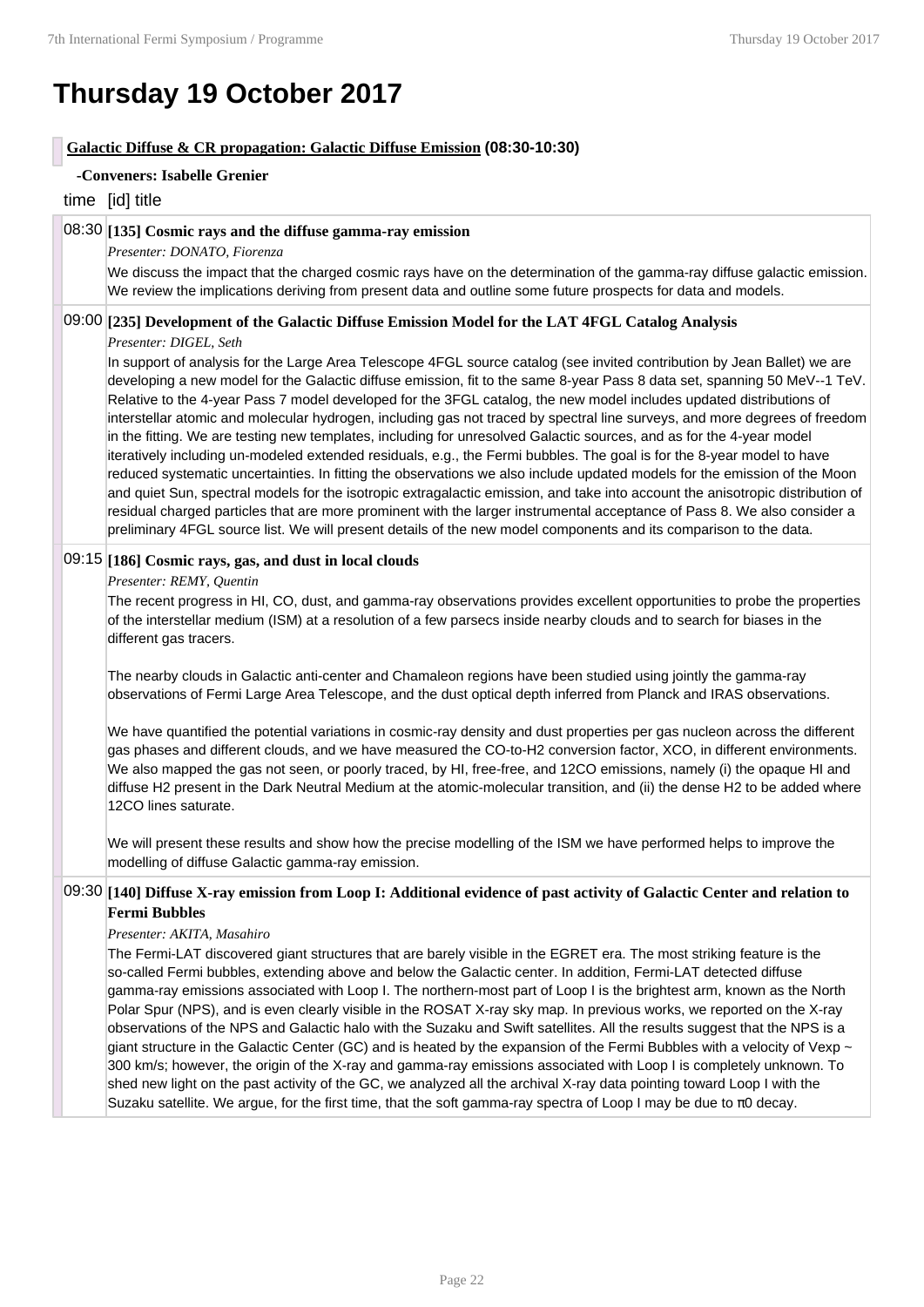# Thursday 19 October 2017

**Galactic Diffuse & CR propagation: Galactic Diffuse Emission** (08:30-10:30)

**-Conveners: Isabelle Grenier**

time [id] title

08:30 **[135] Cosmic rays and the diffuse gamma-ray emission**

*Presenter: DONATO, Fiorenza*

We discuss the impact that the charged cosmic rays have on the determination of the gamma-ray diffuse galactic emission. We review the implications deriving from present data and outline some future prospects for data and models.

09:00 **[235] Development of the Galactic Diffuse Emission Model for the LAT 4FGL Catalog Analysis**

*Presenter: DIGEL, Seth*

In support of analysis for the Large Area Telescope 4FGL source catalog (see invited contribution by Jean Ballet) we are developing a new model for the Galactic diffuse emission, fit to the same 8-year Pass 8 data set, spanning 50 MeV--1 TeV. Relative to the 4-year Pass 7 model developed for the 3FGL catalog, the new model includes updated distributions of interstellar atomic and molecular hydrogen, including gas not traced by spectral line surveys, and more degrees of freedom in the fitting. We are testing new templates, including for unresolved Galactic sources, and as for the 4-year model iteratively including un-modeled extended residuals, e.g., the Fermi bubbles. The goal is for the 8-year model to have reduced systematic uncertainties. In fitting the observations we also include updated models for the emission of the Moon and quiet Sun, spectral models for the isotropic extragalactic emission, and take into account the anisotropic distribution of residual charged particles that are more prominent with the larger instrumental acceptance of Pass 8. We also consider a preliminary 4FGL source list. We will present details of the new model components and its comparison to the data.

09:15 **[186] Cosmic rays, gas, and dust in local clouds**

*Presenter: REMY, Quentin*

The recent progress in HI, CO, dust, and gamma-ray observations provides excellent opportunities to probe the properties of the interstellar medium (ISM) at a resolution of a few parsecs inside nearby clouds and to search for biases in the different gas tracers.

The nearby clouds in Galactic anti-center and Chamaleon regions have been studied using jointly the gamma-ray observations of Fermi Large Area Telescope, and the dust optical depth inferred from Planck and IRAS observations.

We have quantified the potential variations in cosmic-ray density and dust properties per gas nucleon across the different gas phases and different clouds, and we have measured the CO-to-H2 conversion factor, XCO, in different environments. We also mapped the gas not seen, or poorly traced, by HI, free-free, and 12CO emissions, namely (i) the opaque HI and diffuse H2 present in the Dark Neutral Medium at the atomic-molecular transition, and (ii) the dense H2 to be added where 12CO lines saturate.

We will present these results and show how the precise modelling of the ISM we have performed helps to improve the modelling of diffuse Galactic gamma-ray emission.

09:30 **[140] Diffuse X-ray emission from Loop I: Additional evidence of past activity of Galactic Center and relation to Fermi Bubbles**

*Presenter: AKITA, Masahiro*

The Fermi-LAT discovered giant structures that are barely visible in the EGRET era. The most striking feature is the so-called Fermi bubbles, extending above and below the Galactic center. In addition, Fermi-LAT detected diffuse gamma-ray emissions associated with Loop I. The northern-most part of Loop I is the brightest arm, known as the North Polar Spur (NPS), and is even clearly visible in the ROSAT X-ray sky map. In previous works, we reported on the X-ray observations of the NPS and Galactic halo with the Suzaku and Swift satellites. All the results suggest that the NPS is a giant structure in the Galactic Center (GC) and is heated by the expansion of the Fermi Bubbles with a velocity of Vexp ~ 300 km/s; however, the origin of the X-ray and gamma-ray emissions associated with Loop I is completely unknown. To shed new light on the past activity of the GC, we analyzed all the archival X-ray data pointing toward Loop I with the Suzaku satellite. We argue, for the first time, that the soft gamma-ray spectra of Loop I may be due to π0 decay.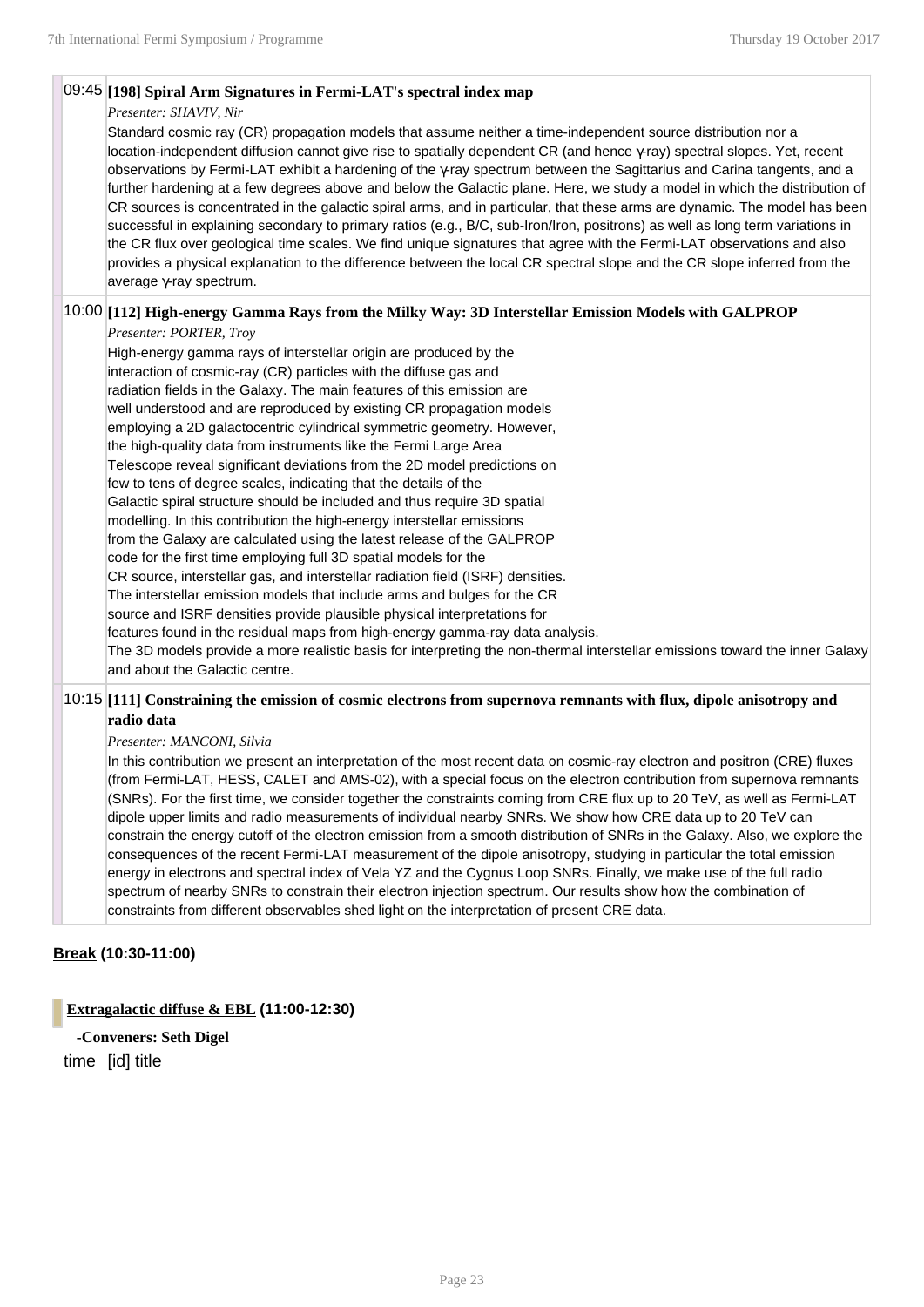09:45 **[198] Spiral Arm Signatures in Fermi-LAT's spectral index map**

*Presenter: SHAVIV, Nir*

Standard cosmic ray (CR) propagation models that assume neither a time-independent source distribution nor a location-independent diffusion cannot give rise to spatially dependent CR (and hence γ-ray) spectral slopes. Yet, recent observations by Fermi-LAT exhibit a hardening of the γ-ray spectrum between the Sagittarius and Carina tangents, and a further hardening at a few degrees above and below the Galactic plane. Here, we study a model in which the distribution of CR sources is concentrated in the galactic spiral arms, and in particular, that these arms are dynamic. The model has been successful in explaining secondary to primary ratios (e.g., B/C, sub-Iron/Iron, positrons) as well as long term variations in the CR flux over geological time scales. We find unique signatures that agree with the Fermi-LAT observations and also provides a physical explanation to the difference between the local CR spectral slope and the CR slope inferred from the average γ-ray spectrum.

10:00 **[112] High-energy Gamma Rays from the Milky Way: 3D Interstellar Emission Models with GALPROP**

*Presenter: PORTER, Troy*

High-energy gamma rays of interstellar origin are produced by the interaction of cosmic-ray (CR) particles with the diffuse gas and radiation fields in the Galaxy. The main features of this emission are well understood and are reproduced by existing CR propagation models employing a 2D galactocentric cylindrical symmetric geometry. However, the high-quality data from instruments like the Fermi Large Area Telescope reveal significant deviations from the 2D model predictions on few to tens of degree scales, indicating that the details of the Galactic spiral structure should be included and thus require 3D spatial modelling. In this contribution the high-energy interstellar emissions from the Galaxy are calculated using the latest release of the GALPROP code for the first time employing full 3D spatial models for the CR source, interstellar gas, and interstellar radiation field (ISRF) densities. The interstellar emission models that include arms and bulges for the CR source and ISRF densities provide plausible physical interpretations for features found in the residual maps from high-energy gamma-ray data analysis.
The 3D models provide a more realistic basis for interpreting the non-thermal interstellar emissions toward the inner Galaxy and about the Galactic centre.

10:15 **[111] Constraining the emission of cosmic electrons from supernova remnants with flux, dipole anisotropy and radio data**

*Presenter: MANCONI, Silvia*

In this contribution we present an interpretation of the most recent data on cosmic-ray electron and positron (CRE) fluxes (from Fermi-LAT, HESS, CALET and AMS-02), with a special focus on the electron contribution from supernova remnants (SNRs). For the first time, we consider together the constraints coming from CRE flux up to 20 TeV, as well as Fermi-LAT dipole upper limits and radio measurements of individual nearby SNRs. We show how CRE data up to 20 TeV can constrain the energy cutoff of the electron emission from a smooth distribution of SNRs in the Galaxy. Also, we explore the consequences of the recent Fermi-LAT measurement of the dipole anisotropy, studying in particular the total emission energy in electrons and spectral index of Vela YZ and the Cygnus Loop SNRs. Finally, we make use of the full radio spectrum of nearby SNRs to constrain their electron injection spectrum. Our results show how the combination of constraints from different observables shed light on the interpretation of present CRE data.

**Break (10:30-11:00)**

**Extragalactic diffuse & EBL (11:00-12:30)**

**-Conveners: Seth Digel**

time [id] title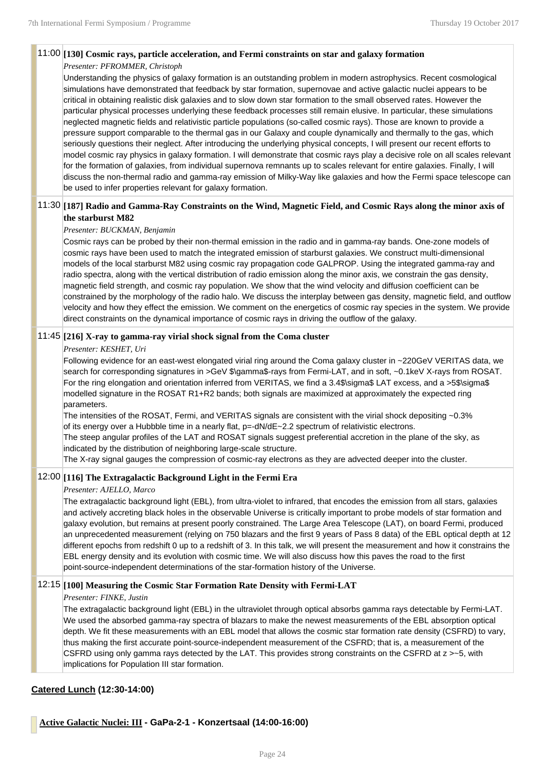11:00 **[130] Cosmic rays, particle acceleration, and Fermi constraints on star and galaxy formation**

*Presenter: PFROMMER, Christoph*

Understanding the physics of galaxy formation is an outstanding problem in modern astrophysics. Recent cosmological simulations have demonstrated that feedback by star formation, supernovae and active galactic nuclei appears to be critical in obtaining realistic disk galaxies and to slow down star formation to the small observed rates. However the particular physical processes underlying these feedback processes still remain elusive. In particular, these simulations neglected magnetic fields and relativistic particle populations (so-called cosmic rays). Those are known to provide a pressure support comparable to the thermal gas in our Galaxy and couple dynamically and thermally to the gas, which seriously questions their neglect. After introducing the underlying physical concepts, I will present our recent efforts to model cosmic ray physics in galaxy formation. I will demonstrate that cosmic rays play a decisive role on all scales relevant for the formation of galaxies, from individual supernova remnants up to scales relevant for entire galaxies. Finally, I will discuss the non-thermal radio and gamma-ray emission of Milky-Way like galaxies and how the Fermi space telescope can be used to infer properties relevant for galaxy formation.

11:30 **[187] Radio and Gamma-Ray Constraints on the Wind, Magnetic Field, and Cosmic Rays along the minor axis of the starburst M82**

*Presenter: BUCKMAN, Benjamin*

Cosmic rays can be probed by their non-thermal emission in the radio and in gamma-ray bands. One-zone models of cosmic rays have been used to match the integrated emission of starburst galaxies. We construct multi-dimensional models of the local starburst M82 using cosmic ray propagation code GALPROP. Using the integrated gamma-ray and radio spectra, along with the vertical distribution of radio emission along the minor axis, we constrain the gas density, magnetic field strength, and cosmic ray population. We show that the wind velocity and diffusion coefficient can be constrained by the morphology of the radio halo. We discuss the interplay between gas density, magnetic field, and outflow velocity and how they effect the emission. We comment on the energetics of cosmic ray species in the system. We provide direct constraints on the dynamical importance of cosmic rays in driving the outflow of the galaxy.

11:45 **[216] X-ray to gamma-ray virial shock signal from the Coma cluster**

*Presenter: KESHET, Uri*

Following evidence for an east-west elongated virial ring around the Coma galaxy cluster in ~220GeV VERITAS data, we search for corresponding signatures in >GeV $\gamma$-rays from Fermi-LAT, and in soft, ~0.1keV X-rays from ROSAT. For the ring elongation and orientation inferred from VERITAS, we find a 3.4$\sigma$ LAT excess, and a >5$\sigma$ modelled signature in the ROSAT R1+R2 bands; both signals are maximized at approximately the expected ring parameters.

The intensities of the ROSAT, Fermi, and VERITAS signals are consistent with the virial shock depositing ~0.3% of its energy over a Hubbble time in a nearly flat, p=-dN/dE~2.2 spectrum of relativistic electrons.

The steep angular profiles of the LAT and ROSAT signals suggest preferential accretion in the plane of the sky, as indicated by the distribution of neighboring large-scale structure.

The X-ray signal gauges the compression of cosmic-ray electrons as they are advected deeper into the cluster.

12:00 **[116] The Extragalactic Background Light in the Fermi Era**

*Presenter: AJELLO, Marco*

The extragalactic background light (EBL), from ultra-violet to infrared, that encodes the emission from all stars, galaxies and actively accreting black holes in the observable Universe is critically important to probe models of star formation and galaxy evolution, but remains at present poorly constrained. The Large Area Telescope (LAT), on board Fermi, produced an unprecedented measurement (relying on 750 blazars and the first 9 years of Pass 8 data) of the EBL optical depth at 12 different epochs from redshift 0 up to a redshift of 3. In this talk, we will present the measurement and how it constrains the EBL energy density and its evolution with cosmic time. We will also discuss how this paves the road to the first point-source-independent determinations of the star-formation history of the Universe.

12:15 **[100] Measuring the Cosmic Star Formation Rate Density with Fermi-LAT**

*Presenter: FINKE, Justin*

The extragalactic background light (EBL) in the ultraviolet through optical absorbs gamma rays detectable by Fermi-LAT. We used the absorbed gamma-ray spectra of blazars to make the newest measurements of the EBL absorption optical depth. We fit these measurements with an EBL model that allows the cosmic star formation rate density (CSFRD) to vary, thus making the first accurate point-source-independent measurement of the CSFRD; that is, a measurement of the CSFRD using only gamma rays detected by the LAT. This provides strong constraints on the CSFRD at z >~5, with implications for Population III star formation.

**Catered Lunch (12:30-14:00)**

**Active Galactic Nuclei: III - GaPa-2-1 - Konzertsaal (14:00-16:00)**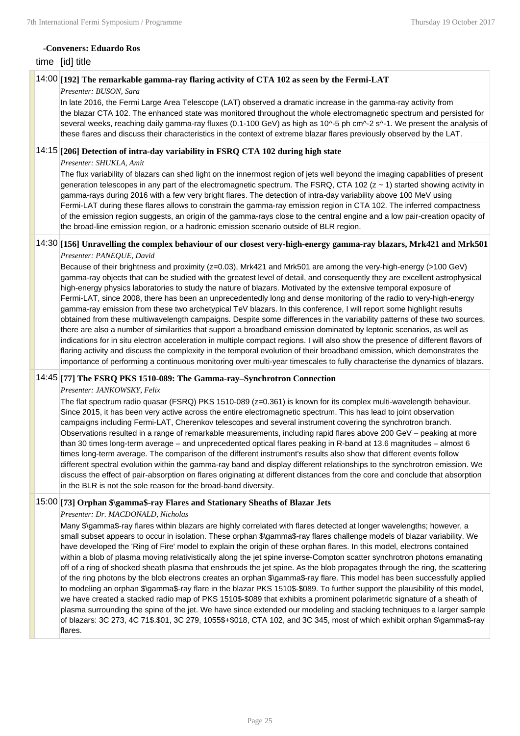**-Conveners: Eduardo Ros**

time [id] title

**14:00 [192] The remarkable gamma-ray flaring activity of CTA 102 as seen by the Fermi-LAT**

*Presenter: BUSON, Sara*

In late 2016, the Fermi Large Area Telescope (LAT) observed a dramatic increase in the gamma-ray activity from the blazar CTA 102. The enhanced state was monitored throughout the whole electromagnetic spectrum and persisted for several weeks, reaching daily gamma-ray fluxes (0.1-100 GeV) as high as 10^-5 ph cm^-2 s^-1. We present the analysis of these flares and discuss their characteristics in the context of extreme blazar flares previously observed by the LAT.

**14:15 [206] Detection of intra-day variability in FSRQ CTA 102 during high state**

*Presenter: SHUKLA, Amit*

The flux variability of blazars can shed light on the innermost region of jets well beyond the imaging capabilities of present generation telescopes in any part of the electromagnetic spectrum. The FSRQ, CTA 102 (z ~ 1) started showing activity in gamma-rays during 2016 with a few very bright flares. The detection of intra-day variability above 100 MeV using Fermi-LAT during these flares allows to constrain the gamma-ray emission region in CTA 102. The inferred compactness of the emission region suggests, an origin of the gamma-rays close to the central engine and a low pair-creation opacity of the broad-line emission region, or a hadronic emission scenario outside of BLR region.

**14:30 [156] Unravelling the complex behaviour of our closest very-high-energy gamma-ray blazars, Mrk421 and Mrk501**

*Presenter: PANEQUE, David*

Because of their brightness and proximity (z=0.03), Mrk421 and Mrk501 are among the very-high-energy (>100 GeV) gamma-ray objects that can be studied with the greatest level of detail, and consequently they are excellent astrophysical high-energy physics laboratories to study the nature of blazars. Motivated by the extensive temporal exposure of Fermi-LAT, since 2008, there has been an unprecedentedly long and dense monitoring of the radio to very-high-energy gamma-ray emission from these two archetypical TeV blazars. In this conference, I will report some highlight results obtained from these multiwavelength campaigns. Despite some differences in the variability patterns of these two sources, there are also a number of similarities that support a broadband emission dominated by leptonic scenarios, as well as indications for in situ electron acceleration in multiple compact regions. I will also show the presence of different flavors of flaring activity and discuss the complexity in the temporal evolution of their broadband emission, which demonstrates the importance of performing a continuous monitoring over multi-year timescales to fully characterise the dynamics of blazars.

**14:45 [77] The FSRQ PKS 1510-089: The Gamma-ray–Synchrotron Connection**

*Presenter: JANKOWSKY, Felix*

The flat spectrum radio quasar (FSRQ) PKS 1510-089 (z=0.361) is known for its complex multi-wavelength behaviour. Since 2015, it has been very active across the entire electromagnetic spectrum. This has lead to joint observation campaigns including Fermi-LAT, Cherenkov telescopes and several instrument covering the synchrotron branch. Observations resulted in a range of remarkable measurements, including rapid flares above 200 GeV – peaking at more than 30 times long-term average – and unprecedented optical flares peaking in R-band at 13.6 magnitudes – almost 6 times long-term average. The comparison of the different instrument's results also show that different events follow different spectral evolution within the gamma-ray band and display different relationships to the synchrotron emission. We discuss the effect of pair-absorption on flares originating at different distances from the core and conclude that absorption in the BLR is not the sole reason for the broad-band diversity.

**15:00 [73] Orphan $\gamma$-ray Flares and Stationary Sheaths of Blazar Jets**

*Presenter: Dr. MACDONALD, Nicholas*

Many $\gamma$-ray flares within blazars are highly correlated with flares detected at longer wavelengths; however, a small subset appears to occur in isolation. These orphan $\gamma$-ray flares challenge models of blazar variability. We have developed the 'Ring of Fire' model to explain the origin of these orphan flares. In this model, electrons contained within a blob of plasma moving relativistically along the jet spine inverse-Compton scatter synchrotron photons emanating off of a ring of shocked sheath plasma that enshrouds the jet spine. As the blob propagates through the ring, the scattering of the ring photons by the blob electrons creates an orphan $\gamma$-ray flare. This model has been successfully applied to modeling an orphan $\gamma$-ray flare in the blazar PKS 1510$-$089. To further support the plausibility of this model, we have created a stacked radio map of PKS 1510$-$089 that exhibits a prominent polarimetric signature of a sheath of plasma surrounding the spine of the jet. We have since extended our modeling and stacking techniques to a larger sample of blazars: 3C 273, 4C 71$.$01, 3C 279, 1055$+$018, CTA 102, and 3C 345, most of which exhibit orphan $\gamma$-ray flares.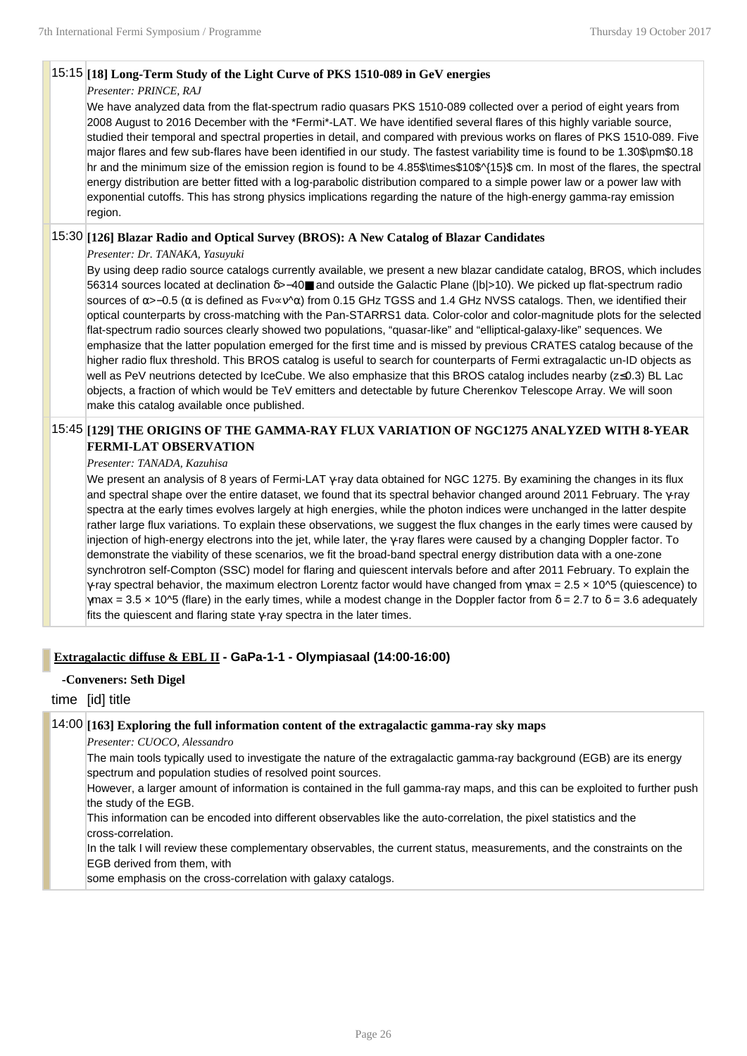**15:15 [18] Long-Term Study of the Light Curve of PKS 1510-089 in GeV energies**

*Presenter: PRINCE, RAJ*

We have analyzed data from the flat-spectrum radio quasars PKS 1510-089 collected over a period of eight years from 2008 August to 2016 December with the *Fermi*-LAT. We have identified several flares of this highly variable source, studied their temporal and spectral properties in detail, and compared with previous works on flares of PKS 1510-089. Five major flares and few sub-flares have been identified in our study. The fastest variability time is found to be 1.30$\pm$0.18 hr and the minimum size of the emission region is found to be 4.85$\times$10$^{15}$ cm. In most of the flares, the spectral energy distribution are better fitted with a log-parabolic distribution compared to a simple power law or a power law with exponential cutoffs. This has strong physics implications regarding the nature of the high-energy gamma-ray emission region.

**15:30 [126] Blazar Radio and Optical Survey (BROS): A New Catalog of Blazar Candidates**

*Presenter: Dr. TANAKA, Yasuyuki*

By using deep radio source catalogs currently available, we present a new blazar candidate catalog, BROS, which includes 56314 sources located at declination $\delta > -40$■ and outside the Galactic Plane (|b|>10). We picked up flat-spectrum radio sources of $\alpha > -0.5$ ($\alpha$ is defined as $F\nu \propto \nu^\alpha$) from 0.15 GHz TGSS and 1.4 GHz NVSS catalogs. Then, we identified their optical counterparts by cross-matching with the Pan-STARRS1 data. Color-color and color-magnitude plots for the selected flat-spectrum radio sources clearly showed two populations, "quasar-like" and "elliptical-galaxy-like" sequences. We emphasize that the latter population emerged for the first time and is missed by previous CRATES catalog because of the higher radio flux threshold. This BROS catalog is useful to search for counterparts of Fermi extragalactic un-ID objects as well as PeV neutrions detected by IceCube. We also emphasize that this BROS catalog includes nearby ($z \leq 0.3$) BL Lac objects, a fraction of which would be TeV emitters and detectable by future Cherenkov Telescope Array. We will soon make this catalog available once published.

**15:45 [129] THE ORIGINS OF THE GAMMA-RAY FLUX VARIATION OF NGC1275 ANALYZED WITH 8-YEAR FERMI-LAT OBSERVATION**

*Presenter: TANADA, Kazuhisa*

We present an analysis of 8 years of Fermi-LAT γ-ray data obtained for NGC 1275. By examining the changes in its flux and spectral shape over the entire dataset, we found that its spectral behavior changed around 2011 February. The γ-ray spectra at the early times evolves largely at high energies, while the photon indices were unchanged in the latter despite rather large flux variations. To explain these observations, we suggest the flux changes in the early times were caused by injection of high-energy electrons into the jet, while later, the γ-ray flares were caused by a changing Doppler factor. To demonstrate the viability of these scenarios, we fit the broad-band spectral energy distribution data with a one-zone synchrotron self-Compton (SSC) model for flaring and quiescent intervals before and after 2011 February. To explain the γ-ray spectral behavior, the maximum electron Lorentz factor would have changed from $\gamma_{max} = 2.5 \times 10^5$ (quiescence) to $\gamma_{max} = 3.5 \times 10^5$ (flare) in the early times, while a modest change in the Doppler factor from $\delta = 2.7$ to $\delta = 3.6$ adequately fits the quiescent and flaring state γ-ray spectra in the later times.

## Extragalactic diffuse & EBL II - GaPa-1-1 - Olympiasaal (14:00-16:00)

**-Conveners: Seth Digel**

time [id] title

**14:00 [163] Exploring the full information content of the extragalactic gamma-ray sky maps**

*Presenter: CUOCO, Alessandro*

The main tools typically used to investigate the nature of the extragalactic gamma-ray background (EGB) are its energy spectrum and population studies of resolved point sources.

However, a larger amount of information is contained in the full gamma-ray maps, and this can be exploited to further push the study of the EGB.

This information can be encoded into different observables like the auto-correlation, the pixel statistics and the cross-correlation.

In the talk I will review these complementary observables, the current status, measurements, and the constraints on the EGB derived from them, with

some emphasis on the cross-correlation with galaxy catalogs.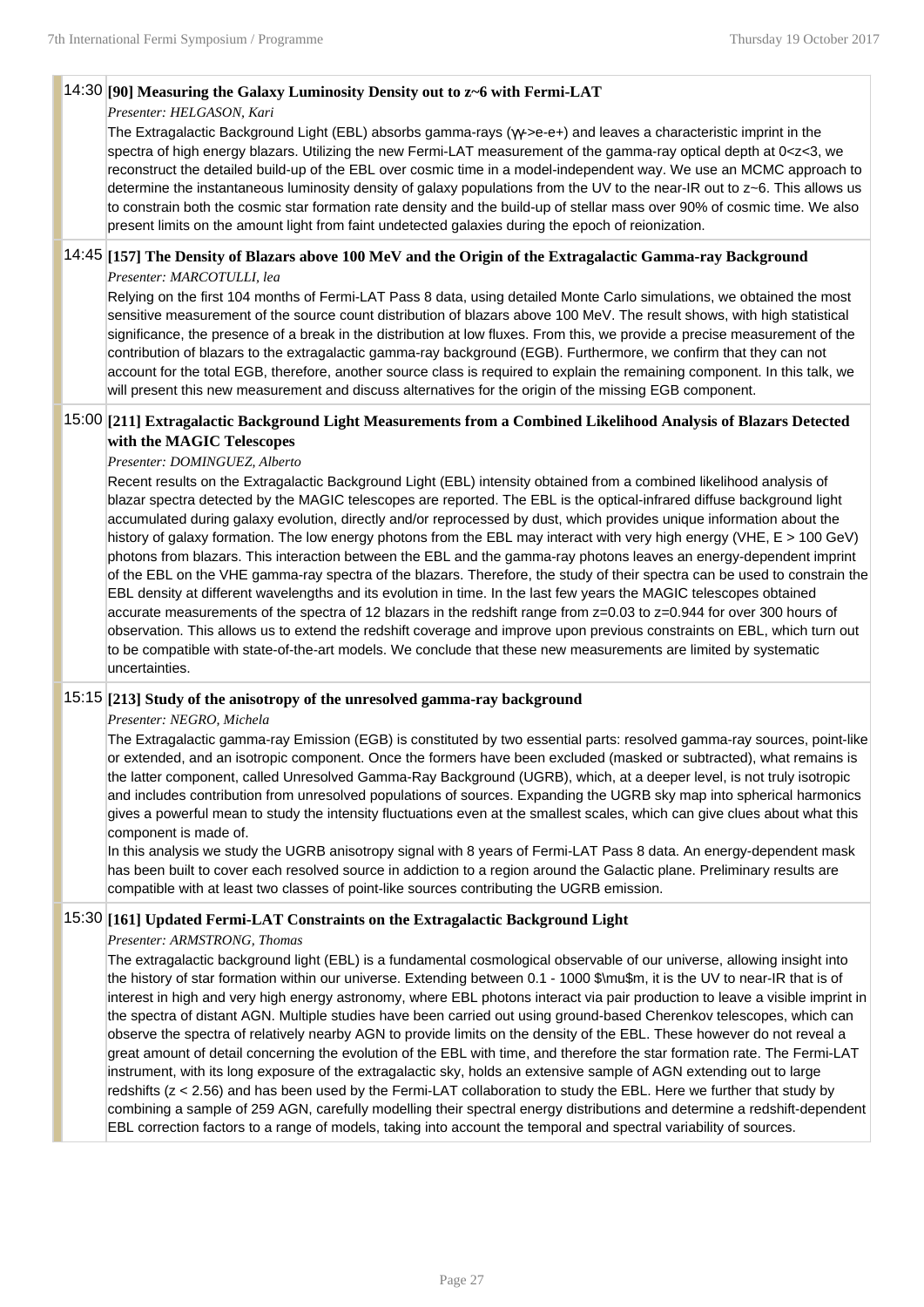**14:30 [90] Measuring the Galaxy Luminosity Density out to z~6 with Fermi-LAT**

*Presenter: HELGASON, Kari*

The Extragalactic Background Light (EBL) absorbs gamma-rays ($\gamma\gamma$->e-e+) and leaves a characteristic imprint in the spectra of high energy blazars. Utilizing the new Fermi-LAT measurement of the gamma-ray optical depth at $0<z<3$, we reconstruct the detailed build-up of the EBL over cosmic time in a model-independent way. We use an MCMC approach to determine the instantaneous luminosity density of galaxy populations from the UV to the near-IR out to z~6. This allows us to constrain both the cosmic star formation rate density and the build-up of stellar mass over 90% of cosmic time. We also present limits on the amount light from faint undetected galaxies during the epoch of reionization.

**14:45 [157] The Density of Blazars above 100 MeV and the Origin of the Extragalactic Gamma-ray Background**

*Presenter: MARCOTULLI, lea*

Relying on the first 104 months of Fermi-LAT Pass 8 data, using detailed Monte Carlo simulations, we obtained the most sensitive measurement of the source count distribution of blazars above 100 MeV. The result shows, with high statistical significance, the presence of a break in the distribution at low fluxes. From this, we provide a precise measurement of the contribution of blazars to the extragalactic gamma-ray background (EGB). Furthermore, we confirm that they can not account for the total EGB, therefore, another source class is required to explain the remaining component. In this talk, we will present this new measurement and discuss alternatives for the origin of the missing EGB component.

**15:00 [211] Extragalactic Background Light Measurements from a Combined Likelihood Analysis of Blazars Detected with the MAGIC Telescopes**

*Presenter: DOMINGUEZ, Alberto*

Recent results on the Extragalactic Background Light (EBL) intensity obtained from a combined likelihood analysis of blazar spectra detected by the MAGIC telescopes are reported. The EBL is the optical-infrared diffuse background light accumulated during galaxy evolution, directly and/or reprocessed by dust, which provides unique information about the history of galaxy formation. The low energy photons from the EBL may interact with very high energy (VHE, E > 100 GeV) photons from blazars. This interaction between the EBL and the gamma-ray photons leaves an energy-dependent imprint of the EBL on the VHE gamma-ray spectra of the blazars. Therefore, the study of their spectra can be used to constrain the EBL density at different wavelengths and its evolution in time. In the last few years the MAGIC telescopes obtained accurate measurements of the spectra of 12 blazars in the redshift range from z=0.03 to z=0.944 for over 300 hours of observation. This allows us to extend the redshift coverage and improve upon previous constraints on EBL, which turn out to be compatible with state-of-the-art models. We conclude that these new measurements are limited by systematic uncertainties.

**15:15 [213] Study of the anisotropy of the unresolved gamma-ray background**

*Presenter: NEGRO, Michela*

The Extragalactic gamma-ray Emission (EGB) is constituted by two essential parts: resolved gamma-ray sources, point-like or extended, and an isotropic component. Once the formers have been excluded (masked or subtracted), what remains is the latter component, called Unresolved Gamma-Ray Background (UGRB), which, at a deeper level, is not truly isotropic and includes contribution from unresolved populations of sources. Expanding the UGRB sky map into spherical harmonics gives a powerful mean to study the intensity fluctuations even at the smallest scales, which can give clues about what this component is made of.

In this analysis we study the UGRB anisotropy signal with 8 years of Fermi-LAT Pass 8 data. An energy-dependent mask has been built to cover each resolved source in addiction to a region around the Galactic plane. Preliminary results are compatible with at least two classes of point-like sources contributing the UGRB emission.

**15:30 [161] Updated Fermi-LAT Constraints on the Extragalactic Background Light**

*Presenter: ARMSTRONG, Thomas*

The extragalactic background light (EBL) is a fundamental cosmological observable of our universe, allowing insight into the history of star formation within our universe. Extending between 0.1 - 1000 $\mu$m, it is the UV to near-IR that is of interest in high and very high energy astronomy, where EBL photons interact via pair production to leave a visible imprint in the spectra of distant AGN. Multiple studies have been carried out using ground-based Cherenkov telescopes, which can observe the spectra of relatively nearby AGN to provide limits on the density of the EBL. These however do not reveal a great amount of detail concerning the evolution of the EBL with time, and therefore the star formation rate. The Fermi-LAT instrument, with its long exposure of the extragalactic sky, holds an extensive sample of AGN extending out to large redshifts (z < 2.56) and has been used by the Fermi-LAT collaboration to study the EBL. Here we further that study by combining a sample of 259 AGN, carefully modelling their spectral energy distributions and determine a redshift-dependent EBL correction factors to a range of models, taking into account the temporal and spectral variability of sources.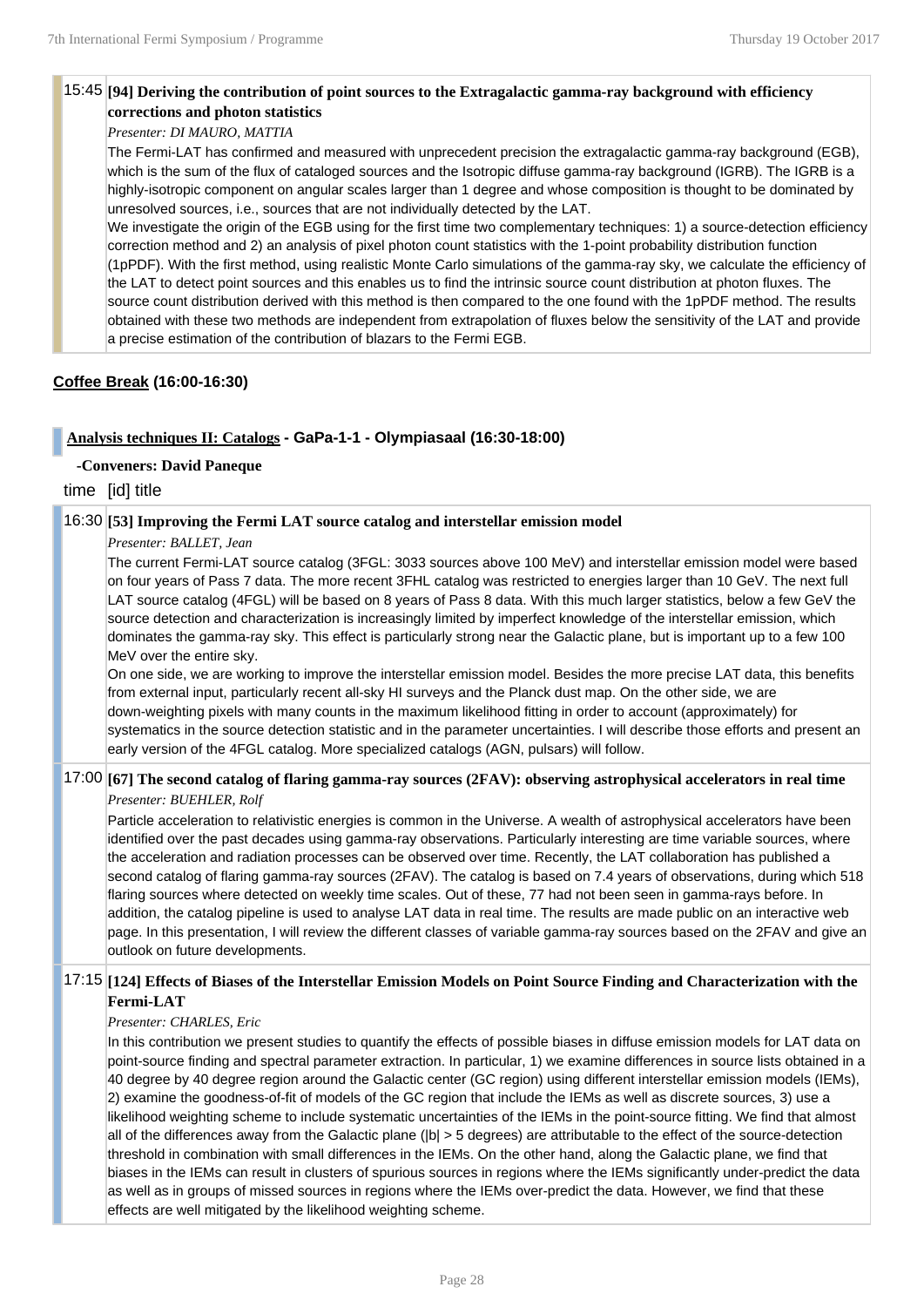### 15:45 **[94] Deriving the contribution of point sources to the Extragalactic gamma-ray background with efficiency corrections and photon statistics**

*Presenter: DI MAURO, MATTIA*

The Fermi-LAT has confirmed and measured with unprecedent precision the extragalactic gamma-ray background (EGB), which is the sum of the flux of cataloged sources and the Isotropic diffuse gamma-ray background (IGRB). The IGRB is a highly-isotropic component on angular scales larger than 1 degree and whose composition is thought to be dominated by unresolved sources, i.e., sources that are not individually detected by the LAT.

We investigate the origin of the EGB using for the first time two complementary techniques: 1) a source-detection efficiency correction method and 2) an analysis of pixel photon count statistics with the 1-point probability distribution function (1pPDF). With the first method, using realistic Monte Carlo simulations of the gamma-ray sky, we calculate the efficiency of the LAT to detect point sources and this enables us to find the intrinsic source count distribution at photon fluxes. The source count distribution derived with this method is then compared to the one found with the 1pPDF method. The results obtained with these two methods are independent from extrapolation of fluxes below the sensitivity of the LAT and provide a precise estimation of the contribution of blazars to the Fermi EGB.

**Coffee Break (16:00-16:30)**

## Analysis techniques II: Catalogs - GaPa-1-1 - Olympiasaal (16:30-18:00)

**-Conveners: David Paneque**

time [id] title

### 16:30 **[53] Improving the Fermi LAT source catalog and interstellar emission model**

*Presenter: BALLET, Jean*

The current Fermi-LAT source catalog (3FGL: 3033 sources above 100 MeV) and interstellar emission model were based on four years of Pass 7 data. The more recent 3FHL catalog was restricted to energies larger than 10 GeV. The next full LAT source catalog (4FGL) will be based on 8 years of Pass 8 data. With this much larger statistics, below a few GeV the source detection and characterization is increasingly limited by imperfect knowledge of the interstellar emission, which dominates the gamma-ray sky. This effect is particularly strong near the Galactic plane, but is important up to a few 100 MeV over the entire sky.

On one side, we are working to improve the interstellar emission model. Besides the more precise LAT data, this benefits from external input, particularly recent all-sky HI surveys and the Planck dust map. On the other side, we are down-weighting pixels with many counts in the maximum likelihood fitting in order to account (approximately) for systematics in the source detection statistic and in the parameter uncertainties. I will describe those efforts and present an early version of the 4FGL catalog. More specialized catalogs (AGN, pulsars) will follow.

### 17:00 **[67] The second catalog of flaring gamma-ray sources (2FAV): observing astrophysical accelerators in real time**

*Presenter: BUEHLER, Rolf*

Particle acceleration to relativistic energies is common in the Universe. A wealth of astrophysical accelerators have been identified over the past decades using gamma-ray observations. Particularly interesting are time variable sources, where the acceleration and radiation processes can be observed over time. Recently, the LAT collaboration has published a second catalog of flaring gamma-ray sources (2FAV). The catalog is based on 7.4 years of observations, during which 518 flaring sources where detected on weekly time scales. Out of these, 77 had not been seen in gamma-rays before. In addition, the catalog pipeline is used to analyse LAT data in real time. The results are made public on an interactive web page. In this presentation, I will review the different classes of variable gamma-ray sources based on the 2FAV and give an outlook on future developments.

### 17:15 **[124] Effects of Biases of the Interstellar Emission Models on Point Source Finding and Characterization with the Fermi-LAT**

*Presenter: CHARLES, Eric*

In this contribution we present studies to quantify the effects of possible biases in diffuse emission models for LAT data on point-source finding and spectral parameter extraction. In particular, 1) we examine differences in source lists obtained in a 40 degree by 40 degree region around the Galactic center (GC region) using different interstellar emission models (IEMs), 2) examine the goodness-of-fit of models of the GC region that include the IEMs as well as discrete sources, 3) use a likelihood weighting scheme to include systematic uncertainties of the IEMs in the point-source fitting. We find that almost all of the differences away from the Galactic plane ($|b| > 5$ degrees) are attributable to the effect of the source-detection threshold in combination with small differences in the IEMs. On the other hand, along the Galactic plane, we find that biases in the IEMs can result in clusters of spurious sources in regions where the IEMs significantly under-predict the data as well as in groups of missed sources in regions where the IEMs over-predict the data. However, we find that these effects are well mitigated by the likelihood weighting scheme.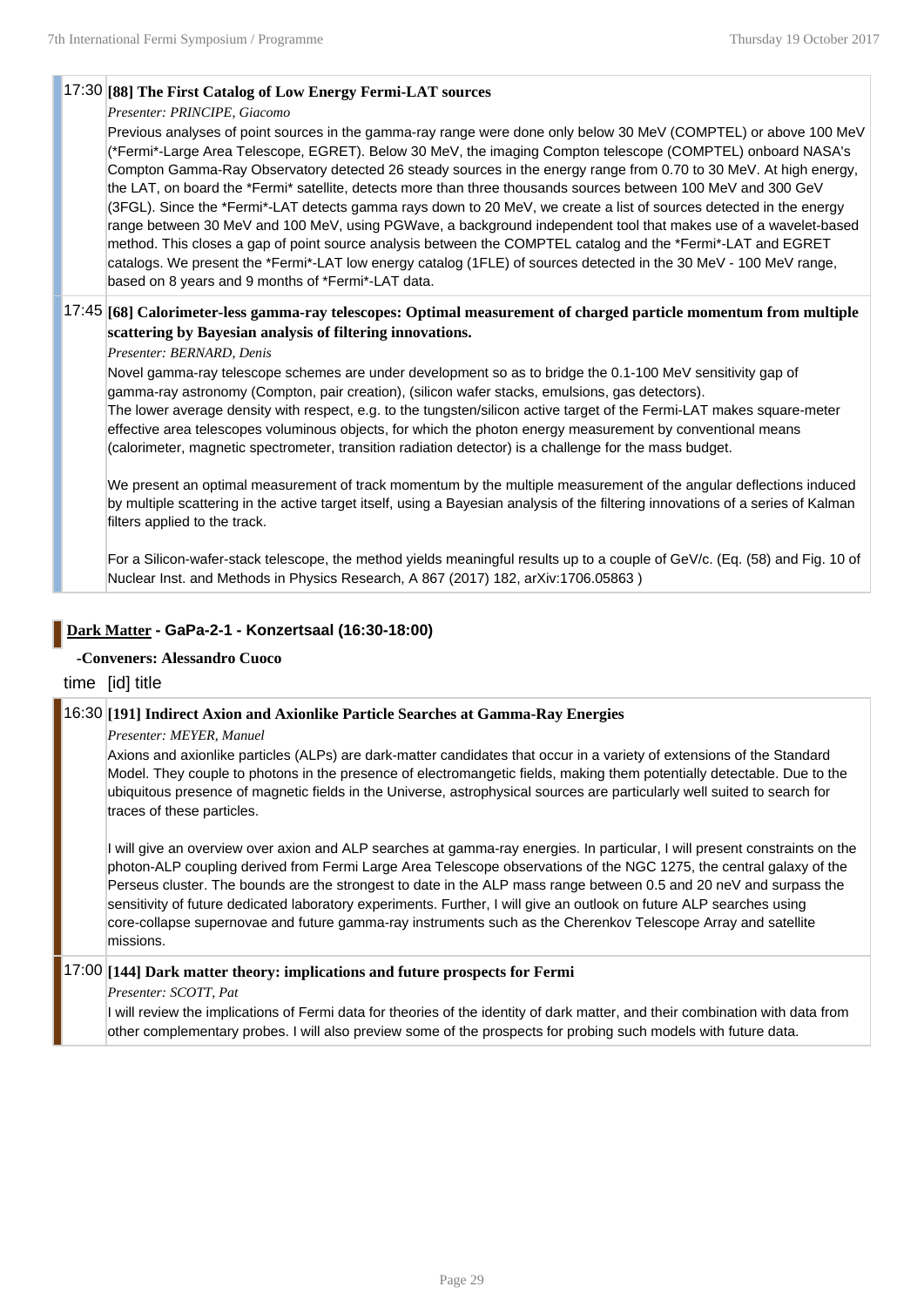**17:30 [88] The First Catalog of Low Energy Fermi-LAT sources**

*Presenter: PRINCIPE, Giacomo*

Previous analyses of point sources in the gamma-ray range were done only below 30 MeV (COMPTEL) or above 100 MeV (*Fermi*-Large Area Telescope, EGRET). Below 30 MeV, the imaging Compton telescope (COMPTEL) onboard NASA's Compton Gamma-Ray Observatory detected 26 steady sources in the energy range from 0.70 to 30 MeV. At high energy, the LAT, on board the *Fermi* satellite, detects more than three thousands sources between 100 MeV and 300 GeV (3FGL). Since the *Fermi*-LAT detects gamma rays down to 20 MeV, we create a list of sources detected in the energy range between 30 MeV and 100 MeV, using PGWave, a background independent tool that makes use of a wavelet-based method. This closes a gap of point source analysis between the COMPTEL catalog and the *Fermi*-LAT and EGRET catalogs. We present the *Fermi*-LAT low energy catalog (1FLE) of sources detected in the 30 MeV - 100 MeV range, based on 8 years and 9 months of *Fermi*-LAT data.

**17:45 [68] Calorimeter-less gamma-ray telescopes: Optimal measurement of charged particle momentum from multiple scattering by Bayesian analysis of filtering innovations.**

*Presenter: BERNARD, Denis*

Novel gamma-ray telescope schemes are under development so as to bridge the 0.1-100 MeV sensitivity gap of gamma-ray astronomy (Compton, pair creation), (silicon wafer stacks, emulsions, gas detectors).
The lower average density with respect, e.g. to the tungsten/silicon active target of the Fermi-LAT makes square-meter effective area telescopes voluminous objects, for which the photon energy measurement by conventional means (calorimeter, magnetic spectrometer, transition radiation detector) is a challenge for the mass budget.

We present an optimal measurement of track momentum by the multiple measurement of the angular deflections induced by multiple scattering in the active target itself, using a Bayesian analysis of the filtering innovations of a series of Kalman filters applied to the track.

For a Silicon-wafer-stack telescope, the method yields meaningful results up to a couple of GeV/c. (Eq. (58) and Fig. 10 of Nuclear Inst. and Methods in Physics Research, A 867 (2017) 182, arXiv:1706.05863 )

## Dark Matter - GaPa-2-1 - Konzertsaal (16:30-18:00)

**-Conveners: Alessandro Cuoco**

time [id] title

**16:30 [191] Indirect Axion and Axionlike Particle Searches at Gamma-Ray Energies**

*Presenter: MEYER, Manuel*

Axions and axionlike particles (ALPs) are dark-matter candidates that occur in a variety of extensions of the Standard Model. They couple to photons in the presence of electromangetic fields, making them potentially detectable. Due to the ubiquitous presence of magnetic fields in the Universe, astrophysical sources are particularly well suited to search for traces of these particles.

I will give an overview over axion and ALP searches at gamma-ray energies. In particular, I will present constraints on the photon-ALP coupling derived from Fermi Large Area Telescope observations of the NGC 1275, the central galaxy of the Perseus cluster. The bounds are the strongest to date in the ALP mass range between 0.5 and 20 neV and surpass the sensitivity of future dedicated laboratory experiments. Further, I will give an outlook on future ALP searches using core-collapse supernovae and future gamma-ray instruments such as the Cherenkov Telescope Array and satellite missions.

**17:00 [144] Dark matter theory: implications and future prospects for Fermi**

*Presenter: SCOTT, Pat*

I will review the implications of Fermi data for theories of the identity of dark matter, and their combination with data from other complementary probes. I will also preview some of the prospects for probing such models with future data.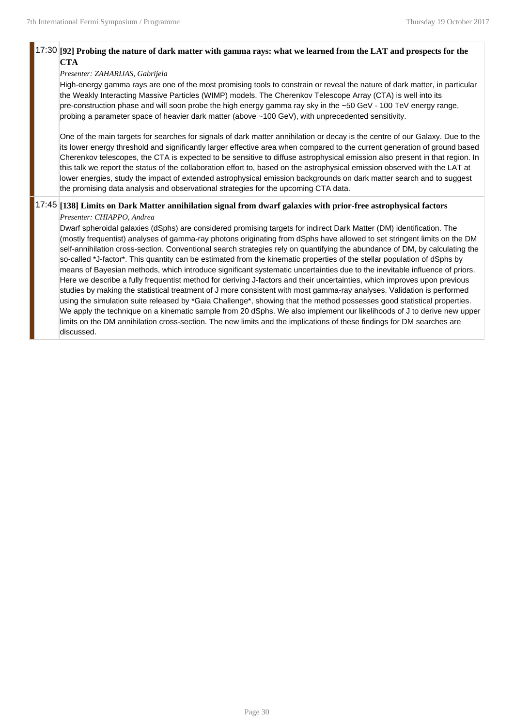17:30 **[92] Probing the nature of dark matter with gamma rays: what we learned from the LAT and prospects for the CTA**

*Presenter: ZAHARIJAS, Gabrijela*

High-energy gamma rays are one of the most promising tools to constrain or reveal the nature of dark matter, in particular the Weakly Interacting Massive Particles (WIMP) models. The Cherenkov Telescope Array (CTA) is well into its pre-construction phase and will soon probe the high energy gamma ray sky in the ~50 GeV - 100 TeV energy range, probing a parameter space of heavier dark matter (above ~100 GeV), with unprecedented sensitivity.

One of the main targets for searches for signals of dark matter annihilation or decay is the centre of our Galaxy. Due to the its lower energy threshold and significantly larger effective area when compared to the current generation of ground based Cherenkov telescopes, the CTA is expected to be sensitive to diffuse astrophysical emission also present in that region. In this talk we report the status of the collaboration effort to, based on the astrophysical emission observed with the LAT at lower energies, study the impact of extended astrophysical emission backgrounds on dark matter search and to suggest the promising data analysis and observational strategies for the upcoming CTA data.

17:45 **[138] Limits on Dark Matter annihilation signal from dwarf galaxies with prior-free astrophysical factors**

*Presenter: CHIAPPO, Andrea*

Dwarf spheroidal galaxies (dSphs) are considered promising targets for indirect Dark Matter (DM) identification. The (mostly frequentist) analyses of gamma-ray photons originating from dSphs have allowed to set stringent limits on the DM self-annihilation cross-section. Conventional search strategies rely on quantifying the abundance of DM, by calculating the so-called *J-factor*. This quantity can be estimated from the kinematic properties of the stellar population of dSphs by means of Bayesian methods, which introduce significant systematic uncertainties due to the inevitable influence of priors. Here we describe a fully frequentist method for deriving J-factors and their uncertainties, which improves upon previous studies by making the statistical treatment of J more consistent with most gamma-ray analyses. Validation is performed using the simulation suite released by *Gaia Challenge*, showing that the method possesses good statistical properties. We apply the technique on a kinematic sample from 20 dSphs. We also implement our likelihoods of J to derive new upper limits on the DM annihilation cross-section. The new limits and the implications of these findings for DM searches are discussed.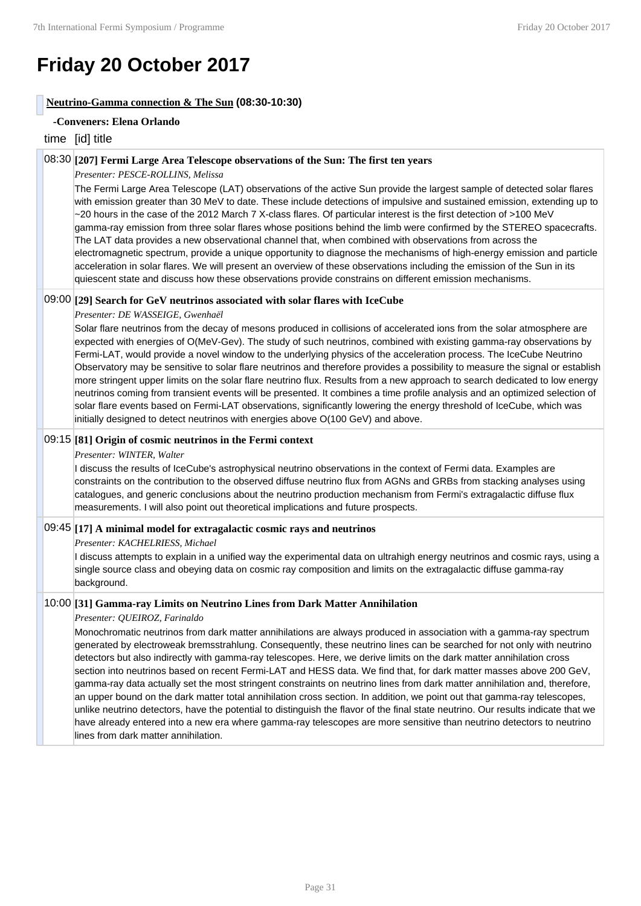# Friday 20 October 2017

## Neutrino-Gamma connection & The Sun (08:30-10:30)

**-Conveners: Elena Orlando**

time [id] title

**08:30 [207] Fermi Large Area Telescope observations of the Sun: The first ten years**

*Presenter: PESCE-ROLLINS, Melissa*

The Fermi Large Area Telescope (LAT) observations of the active Sun provide the largest sample of detected solar flares with emission greater than 30 MeV to date. These include detections of impulsive and sustained emission, extending up to ~20 hours in the case of the 2012 March 7 X-class flares. Of particular interest is the first detection of >100 MeV gamma-ray emission from three solar flares whose positions behind the limb were confirmed by the STEREO spacecrafts. The LAT data provides a new observational channel that, when combined with observations from across the electromagnetic spectrum, provide a unique opportunity to diagnose the mechanisms of high-energy emission and particle acceleration in solar flares. We will present an overview of these observations including the emission of the Sun in its quiescent state and discuss how these observations provide constrains on different emission mechanisms.

**09:00 [29] Search for GeV neutrinos associated with solar flares with IceCube**

*Presenter: DE WASSEIGE, Gwenhaël*

Solar flare neutrinos from the decay of mesons produced in collisions of accelerated ions from the solar atmosphere are expected with energies of O(MeV-Gev). The study of such neutrinos, combined with existing gamma-ray observations by Fermi-LAT, would provide a novel window to the underlying physics of the acceleration process. The IceCube Neutrino Observatory may be sensitive to solar flare neutrinos and therefore provides a possibility to measure the signal or establish more stringent upper limits on the solar flare neutrino flux. Results from a new approach to search dedicated to low energy neutrinos coming from transient events will be presented. It combines a time profile analysis and an optimized selection of solar flare events based on Fermi-LAT observations, significantly lowering the energy threshold of IceCube, which was initially designed to detect neutrinos with energies above O(100 GeV) and above.

**09:15 [81] Origin of cosmic neutrinos in the Fermi context**

*Presenter: WINTER, Walter*

I discuss the results of IceCube's astrophysical neutrino observations in the context of Fermi data. Examples are constraints on the contribution to the observed diffuse neutrino flux from AGNs and GRBs from stacking analyses using catalogues, and generic conclusions about the neutrino production mechanism from Fermi's extragalactic diffuse flux measurements. I will also point out theoretical implications and future prospects.

**09:45 [17] A minimal model for extragalactic cosmic rays and neutrinos**

*Presenter: KACHELRIESS, Michael*

I discuss attempts to explain in a unified way the experimental data on ultrahigh energy neutrinos and cosmic rays, using a single source class and obeying data on cosmic ray composition and limits on the extragalactic diffuse gamma-ray background.

**10:00 [31] Gamma-ray Limits on Neutrino Lines from Dark Matter Annihilation**

*Presenter: QUEIROZ, Farinaldo*

Monochromatic neutrinos from dark matter annihilations are always produced in association with a gamma-ray spectrum generated by electroweak bremsstrahlung. Consequently, these neutrino lines can be searched for not only with neutrino detectors but also indirectly with gamma-ray telescopes. Here, we derive limits on the dark matter annihilation cross section into neutrinos based on recent Fermi-LAT and HESS data. We find that, for dark matter masses above 200 GeV, gamma-ray data actually set the most stringent constraints on neutrino lines from dark matter annihilation and, therefore, an upper bound on the dark matter total annihilation cross section. In addition, we point out that gamma-ray telescopes, unlike neutrino detectors, have the potential to distinguish the flavor of the final state neutrino. Our results indicate that we have already entered into a new era where gamma-ray telescopes are more sensitive than neutrino detectors to neutrino lines from dark matter annihilation.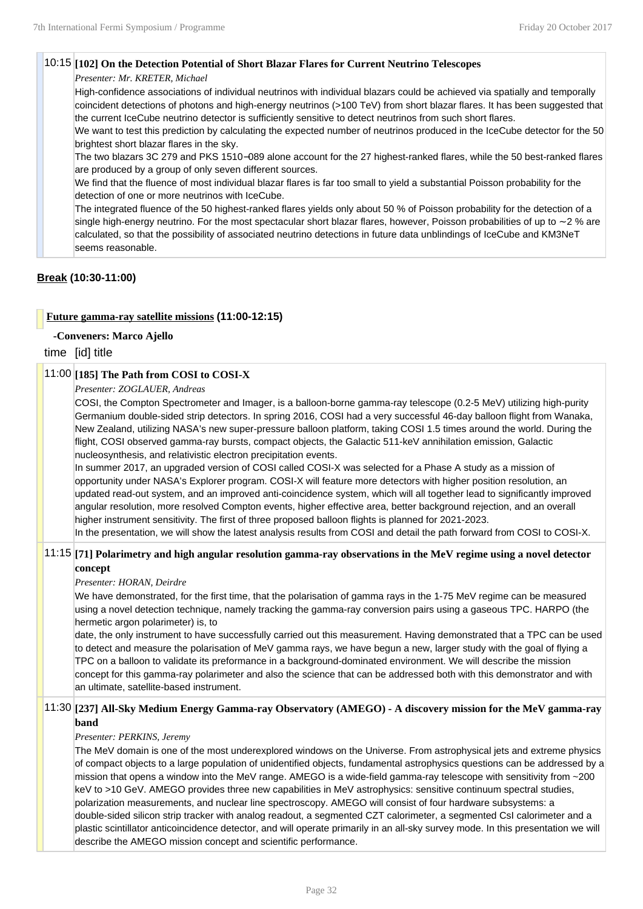10:15 **[102] On the Detection Potential of Short Blazar Flares for Current Neutrino Telescopes**

*Presenter: Mr. KRETER, Michael*

High-confidence associations of individual neutrinos with individual blazars could be achieved via spatially and temporally coincident detections of photons and high-energy neutrinos (>100 TeV) from short blazar flares. It has been suggested that the current IceCube neutrino detector is sufficiently sensitive to detect neutrinos from such short flares.
We want to test this prediction by calculating the expected number of neutrinos produced in the IceCube detector for the 50 brightest short blazar flares in the sky.
The two blazars 3C 279 and PKS 1510−089 alone account for the 27 highest-ranked flares, while the 50 best-ranked flares are produced by a group of only seven different sources.
We find that the fluence of most individual blazar flares is far too small to yield a substantial Poisson probability for the detection of one or more neutrinos with IceCube.
The integrated fluence of the 50 highest-ranked flares yields only about 50 % of Poisson probability for the detection of a single high-energy neutrino. For the most spectacular short blazar flares, however, Poisson probabilities of up to ∼2 % are calculated, so that the possibility of associated neutrino detections in future data unblindings of IceCube and KM3NeT seems reasonable.

**Break (10:30-11:00)**

## Future gamma-ray satellite missions (11:00-12:15)

**-Conveners: Marco Ajello**

time [id] title

11:00 **[185] The Path from COSI to COSI-X**

*Presenter: ZOGLAUER, Andreas*

COSI, the Compton Spectrometer and Imager, is a balloon-borne gamma-ray telescope (0.2-5 MeV) utilizing high-purity Germanium double-sided strip detectors. In spring 2016, COSI had a very successful 46-day balloon flight from Wanaka, New Zealand, utilizing NASA's new super-pressure balloon platform, taking COSI 1.5 times around the world. During the flight, COSI observed gamma-ray bursts, compact objects, the Galactic 511-keV annihilation emission, Galactic nucleosynthesis, and relativistic electron precipitation events.
In summer 2017, an upgraded version of COSI called COSI-X was selected for a Phase A study as a mission of opportunity under NASA's Explorer program. COSI-X will feature more detectors with higher position resolution, an updated read-out system, and an improved anti-coincidence system, which will all together lead to significantly improved angular resolution, more resolved Compton events, higher effective area, better background rejection, and an overall higher instrument sensitivity. The first of three proposed balloon flights is planned for 2021-2023.
In the presentation, we will show the latest analysis results from COSI and detail the path forward from COSI to COSI-X.

11:15 **[71] Polarimetry and high angular resolution gamma-ray observations in the MeV regime using a novel detector concept**

*Presenter: HORAN, Deirdre*

We have demonstrated, for the first time, that the polarisation of gamma rays in the 1-75 MeV regime can be measured using a novel detection technique, namely tracking the gamma-ray conversion pairs using a gaseous TPC. HARPO (the hermetic argon polarimeter) is, to
date, the only instrument to have successfully carried out this measurement. Having demonstrated that a TPC can be used to detect and measure the polarisation of MeV gamma rays, we have begun a new, larger study with the goal of flying a TPC on a balloon to validate its preformance in a background-dominated environment. We will describe the mission concept for this gamma-ray polarimeter and also the science that can be addressed both with this demonstrator and with an ultimate, satellite-based instrument.

11:30 **[237] All-Sky Medium Energy Gamma-ray Observatory (AMEGO) - A discovery mission for the MeV gamma-ray band**

*Presenter: PERKINS, Jeremy*

The MeV domain is one of the most underexplored windows on the Universe. From astrophysical jets and extreme physics of compact objects to a large population of unidentified objects, fundamental astrophysics questions can be addressed by a mission that opens a window into the MeV range. AMEGO is a wide-field gamma-ray telescope with sensitivity from ~200 keV to >10 GeV. AMEGO provides three new capabilities in MeV astrophysics: sensitive continuum spectral studies, polarization measurements, and nuclear line spectroscopy. AMEGO will consist of four hardware subsystems: a double-sided silicon strip tracker with analog readout, a segmented CZT calorimeter, a segmented CsI calorimeter and a plastic scintillator anticoincidence detector, and will operate primarily in an all-sky survey mode. In this presentation we will describe the AMEGO mission concept and scientific performance.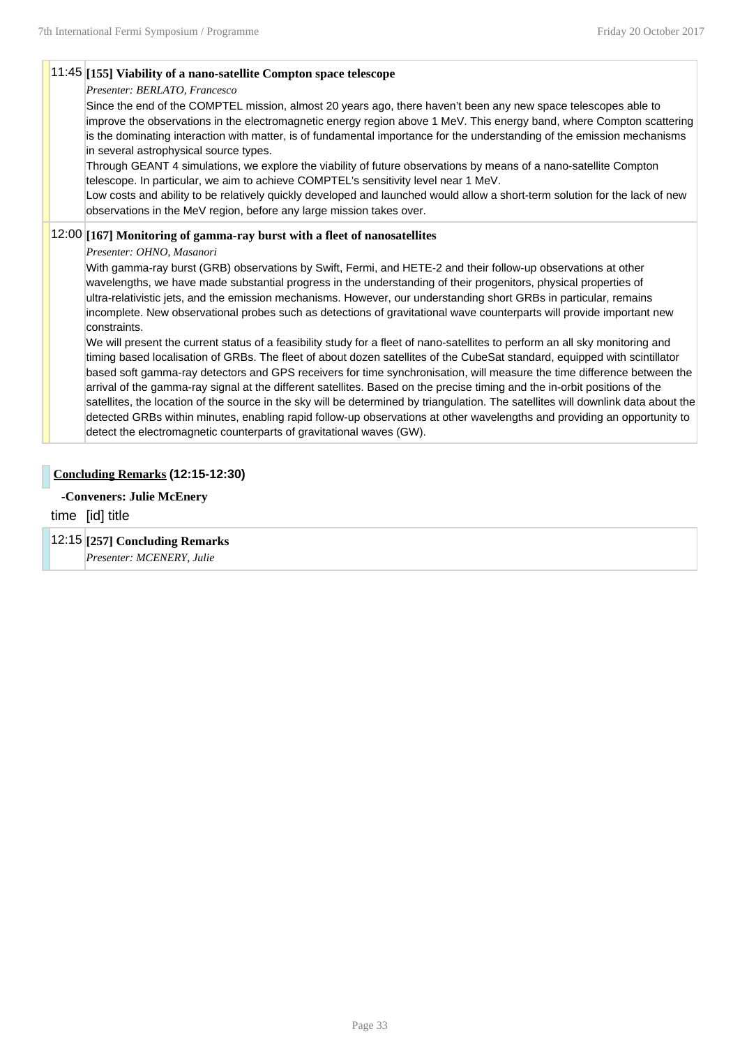11:45 **[155] Viability of a nano-satellite Compton space telescope**

*Presenter: BERLATO, Francesco*

Since the end of the COMPTEL mission, almost 20 years ago, there haven't been any new space telescopes able to improve the observations in the electromagnetic energy region above 1 MeV. This energy band, where Compton scattering is the dominating interaction with matter, is of fundamental importance for the understanding of the emission mechanisms in several astrophysical source types.

Through GEANT 4 simulations, we explore the viability of future observations by means of a nano-satellite Compton telescope. In particular, we aim to achieve COMPTEL's sensitivity level near 1 MeV.

Low costs and ability to be relatively quickly developed and launched would allow a short-term solution for the lack of new observations in the MeV region, before any large mission takes over.

12:00 **[167] Monitoring of gamma-ray burst with a fleet of nanosatellites**

*Presenter: OHNO, Masanori*

With gamma-ray burst (GRB) observations by Swift, Fermi, and HETE-2 and their follow-up observations at other wavelengths, we have made substantial progress in the understanding of their progenitors, physical properties of ultra-relativistic jets, and the emission mechanisms. However, our understanding short GRBs in particular, remains incomplete. New observational probes such as detections of gravitational wave counterparts will provide important new constraints.

We will present the current status of a feasibility study for a fleet of nano-satellites to perform an all sky monitoring and timing based localisation of GRBs. The fleet of about dozen satellites of the CubeSat standard, equipped with scintillator based soft gamma-ray detectors and GPS receivers for time synchronisation, will measure the time difference between the arrival of the gamma-ray signal at the different satellites. Based on the precise timing and the in-orbit positions of the satellites, the location of the source in the sky will be determined by triangulation. The satellites will downlink data about the detected GRBs within minutes, enabling rapid follow-up observations at other wavelengths and providing an opportunity to detect the electromagnetic counterparts of gravitational waves (GW).

## Concluding Remarks (12:15-12:30)

**-Conveners: Julie McEnery**

time [id] title

12:15 **[257] Concluding Remarks**

*Presenter: MCENERY, Julie*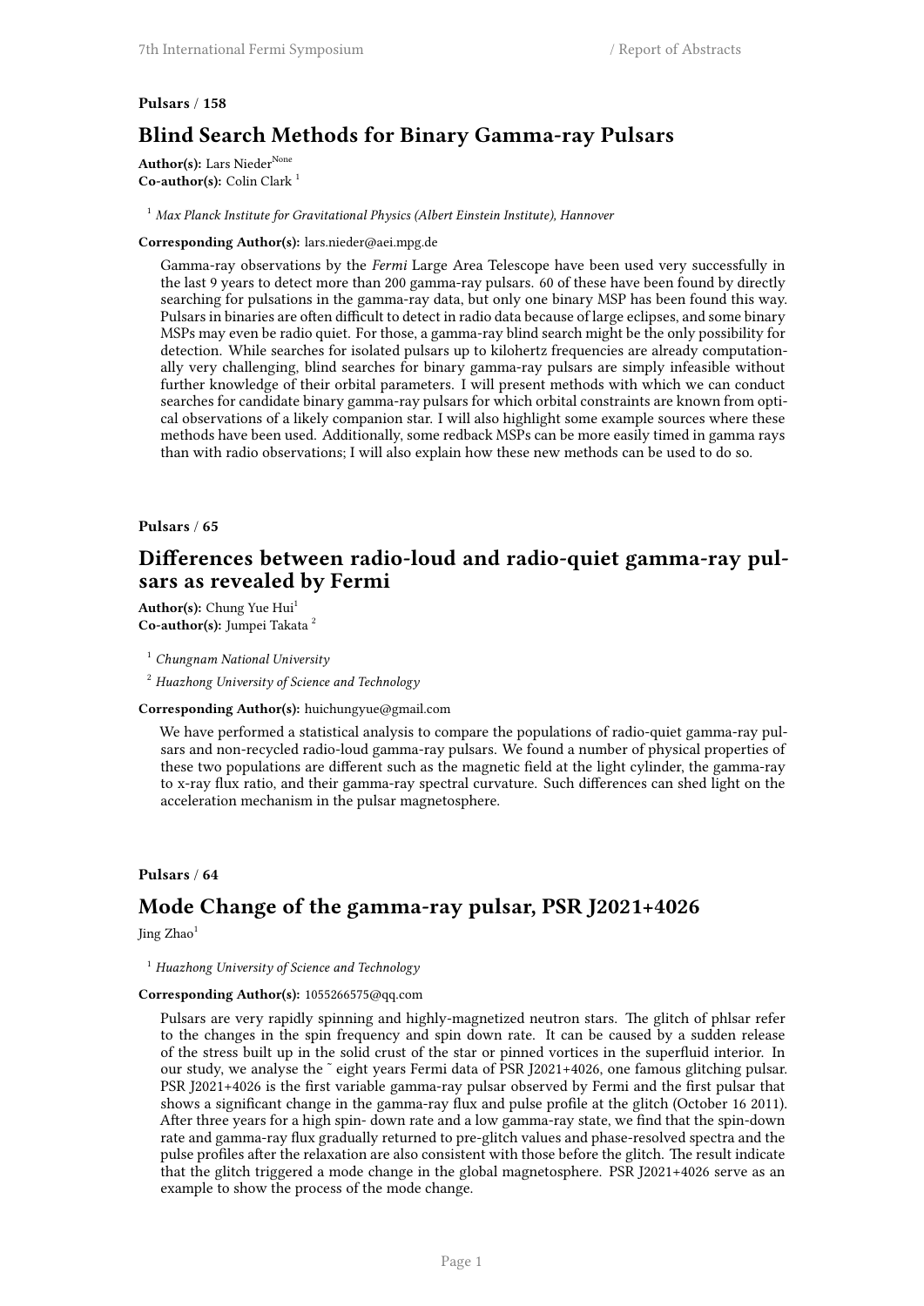**Pulsars** / **158**

## Blind Search Methods for Binary Gamma-ray Pulsars

**Author(s):** Lars Nieder[None]
**Co-author(s):** Colin Clark [1]

[1] *Max Planck Institute for Gravitational Physics (Albert Einstein Institute), Hannover*

**Corresponding Author(s):** lars.nieder@aei.mpg.de

Gamma-ray observations by the *Fermi* Large Area Telescope have been used very successfully in the last 9 years to detect more than 200 gamma-ray pulsars. 60 of these have been found by directly searching for pulsations in the gamma-ray data, but only one binary MSP has been found this way. Pulsars in binaries are often difficult to detect in radio data because of large eclipses, and some binary MSPs may even be radio quiet. For those, a gamma-ray blind search might be the only possibility for detection. While searches for isolated pulsars up to kilohertz frequencies are already computationally very challenging, blind searches for binary gamma-ray pulsars are simply infeasible without further knowledge of their orbital parameters. I will present methods with which we can conduct searches for candidate binary gamma-ray pulsars for which orbital constraints are known from optical observations of a likely companion star. I will also highlight some example sources where these methods have been used. Additionally, some redback MSPs can be more easily timed in gamma rays than with radio observations; I will also explain how these new methods can be used to do so.

**Pulsars** / **65**

## Differences between radio-loud and radio-quiet gamma-ray pulsars as revealed by Fermi

**Author(s):** Chung Yue Hui[1]
**Co-author(s):** Jumpei Takata [2]

[1] *Chungnam National University*

[2] *Huazhong University of Science and Technology*

**Corresponding Author(s):** huichungyue@gmail.com

We have performed a statistical analysis to compare the populations of radio-quiet gamma-ray pulsars and non-recycled radio-loud gamma-ray pulsars. We found a number of physical properties of these two populations are different such as the magnetic field at the light cylinder, the gamma-ray to x-ray flux ratio, and their gamma-ray spectral curvature. Such differences can shed light on the acceleration mechanism in the pulsar magnetosphere.

**Pulsars** / **64**

## Mode Change of the gamma-ray pulsar, PSR J2021+4026

Jing Zhao[1]

[1] *Huazhong University of Science and Technology*

**Corresponding Author(s):** 1055266575@qq.com

Pulsars are very rapidly spinning and highly-magnetized neutron stars. The glitch of phlsar refer to the changes in the spin frequency and spin down rate. It can be caused by a sudden release of the stress built up in the solid crust of the star or pinned vortices in the superfluid interior. In our study, we analyse the ~ eight years Fermi data of PSR J2021+4026, one famous glitching pulsar. PSR J2021+4026 is the first variable gamma-ray pulsar observed by Fermi and the first pulsar that shows a significant change in the gamma-ray flux and pulse profile at the glitch (October 16 2011). After three years for a high spin- down rate and a low gamma-ray state, we find that the spin-down rate and gamma-ray flux gradually returned to pre-glitch values and phase-resolved spectra and the pulse profiles after the relaxation are also consistent with those before the glitch. The result indicate that the glitch triggered a mode change in the global magnetosphere. PSR J2021+4026 serve as an example to show the process of the mode change.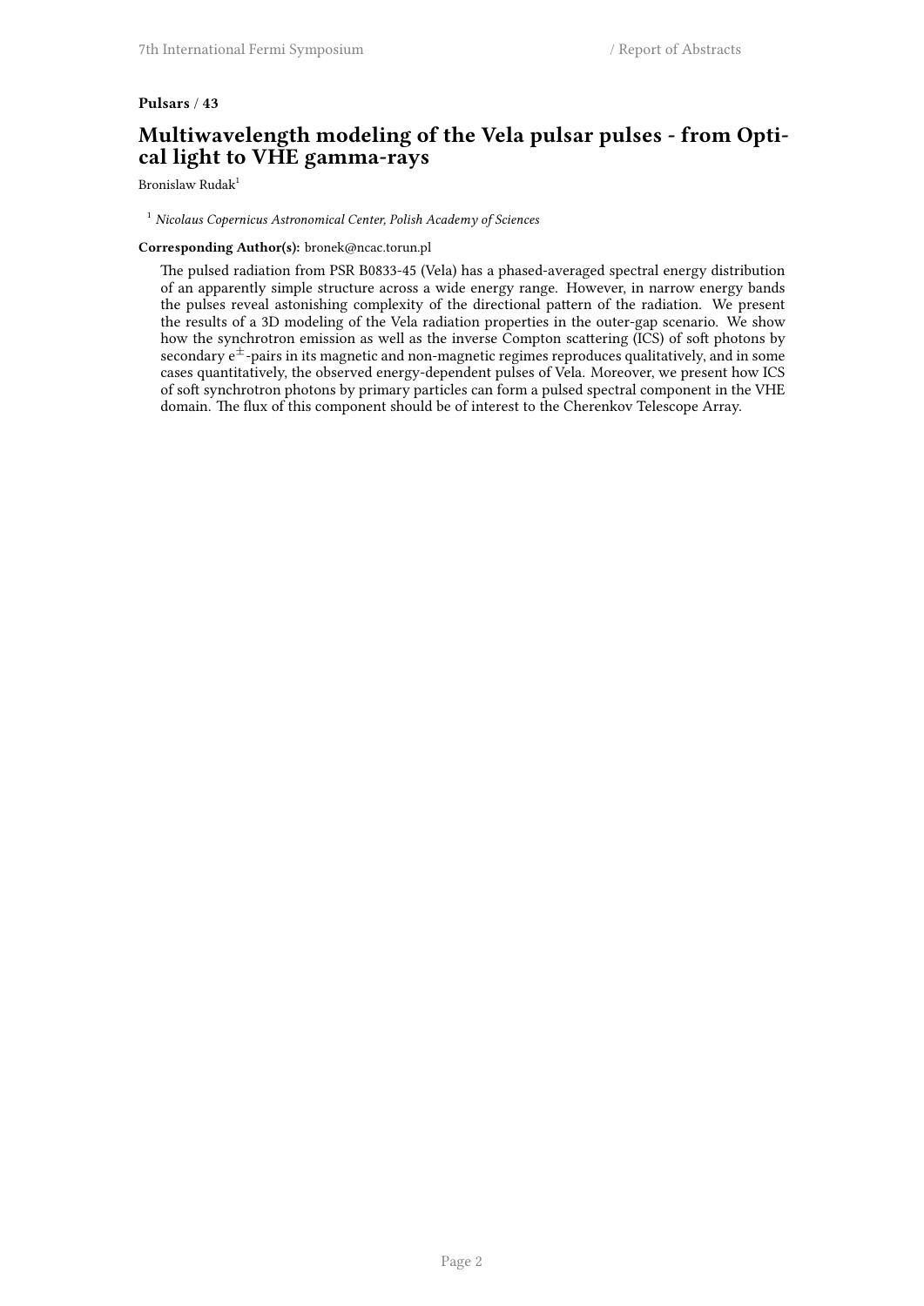**Pulsars** / **43**

## Multiwavelength modeling of the Vela pulsar pulses - from Optical light to VHE gamma-rays

Bronislaw Rudak[1]

[1] *Nicolaus Copernicus Astronomical Center, Polish Academy of Sciences*

**Corresponding Author(s):** bronek@ncac.torun.pl

The pulsed radiation from PSR B0833-45 (Vela) has a phased-averaged spectral energy distribution of an apparently simple structure across a wide energy range. However, in narrow energy bands the pulses reveal astonishing complexity of the directional pattern of the radiation. We present the results of a 3D modeling of the Vela radiation properties in the outer-gap scenario. We show how the synchrotron emission as well as the inverse Compton scattering (ICS) of soft photons by secondary $e^{\pm}$-pairs in its magnetic and non-magnetic regimes reproduces qualitatively, and in some cases quantitatively, the observed energy-dependent pulses of Vela. Moreover, we present how ICS of soft synchrotron photons by primary particles can form a pulsed spectral component in the VHE domain. The flux of this component should be of interest to the Cherenkov Telescope Array.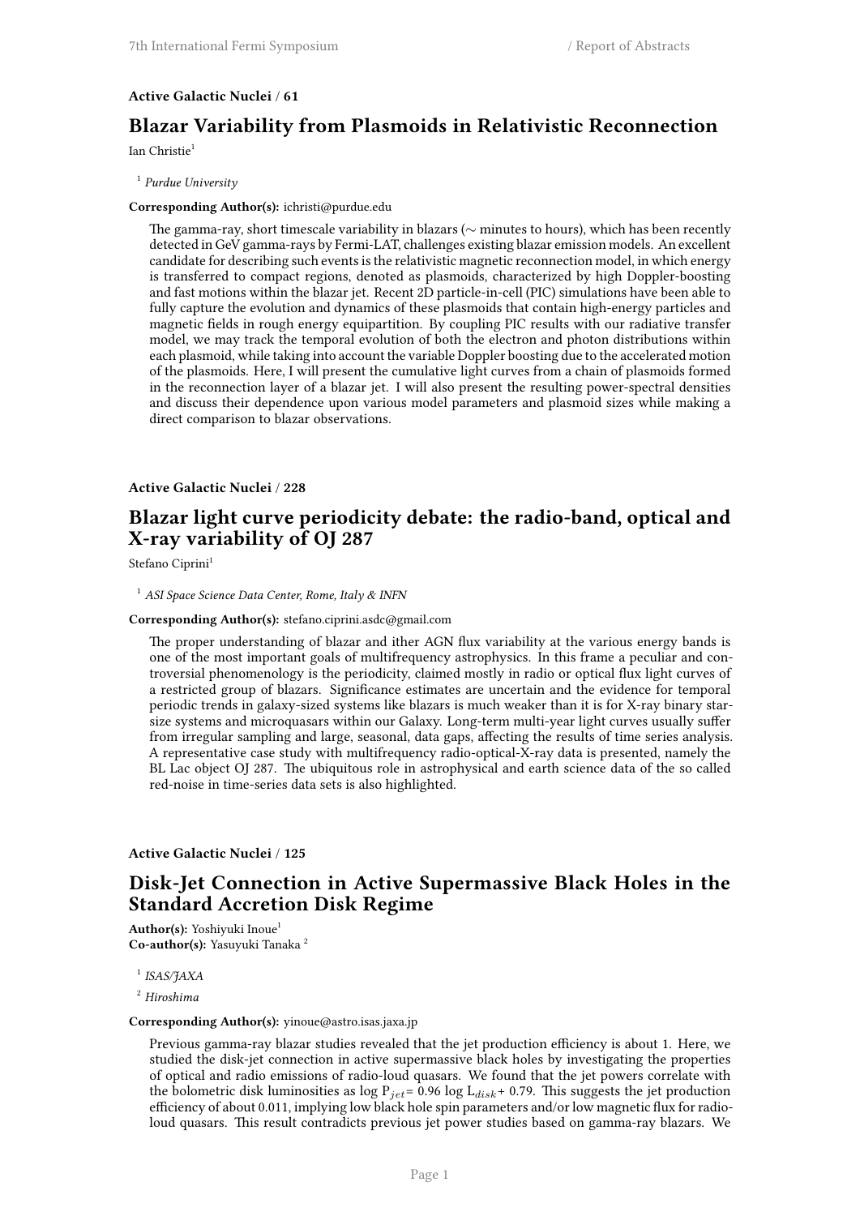**Active Galactic Nuclei / 61**

## Blazar Variability from Plasmoids in Relativistic Reconnection

Ian Christie[1]

[1] *Purdue University*

**Corresponding Author(s):** ichristi@purdue.edu

The gamma-ray, short timescale variability in blazars (∼ minutes to hours), which has been recently detected in GeV gamma-rays by Fermi-LAT, challenges existing blazar emission models. An excellent candidate for describing such events is the relativistic magnetic reconnection model, in which energy is transferred to compact regions, denoted as plasmoids, characterized by high Doppler-boosting and fast motions within the blazar jet. Recent 2D particle-in-cell (PIC) simulations have been able to fully capture the evolution and dynamics of these plasmoids that contain high-energy particles and magnetic fields in rough energy equipartition. By coupling PIC results with our radiative transfer model, we may track the temporal evolution of both the electron and photon distributions within each plasmoid, while taking into account the variable Doppler boosting due to the accelerated motion of the plasmoids. Here, I will present the cumulative light curves from a chain of plasmoids formed in the reconnection layer of a blazar jet. I will also present the resulting power-spectral densities and discuss their dependence upon various model parameters and plasmoid sizes while making a direct comparison to blazar observations.

**Active Galactic Nuclei / 228**

## Blazar light curve periodicity debate: the radio-band, optical and X-ray variability of OJ 287

Stefano Ciprini[1]

[1] *ASI Space Science Data Center, Rome, Italy & INFN*

**Corresponding Author(s):** stefano.ciprini.asdc@gmail.com

The proper understanding of blazar and ither AGN flux variability at the various energy bands is one of the most important goals of multifrequency astrophysics. In this frame a peculiar and controversial phenomenology is the periodicity, claimed mostly in radio or optical flux light curves of a restricted group of blazars. Significance estimates are uncertain and the evidence for temporal periodic trends in galaxy-sized systems like blazars is much weaker than it is for X-ray binary star-size systems and microquasars within our Galaxy. Long-term multi-year light curves usually suffer from irregular sampling and large, seasonal, data gaps, affecting the results of time series analysis. A representative case study with multifrequency radio-optical-X-ray data is presented, namely the BL Lac object OJ 287. The ubiquitous role in astrophysical and earth science data of the so called red-noise in time-series data sets is also highlighted.

**Active Galactic Nuclei / 125**

## Disk-Jet Connection in Active Supermassive Black Holes in the Standard Accretion Disk Regime

**Author(s):** Yoshiyuki Inoue[1]
**Co-author(s):** Yasuyuki Tanaka [2]

[1] *ISAS/JAXA*

[2] *Hiroshima*

**Corresponding Author(s):** yinoue@astro.isas.jaxa.jp

Previous gamma-ray blazar studies revealed that the jet production efficiency is about 1. Here, we studied the disk-jet connection in active supermassive black holes by investigating the properties of optical and radio emissions of radio-loud quasars. We found that the jet powers correlate with the bolometric disk luminosities as log $P_{jet}$= 0.96 log $L_{disk}$+ 0.79. This suggests the jet production efficiency of about 0.011, implying low black hole spin parameters and/or low magnetic flux for radio-loud quasars. This result contradicts previous jet power studies based on gamma-ray blazars. We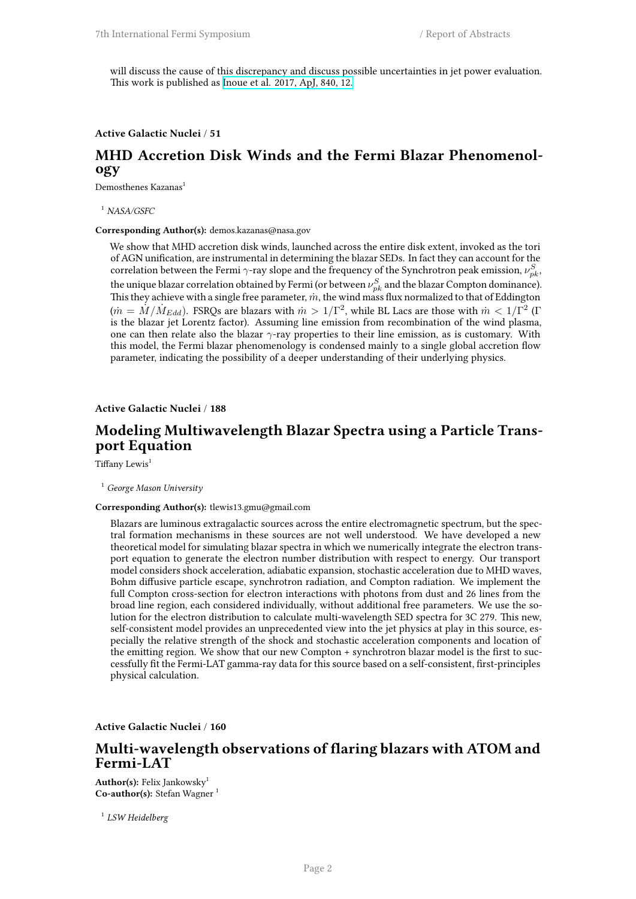will discuss the cause of this discrepancy and discuss possible uncertainties in jet power evaluation. This work is published as Inoue et al. 2017, ApJ, 840, 12.

**Active Galactic Nuclei / 51**

## MHD Accretion Disk Winds and the Fermi Blazar Phenomenology

Demosthenes Kazanas[1]

[1] *NASA/GSFC*

**Corresponding Author(s):** demos.kazanas@nasa.gov

We show that MHD accretion disk winds, launched across the entire disk extent, invoked as the tori of AGN unification, are instrumental in determining the blazar SEDs. In fact they can account for the correlation between the Fermi $\gamma$-ray slope and the frequency of the Synchrotron peak emission, $\nu^S_{pk}$, the unique blazar correlation obtained by Fermi (or between $\nu^S_{pk}$ and the blazar Compton dominance). This they achieve with a single free parameter, $\dot{m}$, the wind mass flux normalized to that of Eddington ($\dot{m} = \dot{M}/\dot{M}_{Edd}$). FSRQs are blazars with $\dot{m} > 1/\Gamma^2$, while BL Lacs are those with $\dot{m} < 1/\Gamma^2$ ($\Gamma$ is the blazar jet Lorentz factor). Assuming line emission from recombination of the wind plasma, one can then relate also the blazar $\gamma$-ray properties to their line emission, as is customary. With this model, the Fermi blazar phenomenology is condensed mainly to a single global accretion flow parameter, indicating the possibility of a deeper understanding of their underlying physics.

**Active Galactic Nuclei / 188**

## Modeling Multiwavelength Blazar Spectra using a Particle Transport Equation

Tiffany Lewis[1]

[1] *George Mason University*

**Corresponding Author(s):** tlewis13.gmu@gmail.com

Blazars are luminous extragalactic sources across the entire electromagnetic spectrum, but the spectral formation mechanisms in these sources are not well understood. We have developed a new theoretical model for simulating blazar spectra in which we numerically integrate the electron transport equation to generate the electron number distribution with respect to energy. Our transport model considers shock acceleration, adiabatic expansion, stochastic acceleration due to MHD waves, Bohm diffusive particle escape, synchrotron radiation, and Compton radiation. We implement the full Compton cross-section for electron interactions with photons from dust and 26 lines from the broad line region, each considered individually, without additional free parameters. We use the solution for the electron distribution to calculate multi-wavelength SED spectra for 3C 279. This new, self-consistent model provides an unprecedented view into the jet physics at play in this source, especially the relative strength of the shock and stochastic acceleration components and location of the emitting region. We show that our new Compton + synchrotron blazar model is the first to successfully fit the Fermi-LAT gamma-ray data for this source based on a self-consistent, first-principles physical calculation.

**Active Galactic Nuclei / 160**

## Multi-wavelength observations of flaring blazars with ATOM and Fermi-LAT

**Author(s):** Felix Jankowsky[1]
**Co-author(s):** Stefan Wagner [1]

[1] *LSW Heidelberg*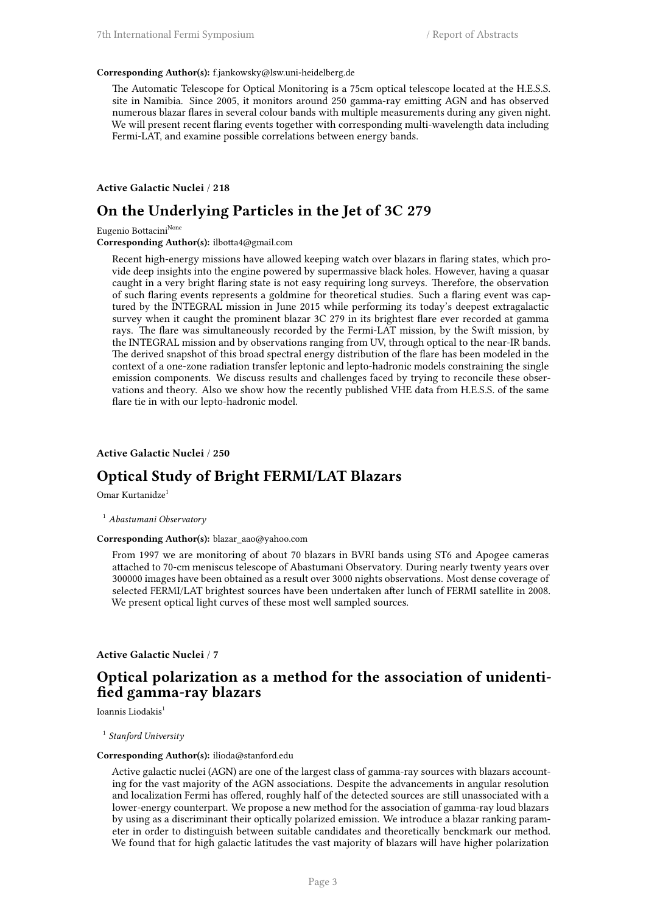**Corresponding Author(s):** f.jankowsky@lsw.uni-heidelberg.de

The Automatic Telescope for Optical Monitoring is a 75cm optical telescope located at the H.E.S.S. site in Namibia. Since 2005, it monitors around 250 gamma-ray emitting AGN and has observed numerous blazar flares in several colour bands with multiple measurements during any given night. We will present recent flaring events together with corresponding multi-wavelength data including Fermi-LAT, and examine possible correlations between energy bands.

**Active Galactic Nuclei / 218**

## On the Underlying Particles in the Jet of 3C 279

Eugenio Bottacini[None]

**Corresponding Author(s):** ilbotta4@gmail.com

Recent high-energy missions have allowed keeping watch over blazars in flaring states, which provide deep insights into the engine powered by supermassive black holes. However, having a quasar caught in a very bright flaring state is not easy requiring long surveys. Therefore, the observation of such flaring events represents a goldmine for theoretical studies. Such a flaring event was captured by the INTEGRAL mission in June 2015 while performing its today's deepest extragalactic survey when it caught the prominent blazar 3C 279 in its brightest flare ever recorded at gamma rays. The flare was simultaneously recorded by the Fermi-LAT mission, by the Swift mission, by the INTEGRAL mission and by observations ranging from UV, through optical to the near-IR bands. The derived snapshot of this broad spectral energy distribution of the flare has been modeled in the context of a one-zone radiation transfer leptonic and lepto-hadronic models constraining the single emission components. We discuss results and challenges faced by trying to reconcile these observations and theory. Also we show how the recently published VHE data from H.E.S.S. of the same flare tie in with our lepto-hadronic model.

**Active Galactic Nuclei / 250**

## Optical Study of Bright FERMI/LAT Blazars

Omar Kurtanidze[1]

[1] *Abastumani Observatory*

**Corresponding Author(s):** blazar_aao@yahoo.com

From 1997 we are monitoring of about 70 blazars in BVRI bands using ST6 and Apogee cameras attached to 70-cm meniscus telescope of Abastumani Observatory. During nearly twenty years over 300000 images have been obtained as a result over 3000 nights observations. Most dense coverage of selected FERMI/LAT brightest sources have been undertaken after lunch of FERMI satellite in 2008. We present optical light curves of these most well sampled sources.

**Active Galactic Nuclei / 7**

## Optical polarization as a method for the association of unidentified gamma-ray blazars

Ioannis Liodakis[1]

[1] *Stanford University*

**Corresponding Author(s):** ilioda@stanford.edu

Active galactic nuclei (AGN) are one of the largest class of gamma-ray sources with blazars accounting for the vast majority of the AGN associations. Despite the advancements in angular resolution and localization Fermi has offered, roughly half of the detected sources are still unassociated with a lower-energy counterpart. We propose a new method for the association of gamma-ray loud blazars by using as a discriminant their optically polarized emission. We introduce a blazar ranking parameter in order to distinguish between suitable candidates and theoretically benckmark our method. We found that for high galactic latitudes the vast majority of blazars will have higher polarization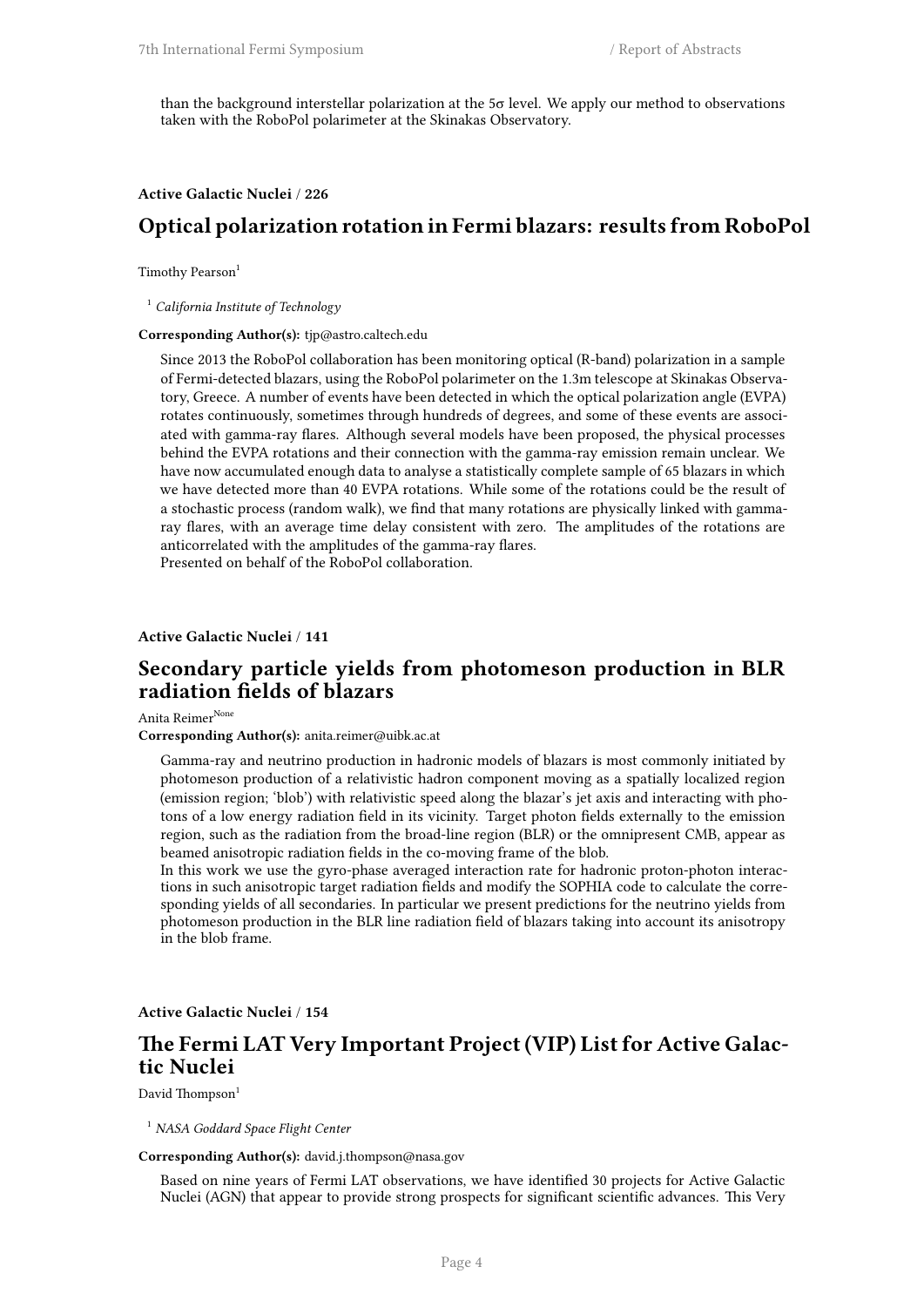than the background interstellar polarization at the 5σ level. We apply our method to observations taken with the RoboPol polarimeter at the Skinakas Observatory.

**Active Galactic Nuclei / 226**

## Optical polarization rotation in Fermi blazars: results from RoboPol

Timothy Pearson[1]

[1] *California Institute of Technology*

**Corresponding Author(s):** tjp@astro.caltech.edu

Since 2013 the RoboPol collaboration has been monitoring optical (R-band) polarization in a sample of Fermi-detected blazars, using the RoboPol polarimeter on the 1.3m telescope at Skinakas Observatory, Greece. A number of events have been detected in which the optical polarization angle (EVPA) rotates continuously, sometimes through hundreds of degrees, and some of these events are associated with gamma-ray flares. Although several models have been proposed, the physical processes behind the EVPA rotations and their connection with the gamma-ray emission remain unclear. We have now accumulated enough data to analyse a statistically complete sample of 65 blazars in which we have detected more than 40 EVPA rotations. While some of the rotations could be the result of a stochastic process (random walk), we find that many rotations are physically linked with gamma-ray flares, with an average time delay consistent with zero. The amplitudes of the rotations are anticorrelated with the amplitudes of the gamma-ray flares.
Presented on behalf of the RoboPol collaboration.

**Active Galactic Nuclei / 141**

## Secondary particle yields from photomeson production in BLR radiation fields of blazars

Anita Reimer[None]

**Corresponding Author(s):** anita.reimer@uibk.ac.at

Gamma-ray and neutrino production in hadronic models of blazars is most commonly initiated by photomeson production of a relativistic hadron component moving as a spatially localized region (emission region; 'blob') with relativistic speed along the blazar's jet axis and interacting with photons of a low energy radiation field in its vicinity. Target photon fields externally to the emission region, such as the radiation from the broad-line region (BLR) or the omnipresent CMB, appear as beamed anisotropic radiation fields in the co-moving frame of the blob.
In this work we use the gyro-phase averaged interaction rate for hadronic proton-photon interactions in such anisotropic target radiation fields and modify the SOPHIA code to calculate the corresponding yields of all secondaries. In particular we present predictions for the neutrino yields from photomeson production in the BLR line radiation field of blazars taking into account its anisotropy in the blob frame.

**Active Galactic Nuclei / 154**

## The Fermi LAT Very Important Project (VIP) List for Active Galactic Nuclei

David Thompson[1]

[1] *NASA Goddard Space Flight Center*

**Corresponding Author(s):** david.j.thompson@nasa.gov

Based on nine years of Fermi LAT observations, we have identified 30 projects for Active Galactic Nuclei (AGN) that appear to provide strong prospects for significant scientific advances. This Very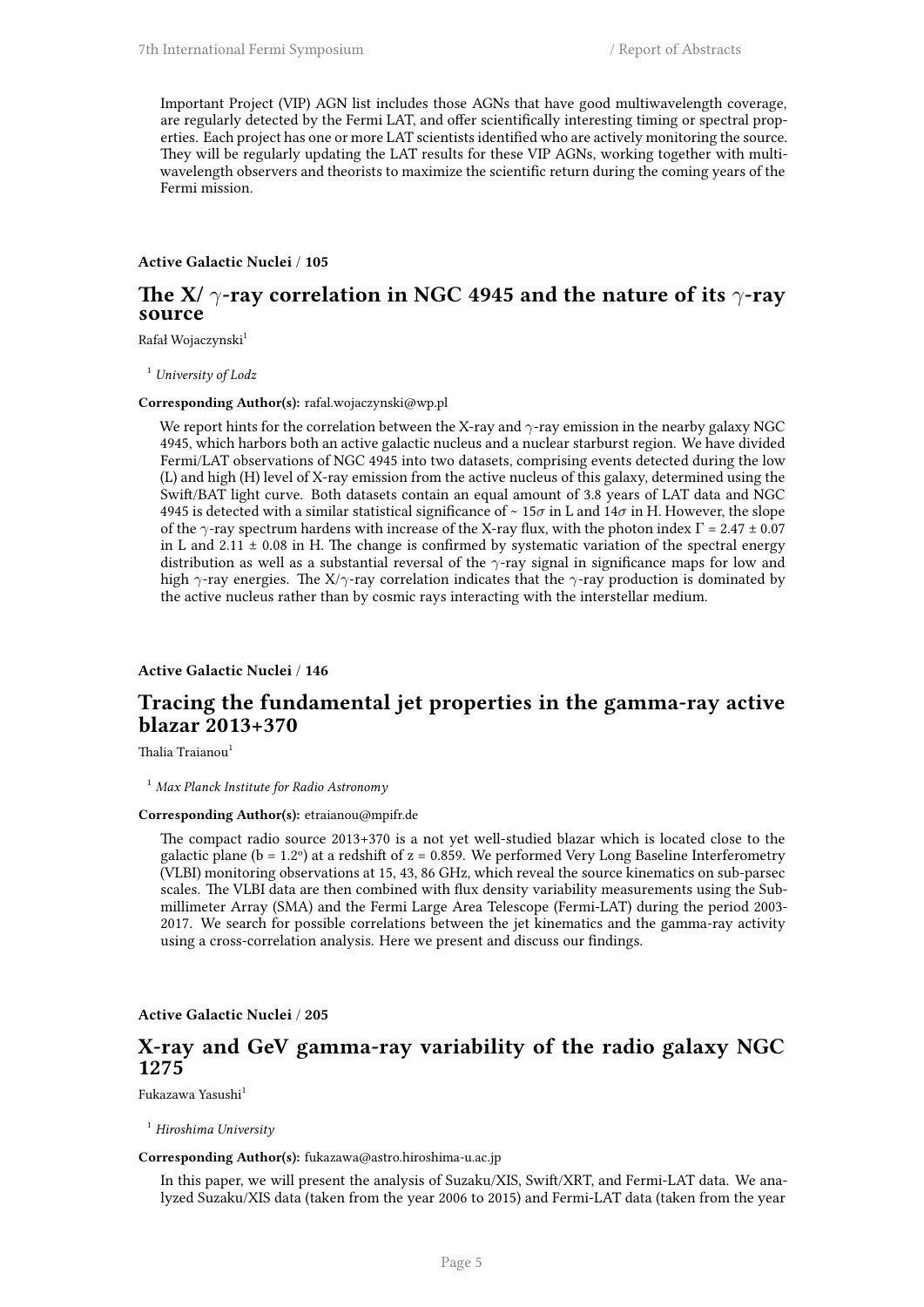Important Project (VIP) AGN list includes those AGNs that have good multiwavelength coverage, are regularly detected by the Fermi LAT, and offer scientifically interesting timing or spectral properties. Each project has one or more LAT scientists identified who are actively monitoring the source. They will be regularly updating the LAT results for these VIP AGNs, working together with multiwavelength observers and theorists to maximize the scientific return during the coming years of the Fermi mission.

**Active Galactic Nuclei / 105**

## The X/ $\gamma$-ray correlation in NGC 4945 and the nature of its $\gamma$-ray source

Rafał Wojaczynski[1]

[1] *University of Lodz*

**Corresponding Author(s):** rafal.wojaczynski@wp.pl

We report hints for the correlation between the X-ray and $\gamma$-ray emission in the nearby galaxy NGC 4945, which harbors both an active galactic nucleus and a nuclear starburst region. We have divided Fermi/LAT observations of NGC 4945 into two datasets, comprising events detected during the low (L) and high (H) level of X-ray emission from the active nucleus of this galaxy, determined using the Swift/BAT light curve. Both datasets contain an equal amount of 3.8 years of LAT data and NGC 4945 is detected with a similar statistical significance of ~ $15\sigma$ in L and $14\sigma$ in H. However, the slope of the $\gamma$-ray spectrum hardens with increase of the X-ray flux, with the photon index $\Gamma = 2.47 \pm 0.07$ in L and $2.11 \pm 0.08$ in H. The change is confirmed by systematic variation of the spectral energy distribution as well as a substantial reversal of the $\gamma$-ray signal in significance maps for low and high $\gamma$-ray energies. The X/$\gamma$-ray correlation indicates that the $\gamma$-ray production is dominated by the active nucleus rather than by cosmic rays interacting with the interstellar medium.

**Active Galactic Nuclei / 146**

## Tracing the fundamental jet properties in the gamma-ray active blazar 2013+370

Thalia Traianou[1]

[1] *Max Planck Institute for Radio Astronomy*

**Corresponding Author(s):** etraianou@mpifr.de

The compact radio source 2013+370 is a not yet well-studied blazar which is located close to the galactic plane (b = 1.2°) at a redshift of z = 0.859. We performed Very Long Baseline Interferometry (VLBI) monitoring observations at 15, 43, 86 GHz, which reveal the source kinematics on sub-parsec scales. The VLBI data are then combined with flux density variability measurements using the Submillimeter Array (SMA) and the Fermi Large Area Telescope (Fermi-LAT) during the period 2003-2017. We search for possible correlations between the jet kinematics and the gamma-ray activity using a cross-correlation analysis. Here we present and discuss our findings.

**Active Galactic Nuclei / 205**

## X-ray and GeV gamma-ray variability of the radio galaxy NGC 1275

Fukazawa Yasushi[1]

[1] *Hiroshima University*

**Corresponding Author(s):** fukazawa@astro.hiroshima-u.ac.jp

In this paper, we will present the analysis of Suzaku/XIS, Swift/XRT, and Fermi-LAT data. We analyzed Suzaku/XIS data (taken from the year 2006 to 2015) and Fermi-LAT data (taken from the year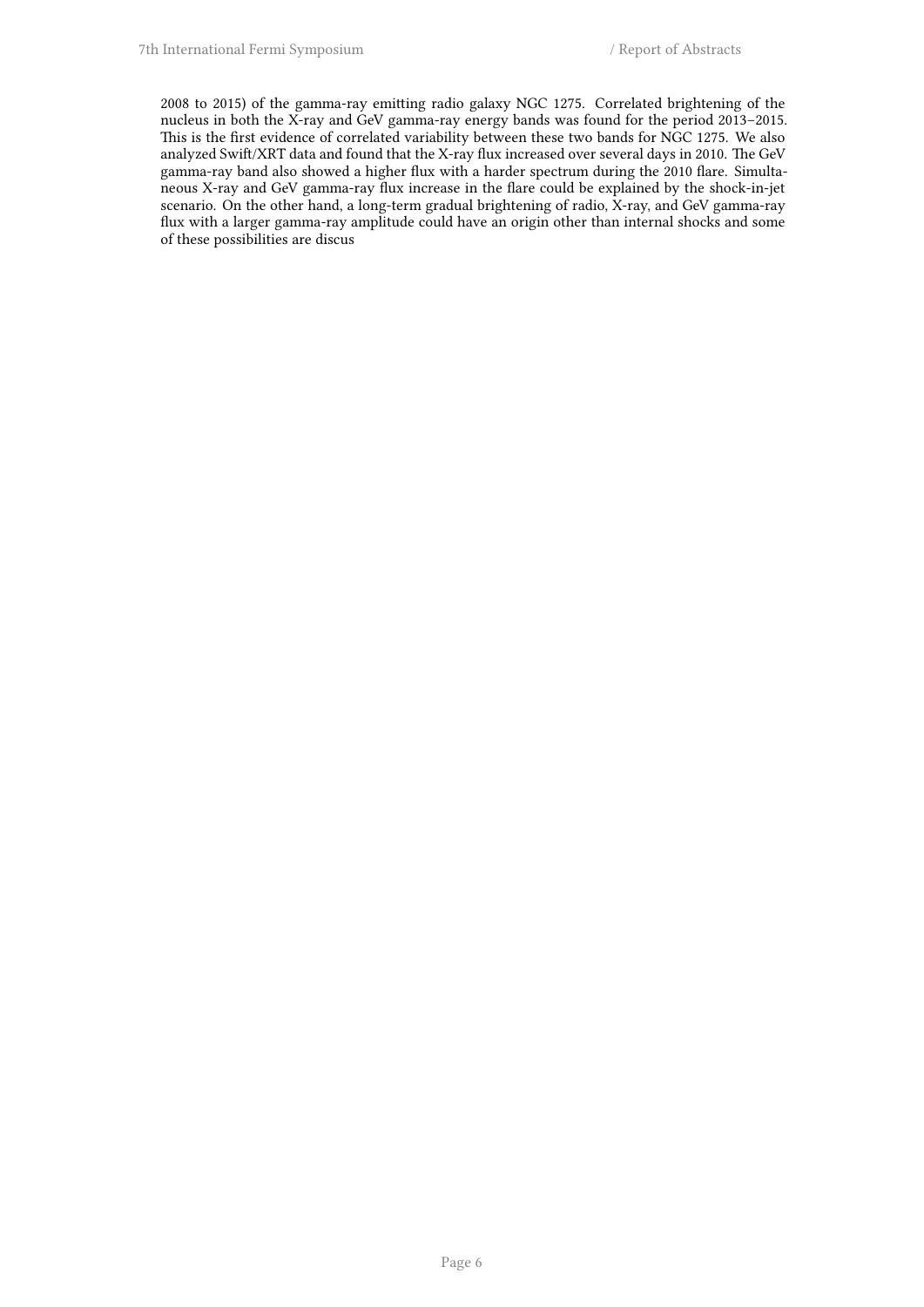2008 to 2015) of the gamma-ray emitting radio galaxy NGC 1275. Correlated brightening of the nucleus in both the X-ray and GeV gamma-ray energy bands was found for the period 2013–2015. This is the first evidence of correlated variability between these two bands for NGC 1275. We also analyzed Swift/XRT data and found that the X-ray flux increased over several days in 2010. The GeV gamma-ray band also showed a higher flux with a harder spectrum during the 2010 flare. Simultaneous X-ray and GeV gamma-ray flux increase in the flare could be explained by the shock-in-jet scenario. On the other hand, a long-term gradual brightening of radio, X-ray, and GeV gamma-ray flux with a larger gamma-ray amplitude could have an origin other than internal shocks and some of these possibilities are discus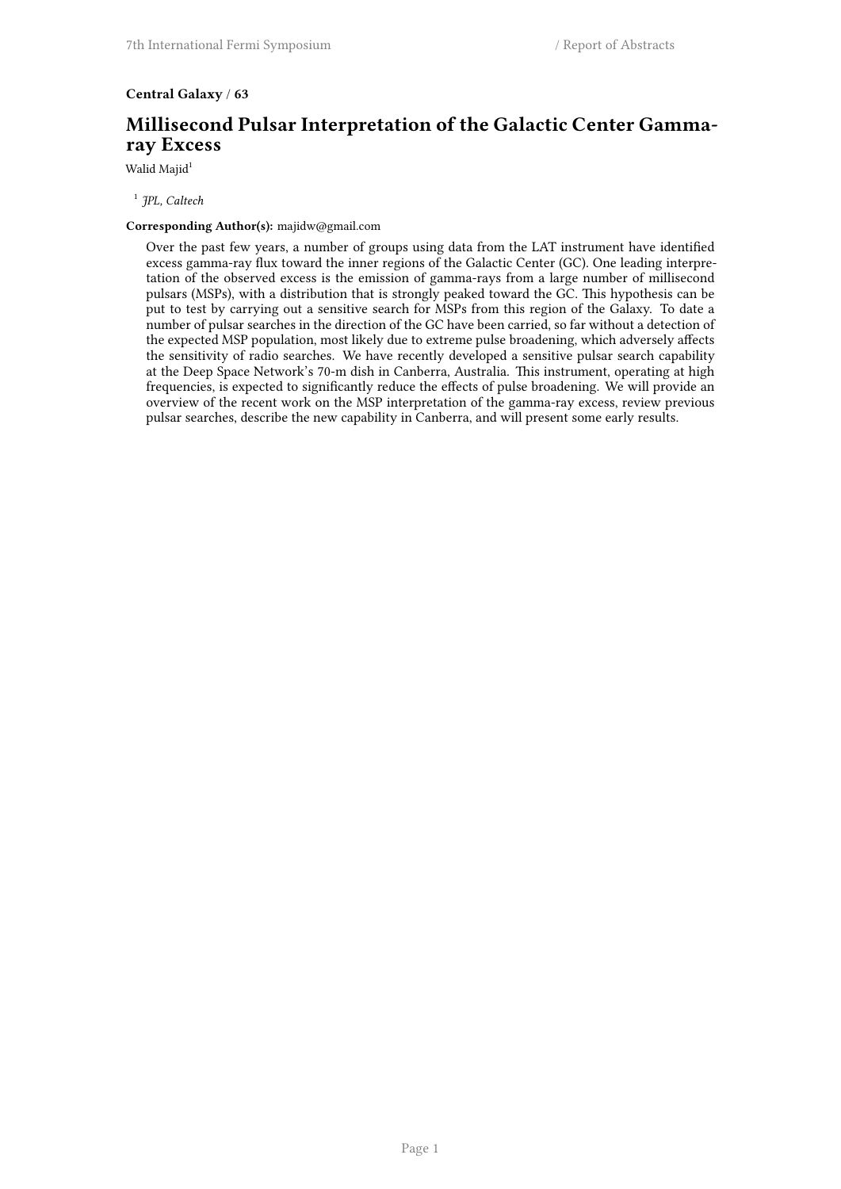**Central Galaxy / 63**

## Millisecond Pulsar Interpretation of the Galactic Center Gamma-ray Excess

Walid Majid[1]

[1] *JPL, Caltech*

**Corresponding Author(s):** majidw@gmail.com

Over the past few years, a number of groups using data from the LAT instrument have identified excess gamma-ray flux toward the inner regions of the Galactic Center (GC). One leading interpretation of the observed excess is the emission of gamma-rays from a large number of millisecond pulsars (MSPs), with a distribution that is strongly peaked toward the GC. This hypothesis can be put to test by carrying out a sensitive search for MSPs from this region of the Galaxy. To date a number of pulsar searches in the direction of the GC have been carried, so far without a detection of the expected MSP population, most likely due to extreme pulse broadening, which adversely affects the sensitivity of radio searches. We have recently developed a sensitive pulsar search capability at the Deep Space Network's 70-m dish in Canberra, Australia. This instrument, operating at high frequencies, is expected to significantly reduce the effects of pulse broadening. We will provide an overview of the recent work on the MSP interpretation of the gamma-ray excess, review previous pulsar searches, describe the new capability in Canberra, and will present some early results.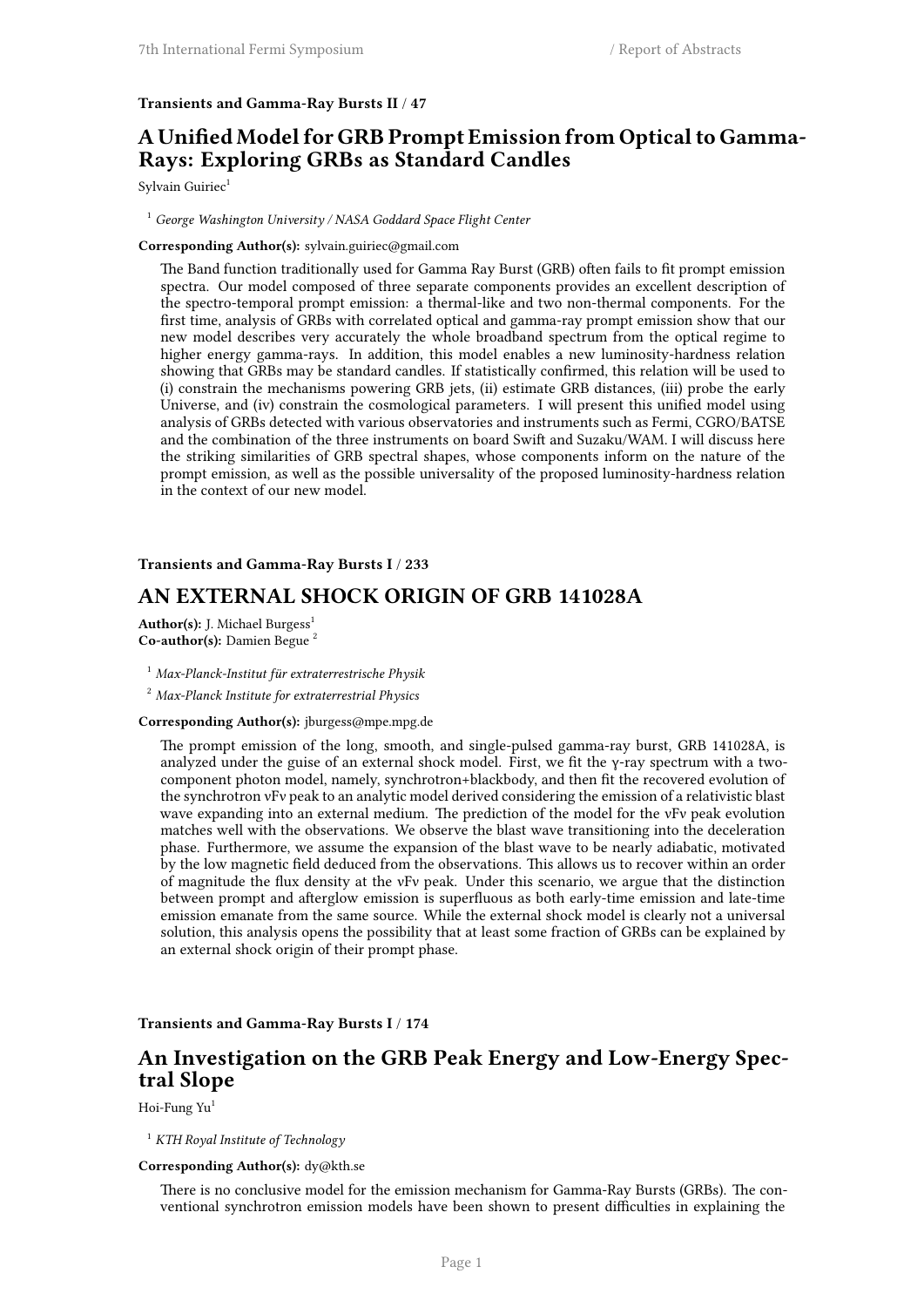**Transients and Gamma-Ray Bursts II / 47**

## A Unified Model for GRB Prompt Emission from Optical to Gamma-Rays: Exploring GRBs as Standard Candles

Sylvain Guiriec[1]

[1] *George Washington University / NASA Goddard Space Flight Center*

**Corresponding Author(s):** sylvain.guiriec@gmail.com

The Band function traditionally used for Gamma Ray Burst (GRB) often fails to fit prompt emission spectra. Our model composed of three separate components provides an excellent description of the spectro-temporal prompt emission: a thermal-like and two non-thermal components. For the first time, analysis of GRBs with correlated optical and gamma-ray prompt emission show that our new model describes very accurately the whole broadband spectrum from the optical regime to higher energy gamma-rays. In addition, this model enables a new luminosity-hardness relation showing that GRBs may be standard candles. If statistically confirmed, this relation will be used to (i) constrain the mechanisms powering GRB jets, (ii) estimate GRB distances, (iii) probe the early Universe, and (iv) constrain the cosmological parameters. I will present this unified model using analysis of GRBs detected with various observatories and instruments such as Fermi, CGRO/BATSE and the combination of the three instruments on board Swift and Suzaku/WAM. I will discuss here the striking similarities of GRB spectral shapes, whose components inform on the nature of the prompt emission, as well as the possible universality of the proposed luminosity-hardness relation in the context of our new model.

**Transients and Gamma-Ray Bursts I / 233**

## AN EXTERNAL SHOCK ORIGIN OF GRB 141028A

**Author(s):** J. Michael Burgess[1]
**Co-author(s):** Damien Begue [2]

[1] *Max-Planck-Institut für extraterrestrische Physik*

[2] *Max-Planck Institute for extraterrestrial Physics*

**Corresponding Author(s):** jburgess@mpe.mpg.de

The prompt emission of the long, smooth, and single-pulsed gamma-ray burst, GRB 141028A, is analyzed under the guise of an external shock model. First, we fit the $\gamma$-ray spectrum with a two-component photon model, namely, synchrotron+blackbody, and then fit the recovered evolution of the synchrotron $\nu F\nu$ peak to an analytic model derived considering the emission of a relativistic blast wave expanding into an external medium. The prediction of the model for the $\nu F\nu$ peak evolution matches well with the observations. We observe the blast wave transitioning into the deceleration phase. Furthermore, we assume the expansion of the blast wave to be nearly adiabatic, motivated by the low magnetic field deduced from the observations. This allows us to recover within an order of magnitude the flux density at the $\nu F\nu$ peak. Under this scenario, we argue that the distinction between prompt and afterglow emission is superfluous as both early-time emission and late-time emission emanate from the same source. While the external shock model is clearly not a universal solution, this analysis opens the possibility that at least some fraction of GRBs can be explained by an external shock origin of their prompt phase.

**Transients and Gamma-Ray Bursts I / 174**

## An Investigation on the GRB Peak Energy and Low-Energy Spectral Slope

Hoi-Fung Yu[1]

[1] *KTH Royal Institute of Technology*

**Corresponding Author(s):** dy@kth.se

There is no conclusive model for the emission mechanism for Gamma-Ray Bursts (GRBs). The conventional synchrotron emission models have been shown to present difficulties in explaining the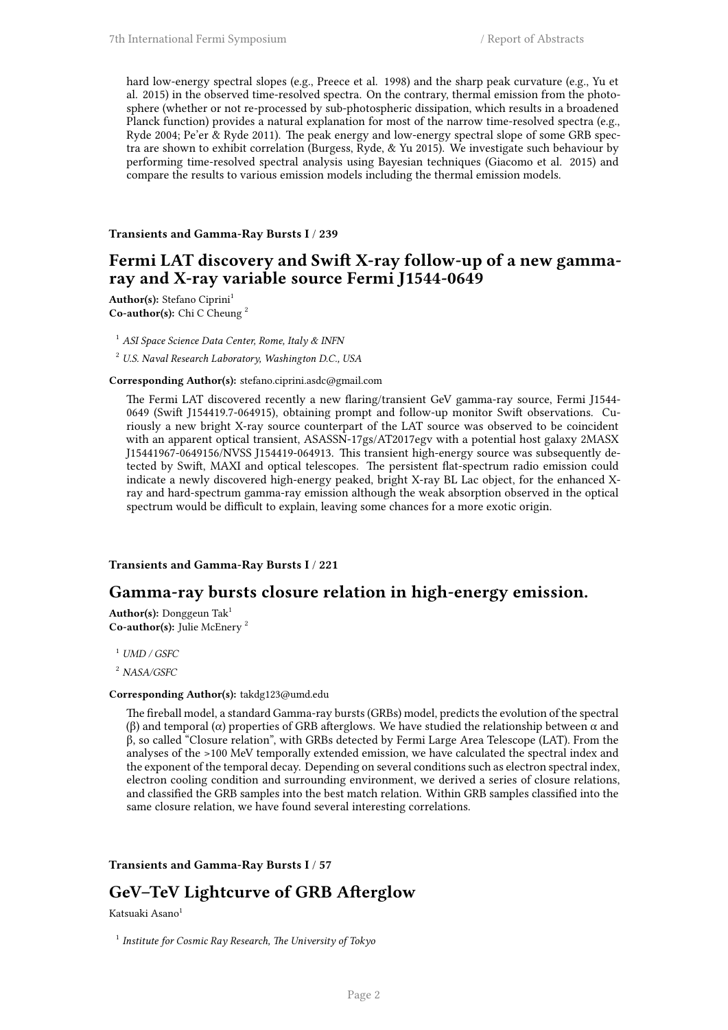hard low-energy spectral slopes (e.g., Preece et al. 1998) and the sharp peak curvature (e.g., Yu et al. 2015) in the observed time-resolved spectra. On the contrary, thermal emission from the photosphere (whether or not re-processed by sub-photospheric dissipation, which results in a broadened Planck function) provides a natural explanation for most of the narrow time-resolved spectra (e.g., Ryde 2004; Pe'er & Ryde 2011). The peak energy and low-energy spectral slope of some GRB spectra are shown to exhibit correlation (Burgess, Ryde, & Yu 2015). We investigate such behaviour by performing time-resolved spectral analysis using Bayesian techniques (Giacomo et al. 2015) and compare the results to various emission models including the thermal emission models.

**Transients and Gamma-Ray Bursts I / 239**

## Fermi LAT discovery and Swift X-ray follow-up of a new gamma-ray and X-ray variable source Fermi J1544-0649

**Author(s):** Stefano Ciprini[1]
**Co-author(s):** Chi C Cheung [2]

[1] *ASI Space Science Data Center, Rome, Italy & INFN*

[2] *U.S. Naval Research Laboratory, Washington D.C., USA*

**Corresponding Author(s):** stefano.ciprini.asdc@gmail.com

The Fermi LAT discovered recently a new flaring/transient GeV gamma-ray source, Fermi J1544-0649 (Swift J154419.7-064915), obtaining prompt and follow-up monitor Swift observations. Curiously a new bright X-ray source counterpart of the LAT source was observed to be coincident with an apparent optical transient, ASASSN-17gs/AT2017egv with a potential host galaxy 2MASX J15441967-0649156/NVSS J154419-064913. This transient high-energy source was subsequently detected by Swift, MAXI and optical telescopes. The persistent flat-spectrum radio emission could indicate a newly discovered high-energy peaked, bright X-ray BL Lac object, for the enhanced X-ray and hard-spectrum gamma-ray emission although the weak absorption observed in the optical spectrum would be difficult to explain, leaving some chances for a more exotic origin.

**Transients and Gamma-Ray Bursts I / 221**

## Gamma-ray bursts closure relation in high-energy emission.

**Author(s):** Donggeun Tak[1]
**Co-author(s):** Julie McEnery [2]

[1] *UMD / GSFC*

[2] *NASA/GSFC*

**Corresponding Author(s):** takdg123@umd.edu

The fireball model, a standard Gamma-ray bursts (GRBs) model, predicts the evolution of the spectral ($\beta$) and temporal ($\alpha$) properties of GRB afterglows. We have studied the relationship between $\alpha$ and $\beta$, so called "Closure relation", with GRBs detected by Fermi Large Area Telescope (LAT). From the analyses of the >100 MeV temporally extended emission, we have calculated the spectral index and the exponent of the temporal decay. Depending on several conditions such as electron spectral index, electron cooling condition and surrounding environment, we derived a series of closure relations, and classified the GRB samples into the best match relation. Within GRB samples classified into the same closure relation, we have found several interesting correlations.

**Transients and Gamma-Ray Bursts I / 57**

## GeV–TeV Lightcurve of GRB Afterglow

Katsuaki Asano[1]

[1] *Institute for Cosmic Ray Research, The University of Tokyo*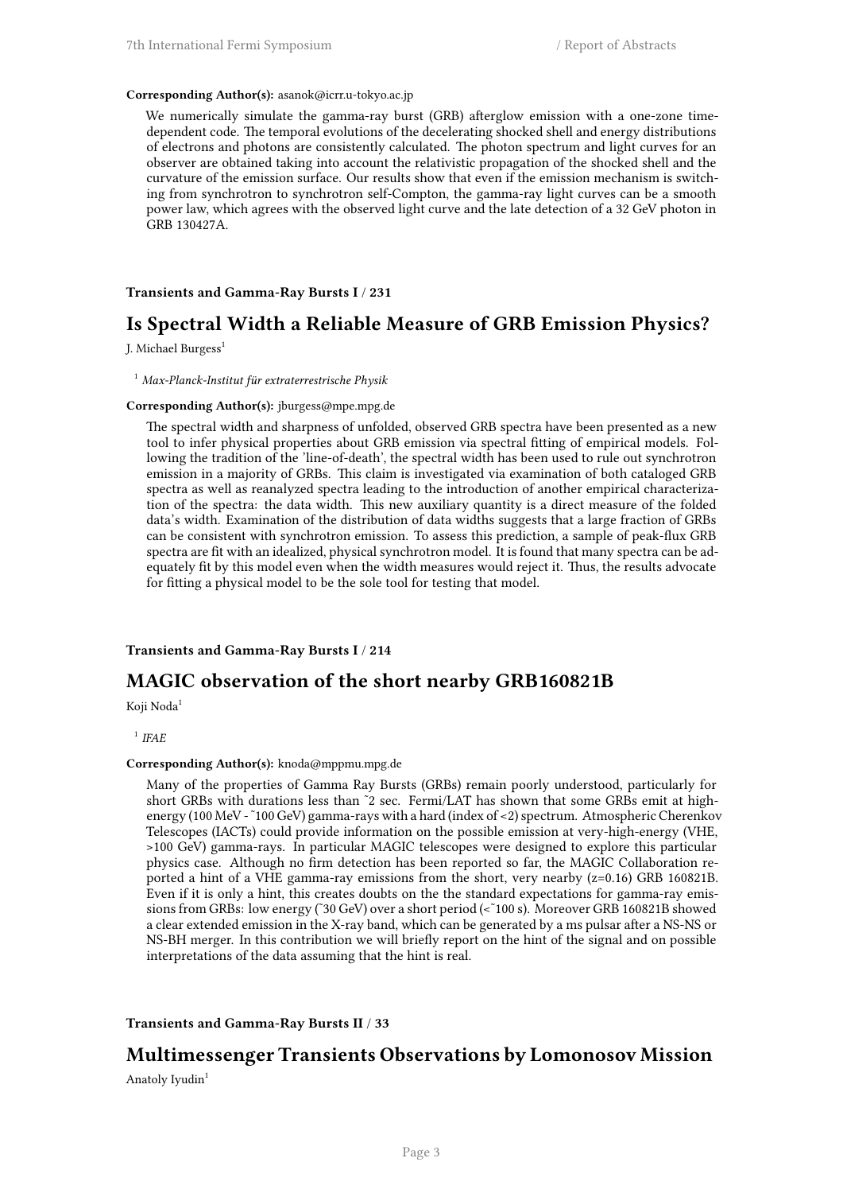**Corresponding Author(s):** asanok@icrr.u-tokyo.ac.jp

We numerically simulate the gamma-ray burst (GRB) afterglow emission with a one-zone time-dependent code. The temporal evolutions of the decelerating shocked shell and energy distributions of electrons and photons are consistently calculated. The photon spectrum and light curves for an observer are obtained taking into account the relativistic propagation of the shocked shell and the curvature of the emission surface. Our results show that even if the emission mechanism is switching from synchrotron to synchrotron self-Compton, the gamma-ray light curves can be a smooth power law, which agrees with the observed light curve and the late detection of a 32 GeV photon in GRB 130427A.

**Transients and Gamma-Ray Bursts I / 231**

## Is Spectral Width a Reliable Measure of GRB Emission Physics?

J. Michael Burgess[1]

[1] *Max-Planck-Institut für extraterrestrische Physik*

**Corresponding Author(s):** jburgess@mpe.mpg.de

The spectral width and sharpness of unfolded, observed GRB spectra have been presented as a new tool to infer physical properties about GRB emission via spectral fitting of empirical models. Following the tradition of the 'line-of-death', the spectral width has been used to rule out synchrotron emission in a majority of GRBs. This claim is investigated via examination of both cataloged GRB spectra as well as reanalyzed spectra leading to the introduction of another empirical characterization of the spectra: the data width. This new auxiliary quantity is a direct measure of the folded data's width. Examination of the distribution of data widths suggests that a large fraction of GRBs can be consistent with synchrotron emission. To assess this prediction, a sample of peak-flux GRB spectra are fit with an idealized, physical synchrotron model. It is found that many spectra can be adequately fit by this model even when the width measures would reject it. Thus, the results advocate for fitting a physical model to be the sole tool for testing that model.

**Transients and Gamma-Ray Bursts I / 214**

## MAGIC observation of the short nearby GRB160821B

Koji Noda[1]

[1] *IFAE*

**Corresponding Author(s):** knoda@mppmu.mpg.de

Many of the properties of Gamma Ray Bursts (GRBs) remain poorly understood, particularly for short GRBs with durations less than ~2 sec. Fermi/LAT has shown that some GRBs emit at high-energy (100 MeV - ~100 GeV) gamma-rays with a hard (index of <2) spectrum. Atmospheric Cherenkov Telescopes (IACTs) could provide information on the possible emission at very-high-energy (VHE, >100 GeV) gamma-rays. In particular MAGIC telescopes were designed to explore this particular physics case. Although no firm detection has been reported so far, the MAGIC Collaboration reported a hint of a VHE gamma-ray emissions from the short, very nearby (z=0.16) GRB 160821B. Even if it is only a hint, this creates doubts on the the standard expectations for gamma-ray emissions from GRBs: low energy (~30 GeV) over a short period (<~100 s). Moreover GRB 160821B showed a clear extended emission in the X-ray band, which can be generated by a ms pulsar after a NS-NS or NS-BH merger. In this contribution we will briefly report on the hint of the signal and on possible interpretations of the data assuming that the hint is real.

**Transients and Gamma-Ray Bursts II / 33**

## Multimessenger Transients Observations by Lomonosov Mission

Anatoly Iyudin[1]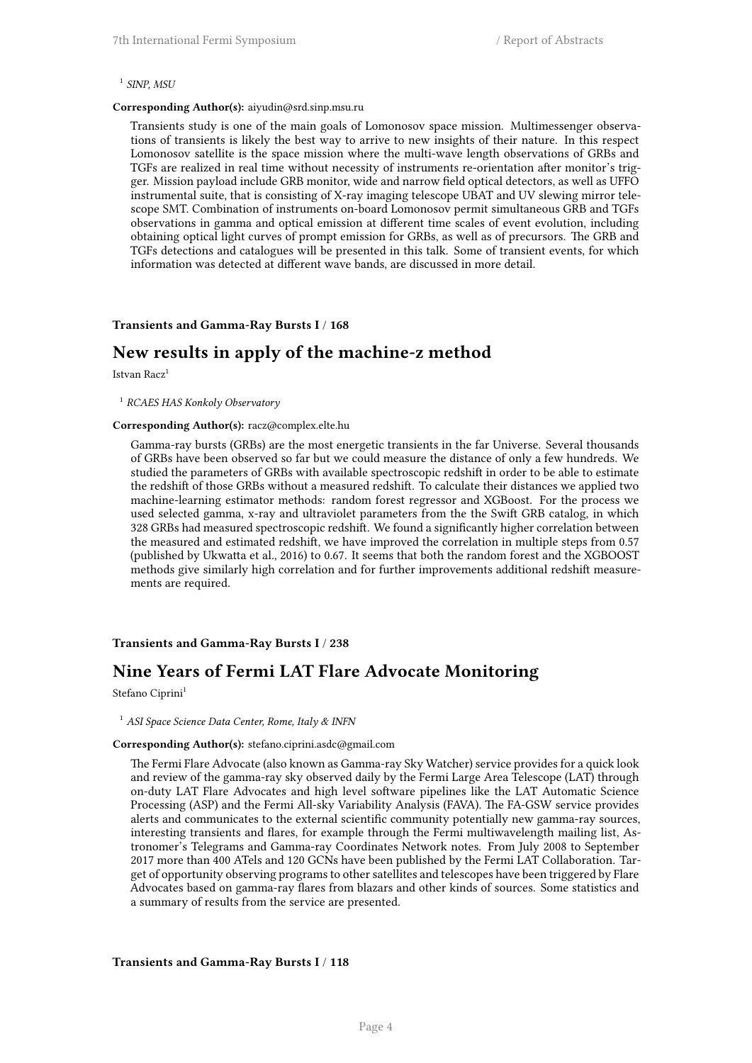[1] *SINP, MSU*

**Corresponding Author(s):** aiyudin@srd.sinp.msu.ru

Transients study is one of the main goals of Lomonosov space mission. Multimessenger observations of transients is likely the best way to arrive to new insights of their nature. In this respect Lomonosov satellite is the space mission where the multi-wave length observations of GRBs and TGFs are realized in real time without necessity of instruments re-orientation after monitor's trigger. Mission payload include GRB monitor, wide and narrow field optical detectors, as well as UFFO instrumental suite, that is consisting of X-ray imaging telescope UBAT and UV slewing mirror telescope SMT. Combination of instruments on-board Lomonosov permit simultaneous GRB and TGFs observations in gamma and optical emission at different time scales of event evolution, including obtaining optical light curves of prompt emission for GRBs, as well as of precursors. The GRB and TGFs detections and catalogues will be presented in this talk. Some of transient events, for which information was detected at different wave bands, are discussed in more detail.

**Transients and Gamma-Ray Bursts I / 168**

## New results in apply of the machine-z method

Istvan Racz[1]

[1] *RCAES HAS Konkoly Observatory*

**Corresponding Author(s):** racz@complex.elte.hu

Gamma-ray bursts (GRBs) are the most energetic transients in the far Universe. Several thousands of GRBs have been observed so far but we could measure the distance of only a few hundreds. We studied the parameters of GRBs with available spectroscopic redshift in order to be able to estimate the redshift of those GRBs without a measured redshift. To calculate their distances we applied two machine-learning estimator methods: random forest regressor and XGBoost. For the process we used selected gamma, x-ray and ultraviolet parameters from the the Swift GRB catalog, in which 328 GRBs had measured spectroscopic redshift. We found a significantly higher correlation between the measured and estimated redshift, we have improved the correlation in multiple steps from 0.57 (published by Ukwatta et al., 2016) to 0.67. It seems that both the random forest and the XGBOOST methods give similarly high correlation and for further improvements additional redshift measurements are required.

**Transients and Gamma-Ray Bursts I / 238**

## Nine Years of Fermi LAT Flare Advocate Monitoring

Stefano Ciprini[1]

[1] *ASI Space Science Data Center, Rome, Italy & INFN*

**Corresponding Author(s):** stefano.ciprini.asdc@gmail.com

The Fermi Flare Advocate (also known as Gamma-ray Sky Watcher) service provides for a quick look and review of the gamma-ray sky observed daily by the Fermi Large Area Telescope (LAT) through on-duty LAT Flare Advocates and high level software pipelines like the LAT Automatic Science Processing (ASP) and the Fermi All-sky Variability Analysis (FAVA). The FA-GSW service provides alerts and communicates to the external scientific community potentially new gamma-ray sources, interesting transients and flares, for example through the Fermi multiwavelength mailing list, Astronomer's Telegrams and Gamma-ray Coordinates Network notes. From July 2008 to September 2017 more than 400 ATels and 120 GCNs have been published by the Fermi LAT Collaboration. Target of opportunity observing programs to other satellites and telescopes have been triggered by Flare Advocates based on gamma-ray flares from blazars and other kinds of sources. Some statistics and a summary of results from the service are presented.

**Transients and Gamma-Ray Bursts I / 118**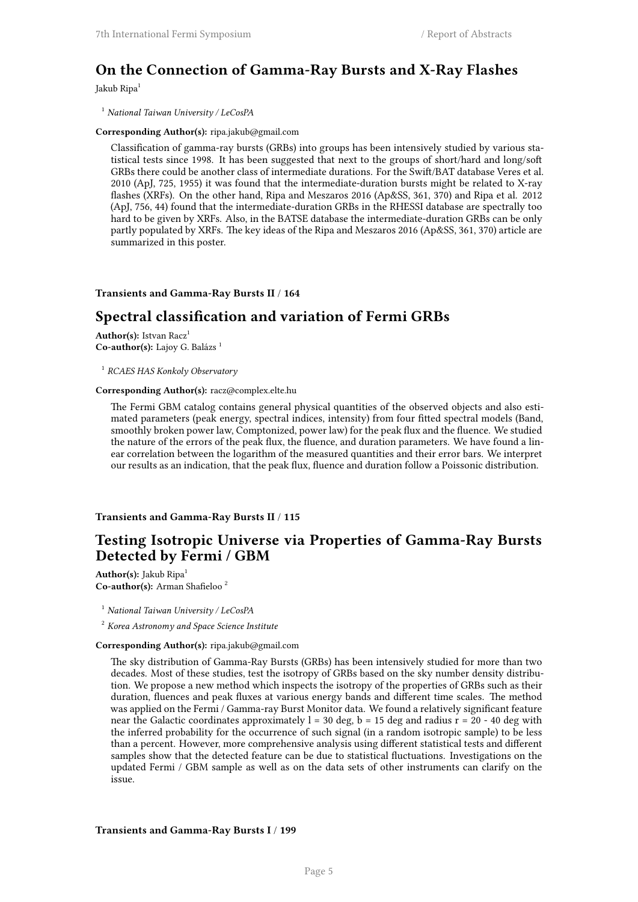## On the Connection of Gamma-Ray Bursts and X-Ray Flashes

Jakub Ripa[1]

[1] *National Taiwan University / LeCosPA*

**Corresponding Author(s):** ripa.jakub@gmail.com

Classification of gamma-ray bursts (GRBs) into groups has been intensively studied by various statistical tests since 1998. It has been suggested that next to the groups of short/hard and long/soft GRBs there could be another class of intermediate durations. For the Swift/BAT database Veres et al. 2010 (ApJ, 725, 1955) it was found that the intermediate-duration bursts might be related to X-ray flashes (XRFs). On the other hand, Ripa and Meszaros 2016 (Ap&SS, 361, 370) and Ripa et al. 2012 (ApJ, 756, 44) found that the intermediate-duration GRBs in the RHESSI database are spectrally too hard to be given by XRFs. Also, in the BATSE database the intermediate-duration GRBs can be only partly populated by XRFs. The key ideas of the Ripa and Meszaros 2016 (Ap&SS, 361, 370) article are summarized in this poster.

**Transients and Gamma-Ray Bursts II / 164**

## Spectral classification and variation of Fermi GRBs

**Author(s):** Istvan Racz[1]
**Co-author(s):** Lajoy G. Balázs [1]

[1] *RCAES HAS Konkoly Observatory*

**Corresponding Author(s):** racz@complex.elte.hu

The Fermi GBM catalog contains general physical quantities of the observed objects and also estimated parameters (peak energy, spectral indices, intensity) from four fitted spectral models (Band, smoothly broken power law, Comptonized, power law) for the peak flux and the fluence. We studied the nature of the errors of the peak flux, the fluence, and duration parameters. We have found a linear correlation between the logarithm of the measured quantities and their error bars. We interpret our results as an indication, that the peak flux, fluence and duration follow a Poissonic distribution.

**Transients and Gamma-Ray Bursts II / 115**

## Testing Isotropic Universe via Properties of Gamma-Ray Bursts Detected by Fermi / GBM

**Author(s):** Jakub Ripa[1]
**Co-author(s):** Arman Shafieloo [2]

[1] *National Taiwan University / LeCosPA*

[2] *Korea Astronomy and Space Science Institute*

**Corresponding Author(s):** ripa.jakub@gmail.com

The sky distribution of Gamma-Ray Bursts (GRBs) has been intensively studied for more than two decades. Most of these studies, test the isotropy of GRBs based on the sky number density distribution. We propose a new method which inspects the isotropy of the properties of GRBs such as their duration, fluences and peak fluxes at various energy bands and different time scales. The method was applied on the Fermi / Gamma-ray Burst Monitor data. We found a relatively significant feature near the Galactic coordinates approximately l = 30 deg, b = 15 deg and radius r = 20 - 40 deg with the inferred probability for the occurrence of such signal (in a random isotropic sample) to be less than a percent. However, more comprehensive analysis using different statistical tests and different samples show that the detected feature can be due to statistical fluctuations. Investigations on the updated Fermi / GBM sample as well as on the data sets of other instruments can clarify on the issue.

**Transients and Gamma-Ray Bursts I / 199**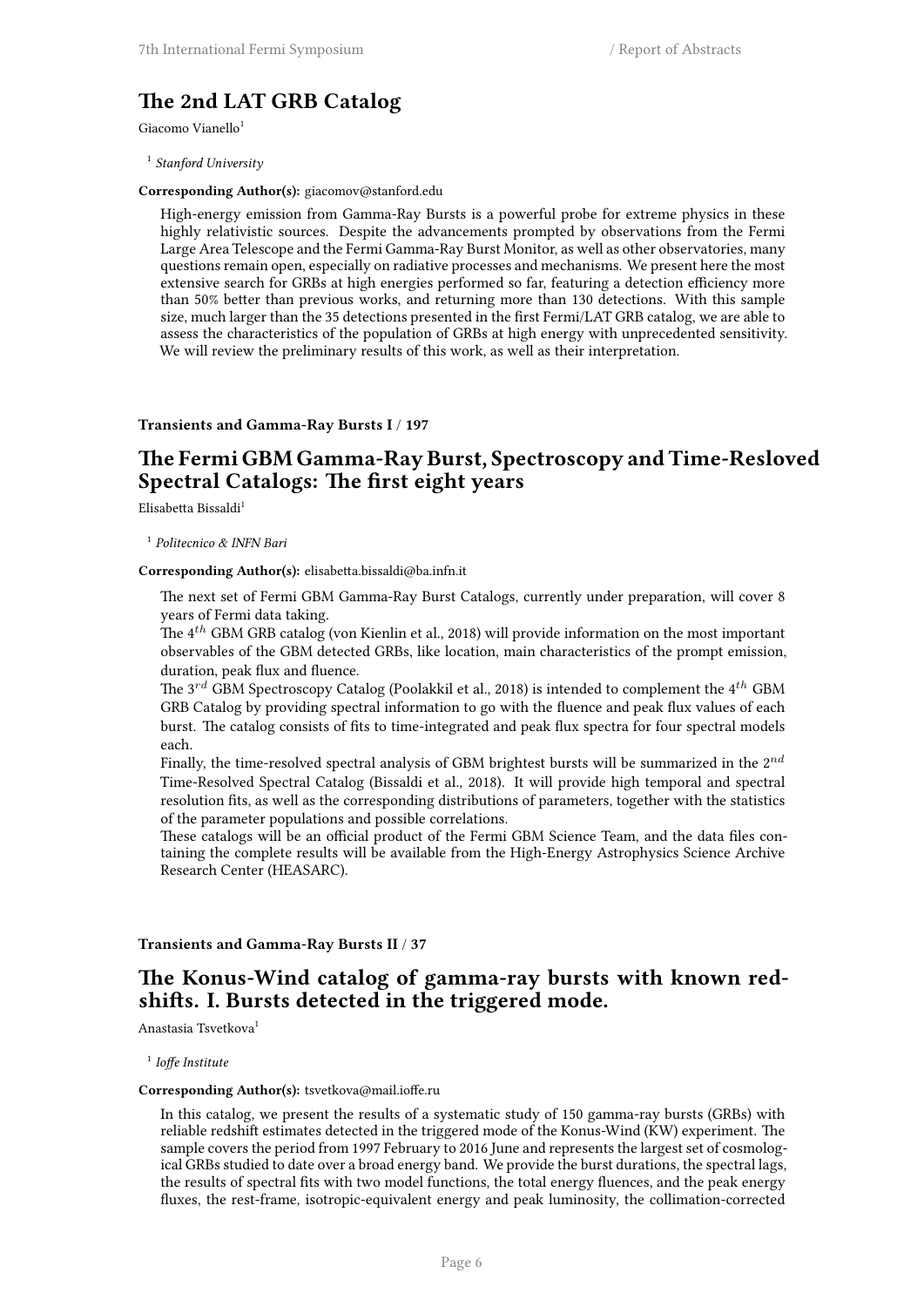## The 2nd LAT GRB Catalog

Giacomo Vianello[1]

[1] *Stanford University*

**Corresponding Author(s):** giacomov@stanford.edu

High-energy emission from Gamma-Ray Bursts is a powerful probe for extreme physics in these highly relativistic sources. Despite the advancements prompted by observations from the Fermi Large Area Telescope and the Fermi Gamma-Ray Burst Monitor, as well as other observatories, many questions remain open, especially on radiative processes and mechanisms. We present here the most extensive search for GRBs at high energies performed so far, featuring a detection efficiency more than 50% better than previous works, and returning more than 130 detections. With this sample size, much larger than the 35 detections presented in the first Fermi/LAT GRB catalog, we are able to assess the characteristics of the population of GRBs at high energy with unprecedented sensitivity. We will review the preliminary results of this work, as well as their interpretation.

**Transients and Gamma-Ray Bursts I / 197**

## The Fermi GBM Gamma-Ray Burst, Spectroscopy and Time-Resloved Spectral Catalogs: The first eight years

Elisabetta Bissaldi[1]

[1] *Politecnico & INFN Bari*

**Corresponding Author(s):** elisabetta.bissaldi@ba.infn.it

The next set of Fermi GBM Gamma-Ray Burst Catalogs, currently under preparation, will cover 8 years of Fermi data taking.
The $4^{th}$ GBM GRB catalog (von Kienlin et al., 2018) will provide information on the most important observables of the GBM detected GRBs, like location, main characteristics of the prompt emission, duration, peak flux and fluence.
The $3^{rd}$ GBM Spectroscopy Catalog (Poolakkil et al., 2018) is intended to complement the $4^{th}$ GBM GRB Catalog by providing spectral information to go with the fluence and peak flux values of each burst. The catalog consists of fits to time-integrated and peak flux spectra for four spectral models each.
Finally, the time-resolved spectral analysis of GBM brightest bursts will be summarized in the $2^{nd}$ Time-Resolved Spectral Catalog (Bissaldi et al., 2018). It will provide high temporal and spectral resolution fits, as well as the corresponding distributions of parameters, together with the statistics of the parameter populations and possible correlations.
These catalogs will be an official product of the Fermi GBM Science Team, and the data files containing the complete results will be available from the High-Energy Astrophysics Science Archive Research Center (HEASARC).

**Transients and Gamma-Ray Bursts II / 37**

## The Konus-Wind catalog of gamma-ray bursts with known redshifts. I. Bursts detected in the triggered mode.

Anastasia Tsvetkova[1]

[1] *Ioffe Institute*

**Corresponding Author(s):** tsvetkova@mail.ioffe.ru

In this catalog, we present the results of a systematic study of 150 gamma-ray bursts (GRBs) with reliable redshift estimates detected in the triggered mode of the Konus-Wind (KW) experiment. The sample covers the period from 1997 February to 2016 June and represents the largest set of cosmological GRBs studied to date over a broad energy band. We provide the burst durations, the spectral lags, the results of spectral fits with two model functions, the total energy fluences, and the peak energy fluxes, the rest-frame, isotropic-equivalent energy and peak luminosity, the collimation-corrected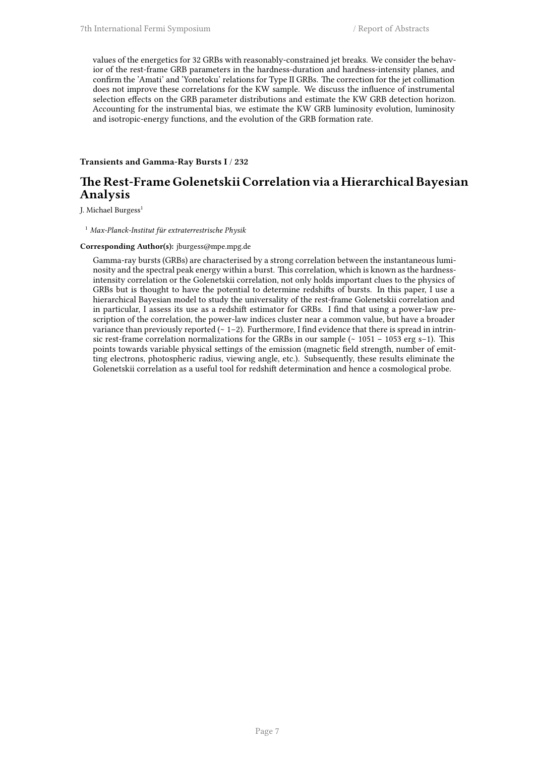values of the energetics for 32 GRBs with reasonably-constrained jet breaks. We consider the behavior of the rest-frame GRB parameters in the hardness-duration and hardness-intensity planes, and confirm the 'Amati' and 'Yonetoku' relations for Type II GRBs. The correction for the jet collimation does not improve these correlations for the KW sample. We discuss the influence of instrumental selection effects on the GRB parameter distributions and estimate the KW GRB detection horizon. Accounting for the instrumental bias, we estimate the KW GRB luminosity evolution, luminosity and isotropic-energy functions, and the evolution of the GRB formation rate.

**Transients and Gamma-Ray Bursts I / 232**

## The Rest-Frame Golenetskii Correlation via a Hierarchical Bayesian Analysis

J. Michael Burgess[1]

[1] *Max-Planck-Institut für extraterrestrische Physik*

**Corresponding Author(s):** jburgess@mpe.mpg.de

Gamma-ray bursts (GRBs) are characterised by a strong correlation between the instantaneous luminosity and the spectral peak energy within a burst. This correlation, which is known as the hardness-intensity correlation or the Golenetskii correlation, not only holds important clues to the physics of GRBs but is thought to have the potential to determine redshifts of bursts. In this paper, I use a hierarchical Bayesian model to study the universality of the rest-frame Golenetskii correlation and in particular, I assess its use as a redshift estimator for GRBs. I find that using a power-law prescription of the correlation, the power-law indices cluster near a common value, but have a broader variance than previously reported (~ 1–2). Furthermore, I find evidence that there is spread in intrinsic rest-frame correlation normalizations for the GRBs in our sample (~ $10^{51}$ – $10^{53}$ erg $s^{-1}$). This points towards variable physical settings of the emission (magnetic field strength, number of emitting electrons, photospheric radius, viewing angle, etc.). Subsequently, these results eliminate the Golenetskii correlation as a useful tool for redshift determination and hence a cosmological probe.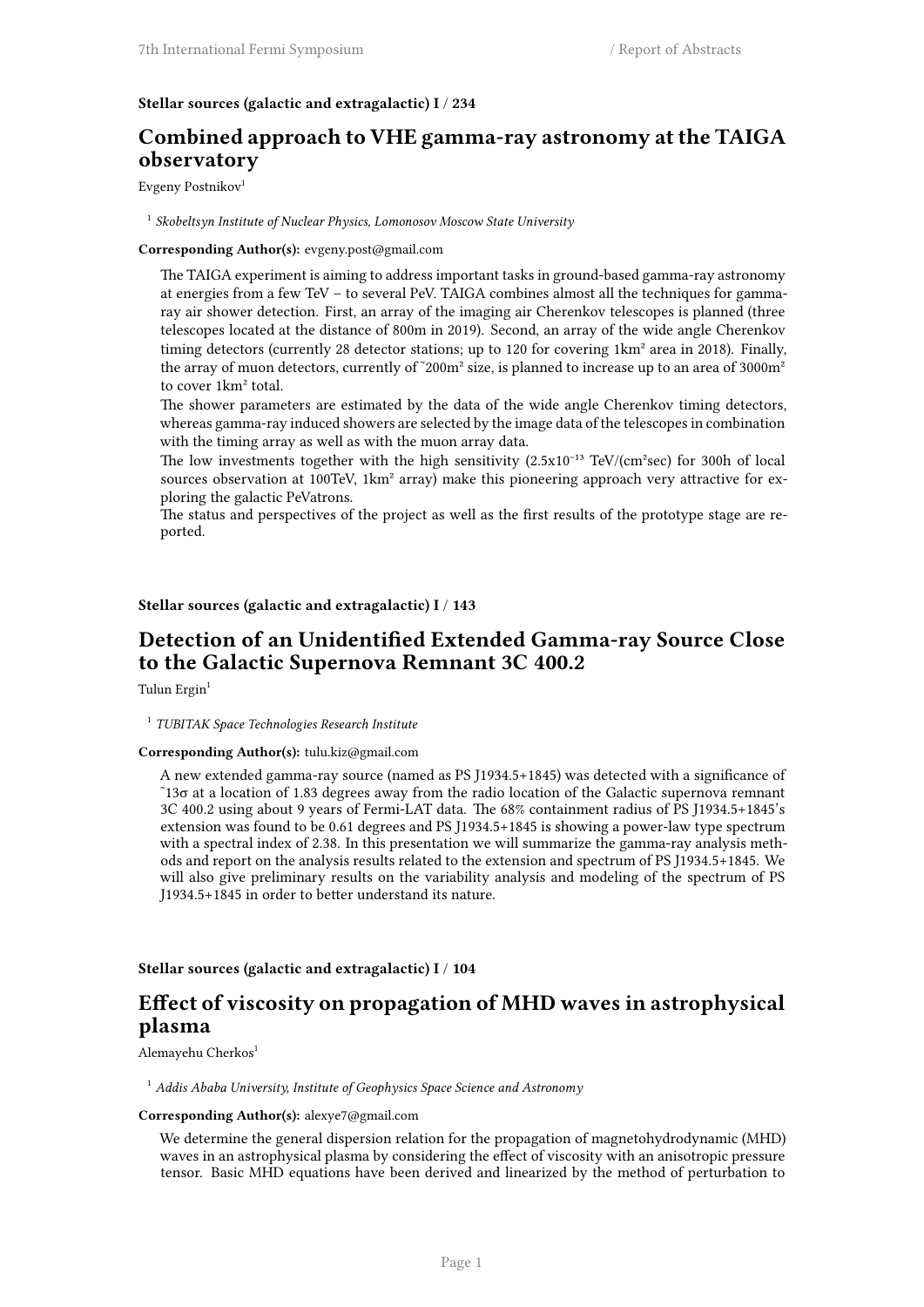**Stellar sources (galactic and extragalactic) I / 234**

## Combined approach to VHE gamma-ray astronomy at the TAIGA observatory

Evgeny Postnikov[1]

[1] *Skobeltsyn Institute of Nuclear Physics, Lomonosov Moscow State University*

**Corresponding Author(s):** evgeny.post@gmail.com

The TAIGA experiment is aiming to address important tasks in ground-based gamma-ray astronomy at energies from a few TeV – to several PeV. TAIGA combines almost all the techniques for gamma-ray air shower detection. First, an array of the imaging air Cherenkov telescopes is planned (three telescopes located at the distance of 800m in 2019). Second, an array of the wide angle Cherenkov timing detectors (currently 28 detector stations; up to 120 for covering 1km² area in 2018). Finally, the array of muon detectors, currently of ~200m² size, is planned to increase up to an area of 3000m² to cover 1km² total.

The shower parameters are estimated by the data of the wide angle Cherenkov timing detectors, whereas gamma-ray induced showers are selected by the image data of the telescopes in combination with the timing array as well as with the muon array data.

The low investments together with the high sensitivity ($2.5 \times 10^{-13}$ TeV/(cm²sec) for 300h of local sources observation at 100TeV, 1km² array) make this pioneering approach very attractive for exploring the galactic PeVatrons.

The status and perspectives of the project as well as the first results of the prototype stage are reported.

**Stellar sources (galactic and extragalactic) I / 143**

## Detection of an Unidentified Extended Gamma-ray Source Close to the Galactic Supernova Remnant 3C 400.2

Tulun Ergin[1]

[1] *TUBITAK Space Technologies Research Institute*

**Corresponding Author(s):** tulu.kiz@gmail.com

A new extended gamma-ray source (named as PS J1934.5+1845) was detected with a significance of ~13σ at a location of 1.83 degrees away from the radio location of the Galactic supernova remnant 3C 400.2 using about 9 years of Fermi-LAT data. The 68% containment radius of PS J1934.5+1845's extension was found to be 0.61 degrees and PS J1934.5+1845 is showing a power-law type spectrum with a spectral index of 2.38. In this presentation we will summarize the gamma-ray analysis methods and report on the analysis results related to the extension and spectrum of PS J1934.5+1845. We will also give preliminary results on the variability analysis and modeling of the spectrum of PS J1934.5+1845 in order to better understand its nature.

**Stellar sources (galactic and extragalactic) I / 104**

## Effect of viscosity on propagation of MHD waves in astrophysical plasma

Alemayehu Cherkos[1]

[1] *Addis Ababa University, Institute of Geophysics Space Science and Astronomy*

**Corresponding Author(s):** alexye7@gmail.com

We determine the general dispersion relation for the propagation of magnetohydrodynamic (MHD) waves in an astrophysical plasma by considering the effect of viscosity with an anisotropic pressure tensor. Basic MHD equations have been derived and linearized by the method of perturbation to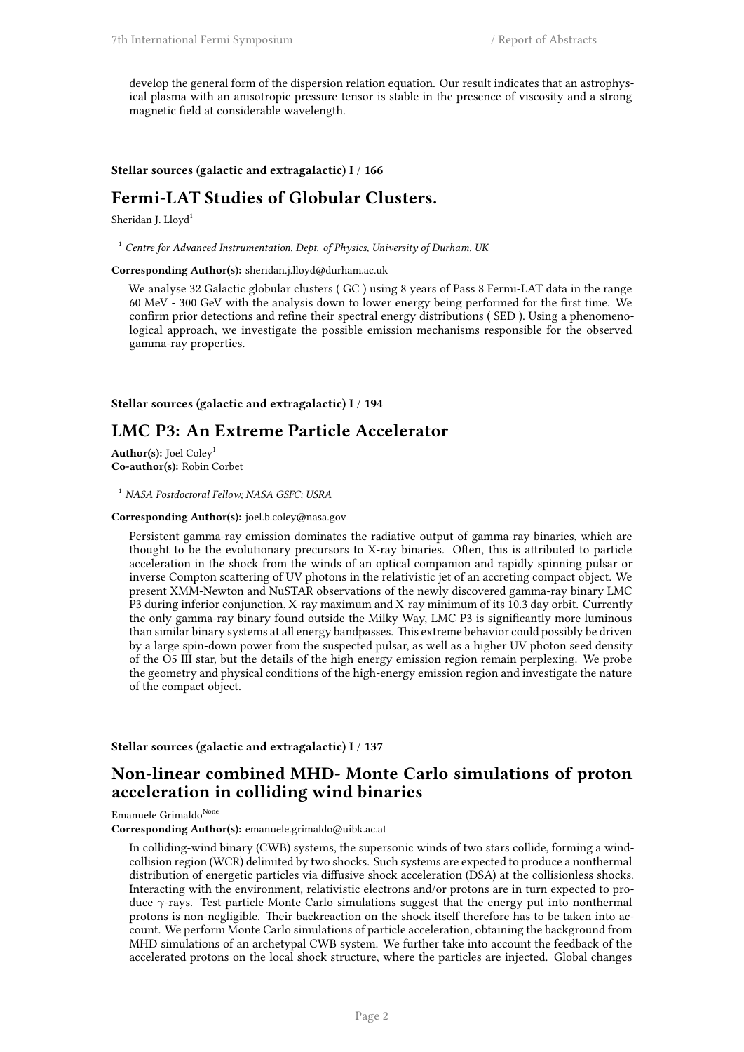develop the general form of the dispersion relation equation. Our result indicates that an astrophysical plasma with an anisotropic pressure tensor is stable in the presence of viscosity and a strong magnetic field at considerable wavelength.

**Stellar sources (galactic and extragalactic) I / 166**

## Fermi-LAT Studies of Globular Clusters.

Sheridan J. Lloyd[1]

[1] *Centre for Advanced Instrumentation, Dept. of Physics, University of Durham, UK*

**Corresponding Author(s):** sheridan.j.lloyd@durham.ac.uk

We analyse 32 Galactic globular clusters ( GC ) using 8 years of Pass 8 Fermi-LAT data in the range 60 MeV - 300 GeV with the analysis down to lower energy being performed for the first time. We confirm prior detections and refine their spectral energy distributions ( SED ). Using a phenomenological approach, we investigate the possible emission mechanisms responsible for the observed gamma-ray properties.

**Stellar sources (galactic and extragalactic) I / 194**

## LMC P3: An Extreme Particle Accelerator

**Author(s):** Joel Coley[1]
**Co-author(s):** Robin Corbet

[1] *NASA Postdoctoral Fellow; NASA GSFC; USRA*

**Corresponding Author(s):** joel.b.coley@nasa.gov

Persistent gamma-ray emission dominates the radiative output of gamma-ray binaries, which are thought to be the evolutionary precursors to X-ray binaries. Often, this is attributed to particle acceleration in the shock from the winds of an optical companion and rapidly spinning pulsar or inverse Compton scattering of UV photons in the relativistic jet of an accreting compact object. We present XMM-Newton and NuSTAR observations of the newly discovered gamma-ray binary LMC P3 during inferior conjunction, X-ray maximum and X-ray minimum of its 10.3 day orbit. Currently the only gamma-ray binary found outside the Milky Way, LMC P3 is significantly more luminous than similar binary systems at all energy bandpasses. This extreme behavior could possibly be driven by a large spin-down power from the suspected pulsar, as well as a higher UV photon seed density of the O5 III star, but the details of the high energy emission region remain perplexing. We probe the geometry and physical conditions of the high-energy emission region and investigate the nature of the compact object.

**Stellar sources (galactic and extragalactic) I / 137**

## Non-linear combined MHD- Monte Carlo simulations of proton acceleration in colliding wind binaries

Emanuele Grimaldo[None]

**Corresponding Author(s):** emanuele.grimaldo@uibk.ac.at

In colliding-wind binary (CWB) systems, the supersonic winds of two stars collide, forming a wind-collision region (WCR) delimited by two shocks. Such systems are expected to produce a nonthermal distribution of energetic particles via diffusive shock acceleration (DSA) at the collisionless shocks. Interacting with the environment, relativistic electrons and/or protons are in turn expected to produce $\gamma$-rays. Test-particle Monte Carlo simulations suggest that the energy put into nonthermal protons is non-negligible. Their backreaction on the shock itself therefore has to be taken into account. We perform Monte Carlo simulations of particle acceleration, obtaining the background from MHD simulations of an archetypal CWB system. We further take into account the feedback of the accelerated protons on the local shock structure, where the particles are injected. Global changes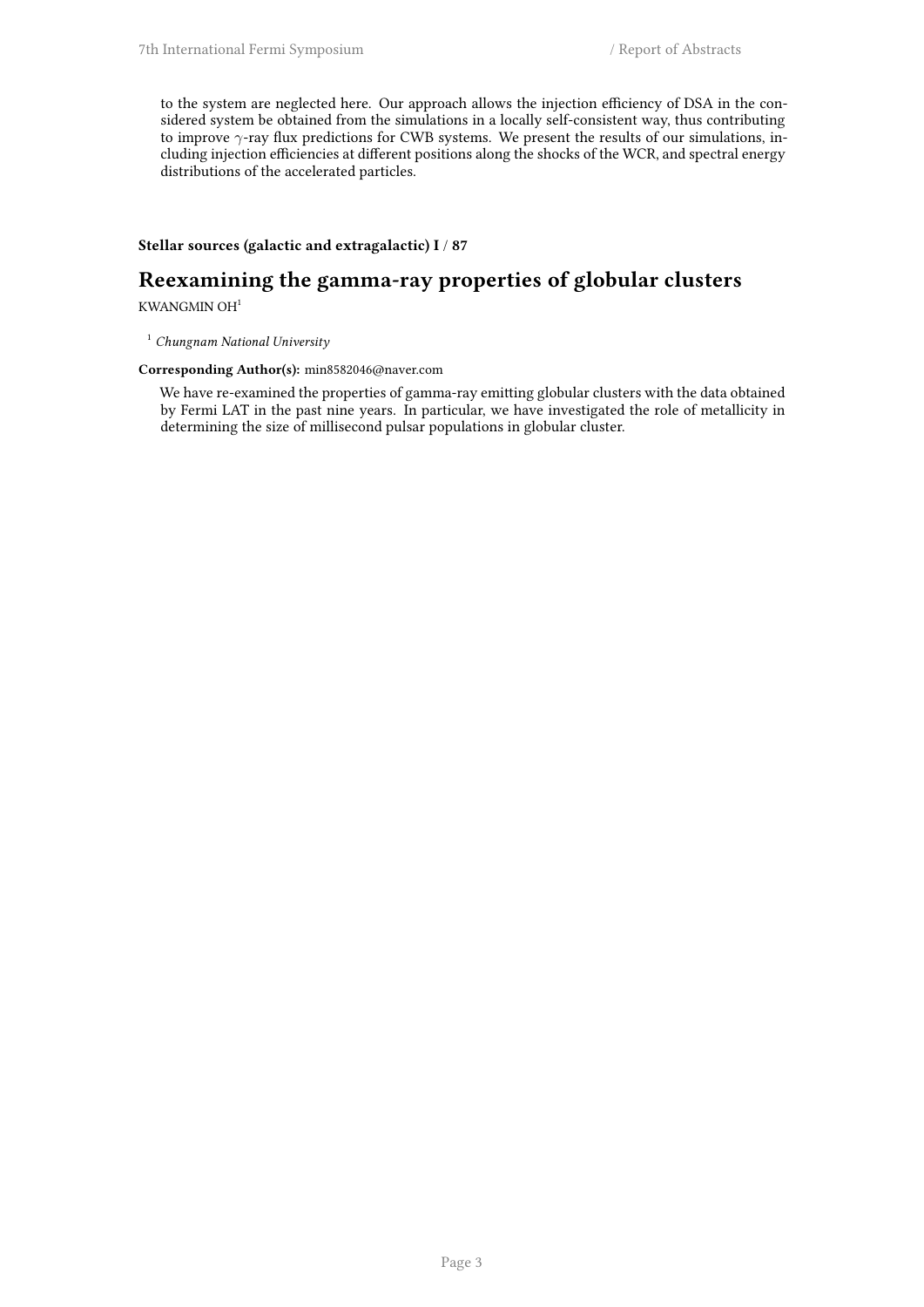to the system are neglected here. Our approach allows the injection efficiency of DSA in the considered system be obtained from the simulations in a locally self-consistent way, thus contributing to improve $\gamma$-ray flux predictions for CWB systems. We present the results of our simulations, including injection efficiencies at different positions along the shocks of the WCR, and spectral energy distributions of the accelerated particles.

**Stellar sources (galactic and extragalactic) I / 87**

## Reexamining the gamma-ray properties of globular clusters

KWANGMIN OH[1]

[1] *Chungnam National University*

**Corresponding Author(s):** min8582046@naver.com

We have re-examined the properties of gamma-ray emitting globular clusters with the data obtained by Fermi LAT in the past nine years. In particular, we have investigated the role of metallicity in determining the size of millisecond pulsar populations in globular cluster.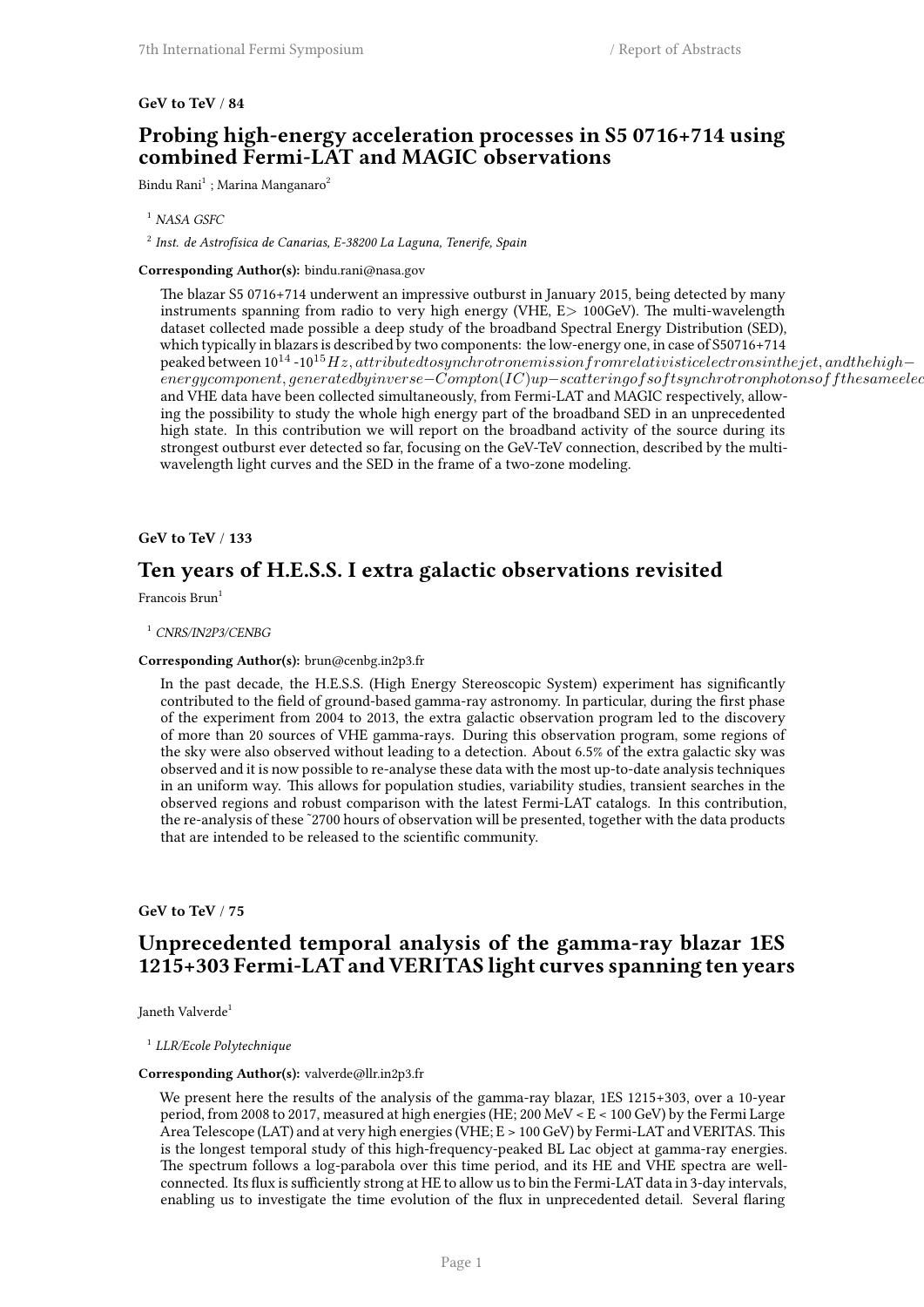**GeV to TeV / 84**

## Probing high-energy acceleration processes in S5 0716+714 using combined Fermi-LAT and MAGIC observations

Bindu Rani[1] ; Marina Manganaro[2]

[1] *NASA GSFC*

[2] *Inst. de Astrofísica de Canarias, E-38200 La Laguna, Tenerife, Spain*

**Corresponding Author(s):** bindu.rani@nasa.gov

The blazar S5 0716+714 underwent an impressive outburst in January 2015, being detected by many instruments spanning from radio to very high energy (VHE, E> 100GeV). The multi-wavelength dataset collected made possible a deep study of the broadband Spectral Energy Distribution (SED), which typically in blazars is described by two components: the low-energy one, in case of S50716+714 peaked between $10^{14}$ -$10^{15} Hz, attributed to synchrotron emission from relativistic electrons in the jet, and the high-energy component, generated by inverse-Compton (IC) up-scattering of soft synchrotron photons off the same elec$
and VHE data have been collected simultaneously, from Fermi-LAT and MAGIC respectively, allowing the possibility to study the whole high energy part of the broadband SED in an unprecedented high state. In this contribution we will report on the broadband activity of the source during its strongest outburst ever detected so far, focusing on the GeV-TeV connection, described by the multi-wavelength light curves and the SED in the frame of a two-zone modeling.

**GeV to TeV / 133**

## Ten years of H.E.S.S. I extra galactic observations revisited

Francois Brun[1]

[1] *CNRS/IN2P3/CENBG*

**Corresponding Author(s):** brun@cenbg.in2p3.fr

In the past decade, the H.E.S.S. (High Energy Stereoscopic System) experiment has significantly contributed to the field of ground-based gamma-ray astronomy. In particular, during the first phase of the experiment from 2004 to 2013, the extra galactic observation program led to the discovery of more than 20 sources of VHE gamma-rays. During this observation program, some regions of the sky were also observed without leading to a detection. About 6.5% of the extra galactic sky was observed and it is now possible to re-analyse these data with the most up-to-date analysis techniques in an uniform way. This allows for population studies, variability studies, transient searches in the observed regions and robust comparison with the latest Fermi-LAT catalogs. In this contribution, the re-analysis of these ~2700 hours of observation will be presented, together with the data products that are intended to be released to the scientific community.

**GeV to TeV / 75**

## Unprecedented temporal analysis of the gamma-ray blazar 1ES 1215+303 Fermi-LAT and VERITAS light curves spanning ten years

Janeth Valverde[1]

[1] *LLR/Ecole Polytechnique*

**Corresponding Author(s):** valverde@llr.in2p3.fr

We present here the results of the analysis of the gamma-ray blazar, 1ES 1215+303, over a 10-year period, from 2008 to 2017, measured at high energies (HE; 200 MeV < E < 100 GeV) by the Fermi Large Area Telescope (LAT) and at very high energies (VHE; E > 100 GeV) by Fermi-LAT and VERITAS. This is the longest temporal study of this high-frequency-peaked BL Lac object at gamma-ray energies. The spectrum follows a log-parabola over this time period, and its HE and VHE spectra are well-connected. Its flux is sufficiently strong at HE to allow us to bin the Fermi-LAT data in 3-day intervals, enabling us to investigate the time evolution of the flux in unprecedented detail. Several flaring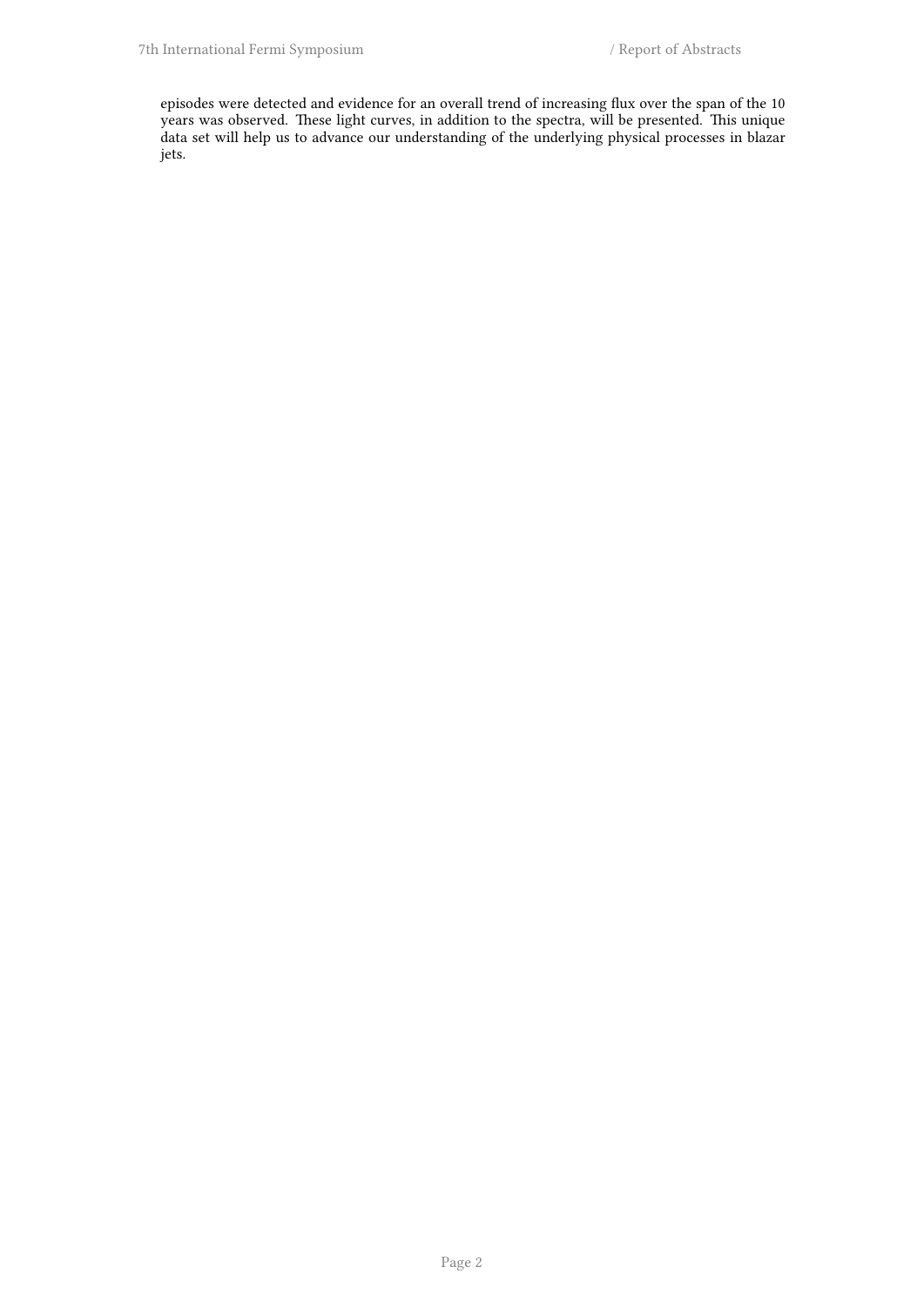episodes were detected and evidence for an overall trend of increasing flux over the span of the 10 years was observed. These light curves, in addition to the spectra, will be presented. This unique data set will help us to advance our understanding of the underlying physical processes in blazar jets.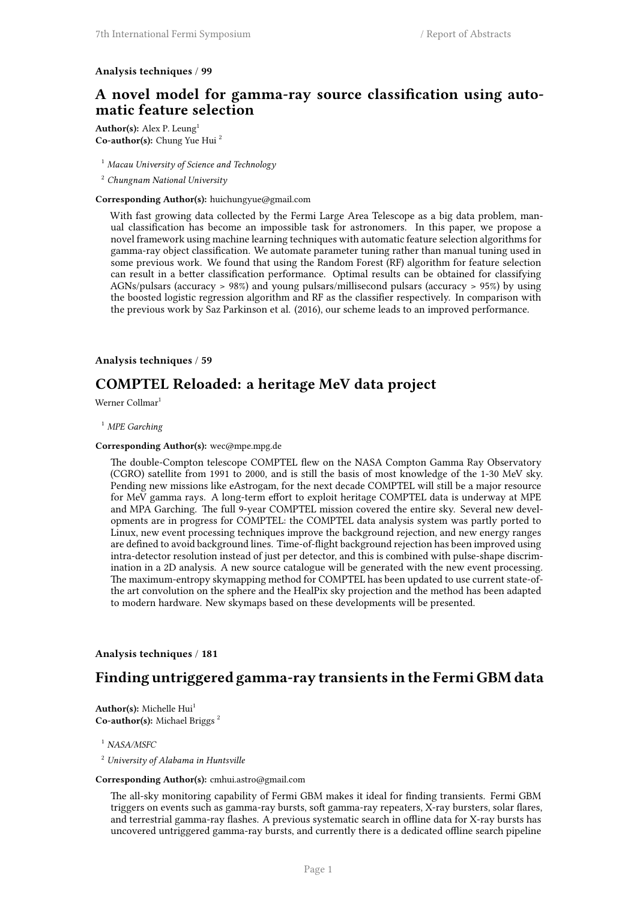**Analysis techniques / 99**

## A novel model for gamma-ray source classification using automatic feature selection

**Author(s):** Alex P. Leung[1]
**Co-author(s):** Chung Yue Hui [2]

[1] *Macau University of Science and Technology*

[2] *Chungnam National University*

**Corresponding Author(s):** huichungyue@gmail.com

With fast growing data collected by the Fermi Large Area Telescope as a big data problem, manual classification has become an impossible task for astronomers. In this paper, we propose a novel framework using machine learning techniques with automatic feature selection algorithms for gamma-ray object classification. We automate parameter tuning rather than manual tuning used in some previous work. We found that using the Random Forest (RF) algorithm for feature selection can result in a better classification performance. Optimal results can be obtained for classifying AGNs/pulsars (accuracy > 98%) and young pulsars/millisecond pulsars (accuracy > 95%) by using the boosted logistic regression algorithm and RF as the classifier respectively. In comparison with the previous work by Saz Parkinson et al. (2016), our scheme leads to an improved performance.

**Analysis techniques / 59**

## COMPTEL Reloaded: a heritage MeV data project

Werner Collmar[1]

[1] *MPE Garching*

**Corresponding Author(s):** wec@mpe.mpg.de

The double-Compton telescope COMPTEL flew on the NASA Compton Gamma Ray Observatory (CGRO) satellite from 1991 to 2000, and is still the basis of most knowledge of the 1-30 MeV sky. Pending new missions like eAstrogam, for the next decade COMPTEL will still be a major resource for MeV gamma rays. A long-term effort to exploit heritage COMPTEL data is underway at MPE and MPA Garching. The full 9-year COMPTEL mission covered the entire sky. Several new developments are in progress for COMPTEL: the COMPTEL data analysis system was partly ported to Linux, new event processing techniques improve the background rejection, and new energy ranges are defined to avoid background lines. Time-of-flight background rejection has been improved using intra-detector resolution instead of just per detector, and this is combined with pulse-shape discrimination in a 2D analysis. A new source catalogue will be generated with the new event processing. The maximum-entropy skymapping method for COMPTEL has been updated to use current state-of-the art convolution on the sphere and the HealPix sky projection and the method has been adapted to modern hardware. New skymaps based on these developments will be presented.

**Analysis techniques / 181**

## Finding untriggered gamma-ray transients in the Fermi GBM data

**Author(s):** Michelle Hui[1]
**Co-author(s):** Michael Briggs [2]

[1] *NASA/MSFC*

[2] *University of Alabama in Huntsville*

**Corresponding Author(s):** cmhui.astro@gmail.com

The all-sky monitoring capability of Fermi GBM makes it ideal for finding transients. Fermi GBM triggers on events such as gamma-ray bursts, soft gamma-ray repeaters, X-ray bursters, solar flares, and terrestrial gamma-ray flashes. A previous systematic search in offline data for X-ray bursts has uncovered untriggered gamma-ray bursts, and currently there is a dedicated offline search pipeline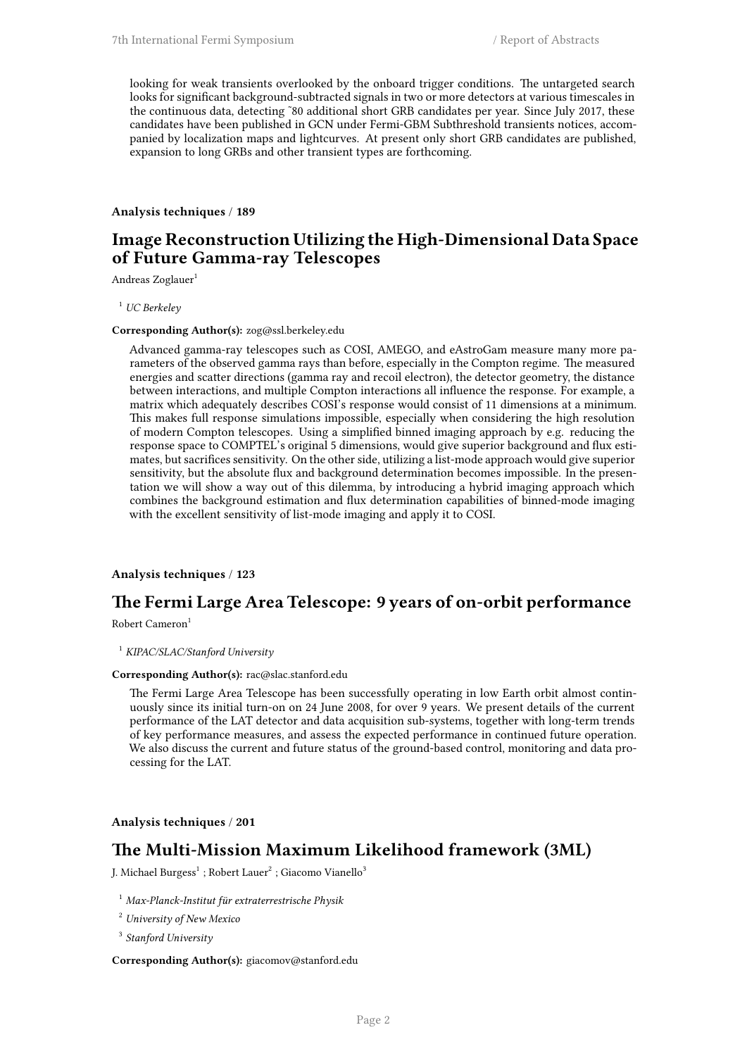looking for weak transients overlooked by the onboard trigger conditions. The untargeted search looks for significant background-subtracted signals in two or more detectors at various timescales in the continuous data, detecting ~80 additional short GRB candidates per year. Since July 2017, these candidates have been published in GCN under Fermi-GBM Subthreshold transients notices, accompanied by localization maps and lightcurves. At present only short GRB candidates are published, expansion to long GRBs and other transient types are forthcoming.

**Analysis techniques / 189**

## Image Reconstruction Utilizing the High-Dimensional Data Space of Future Gamma-ray Telescopes

Andreas Zoglauer[1]

[1] *UC Berkeley*

**Corresponding Author(s):** zog@ssl.berkeley.edu

Advanced gamma-ray telescopes such as COSI, AMEGO, and eAstroGam measure many more parameters of the observed gamma rays than before, especially in the Compton regime. The measured energies and scatter directions (gamma ray and recoil electron), the detector geometry, the distance between interactions, and multiple Compton interactions all influence the response. For example, a matrix which adequately describes COSI's response would consist of 11 dimensions at a minimum. This makes full response simulations impossible, especially when considering the high resolution of modern Compton telescopes. Using a simplified binned imaging approach by e.g. reducing the response space to COMPTEL's original 5 dimensions, would give superior background and flux estimates, but sacrifices sensitivity. On the other side, utilizing a list-mode approach would give superior sensitivity, but the absolute flux and background determination becomes impossible. In the presentation we will show a way out of this dilemma, by introducing a hybrid imaging approach which combines the background estimation and flux determination capabilities of binned-mode imaging with the excellent sensitivity of list-mode imaging and apply it to COSI.

**Analysis techniques / 123**

## The Fermi Large Area Telescope: 9 years of on-orbit performance

Robert Cameron[1]

[1] *KIPAC/SLAC/Stanford University*

**Corresponding Author(s):** rac@slac.stanford.edu

The Fermi Large Area Telescope has been successfully operating in low Earth orbit almost continuously since its initial turn-on on 24 June 2008, for over 9 years. We present details of the current performance of the LAT detector and data acquisition sub-systems, together with long-term trends of key performance measures, and assess the expected performance in continued future operation. We also discuss the current and future status of the ground-based control, monitoring and data processing for the LAT.

**Analysis techniques / 201**

## The Multi-Mission Maximum Likelihood framework (3ML)

J. Michael Burgess[1] ; Robert Lauer[2] ; Giacomo Vianello[3]

[1] *Max-Planck-Institut für extraterrestrische Physik*

[2] *University of New Mexico*

[3] *Stanford University*

**Corresponding Author(s):** giacomov@stanford.edu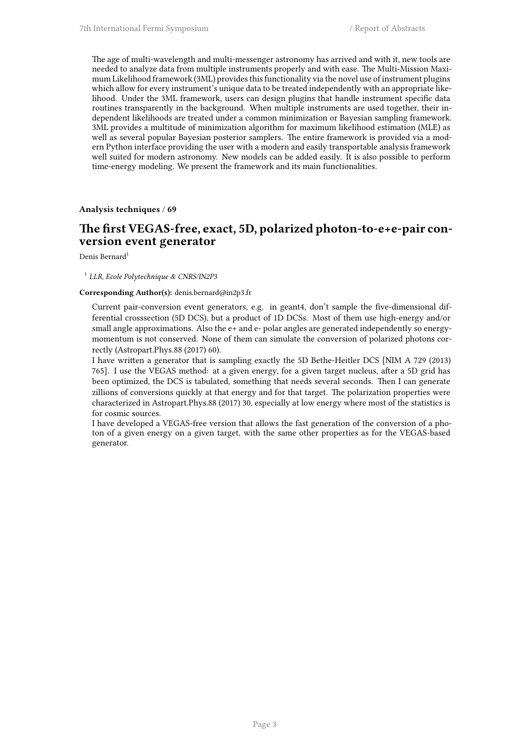The age of multi-wavelength and multi-messenger astronomy has arrived and with it, new tools are needed to analyze data from multiple instruments properly and with ease. The Multi-Mission Maximum Likelihood framework (3ML) provides this functionality via the novel use of instrument plugins which allow for every instrument's unique data to be treated independently with an appropriate likelihood. Under the 3ML framework, users can design plugins that handle instrument specific data routines transparently in the background. When multiple instruments are used together, their independent likelihoods are treated under a common minimization or Bayesian sampling framework. 3ML provides a multitude of minimization algorithm for maximum likelihood estimation (MLE) as well as several popular Bayesian posterior samplers. The entire framework is provided via a modern Python interface providing the user with a modern and easily transportable analysis framework well suited for modern astronomy. New models can be added easily. It is also possible to perform time-energy modeling. We present the framework and its main functionalities.

**Analysis techniques / 69**

## The first VEGAS-free, exact, 5D, polarized photon-to-e+e-pair conversion event generator

Denis Bernard[1]

[1] *LLR, Ecole Polytechnique & CNRS/IN2P3*

**Corresponding Author(s):** denis.bernard@in2p3.fr

Current pair-conversion event generators, e.g. in geant4, don't sample the five-dimensional differential crosssection (5D DCS), but a product of 1D DCSs. Most of them use high-energy and/or small angle approximations. Also the e+ and e- polar angles are generated independently so energy-momentum is not conserved. None of them can simulate the conversion of polarized photons correctly (Astropart.Phys.88 (2017) 60).

I have written a generator that is sampling exactly the 5D Bethe-Heitler DCS [NIM A 729 (2013) 765]. I use the VEGAS method: at a given energy, for a given target nucleus, after a 5D grid has been optimized, the DCS is tabulated, something that needs several seconds. Then I can generate zillions of conversions quickly at that energy and for that target. The polarization properties were characterized in Astropart.Phys.88 (2017) 30, especially at low energy where most of the statistics is for cosmic sources.

I have developed a VEGAS-free version that allows the fast generation of the conversion of a photon of a given energy on a given target, with the same other properties as for the VEGAS-based generator.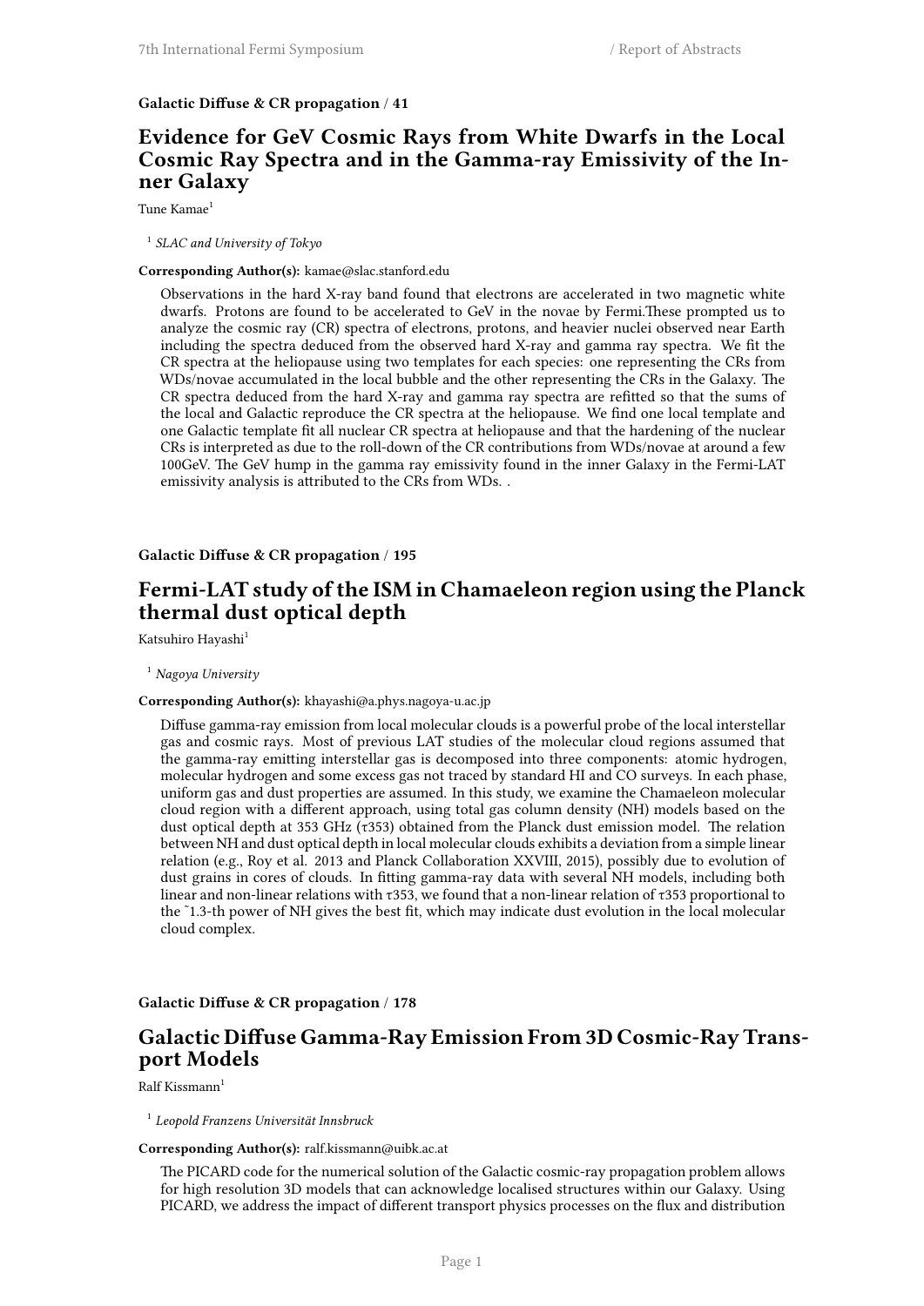**Galactic Diffuse & CR propagation / 41**

## Evidence for GeV Cosmic Rays from White Dwarfs in the Local Cosmic Ray Spectra and in the Gamma-ray Emissivity of the Inner Galaxy

Tune Kamae[1]

[1] *SLAC and University of Tokyo*

**Corresponding Author(s):** kamae@slac.stanford.edu

Observations in the hard X-ray band found that electrons are accelerated in two magnetic white dwarfs. Protons are found to be accelerated to GeV in the novae by Fermi.These prompted us to analyze the cosmic ray (CR) spectra of electrons, protons, and heavier nuclei observed near Earth including the spectra deduced from the observed hard X-ray and gamma ray spectra. We fit the CR spectra at the heliopause using two templates for each species: one representing the CRs from WDs/novae accumulated in the local bubble and the other representing the CRs in the Galaxy. The CR spectra deduced from the hard X-ray and gamma ray spectra are refitted so that the sums of the local and Galactic reproduce the CR spectra at the heliopause. We find one local template and one Galactic template fit all nuclear CR spectra at heliopause and that the hardening of the nuclear CRs is interpreted as due to the roll-down of the CR contributions from WDs/novae at around a few 100GeV. The GeV hump in the gamma ray emissivity found in the inner Galaxy in the Fermi-LAT emissivity analysis is attributed to the CRs from WDs. .

**Galactic Diffuse & CR propagation / 195**

## Fermi-LAT study of the ISM in Chamaeleon region using the Planck thermal dust optical depth

Katsuhiro Hayashi[1]

[1] *Nagoya University*

**Corresponding Author(s):** khayashi@a.phys.nagoya-u.ac.jp

Diffuse gamma-ray emission from local molecular clouds is a powerful probe of the local interstellar gas and cosmic rays. Most of previous LAT studies of the molecular cloud regions assumed that the gamma-ray emitting interstellar gas is decomposed into three components: atomic hydrogen, molecular hydrogen and some excess gas not traced by standard HI and CO surveys. In each phase, uniform gas and dust properties are assumed. In this study, we examine the Chamaeleon molecular cloud region with a different approach, using total gas column density (NH) models based on the dust optical depth at 353 GHz (τ353) obtained from the Planck dust emission model. The relation between NH and dust optical depth in local molecular clouds exhibits a deviation from a simple linear relation (e.g., Roy et al. 2013 and Planck Collaboration XXVIII, 2015), possibly due to evolution of dust grains in cores of clouds. In fitting gamma-ray data with several NH models, including both linear and non-linear relations with τ353, we found that a non-linear relation of τ353 proportional to the ~1.3-th power of NH gives the best fit, which may indicate dust evolution in the local molecular cloud complex.

**Galactic Diffuse & CR propagation / 178**

## Galactic Diffuse Gamma-Ray Emission From 3D Cosmic-Ray Transport Models

Ralf Kissmann[1]

[1] *Leopold Franzens Universität Innsbruck*

**Corresponding Author(s):** ralf.kissmann@uibk.ac.at

The PICARD code for the numerical solution of the Galactic cosmic-ray propagation problem allows for high resolution 3D models that can acknowledge localised structures within our Galaxy. Using PICARD, we address the impact of different transport physics processes on the flux and distribution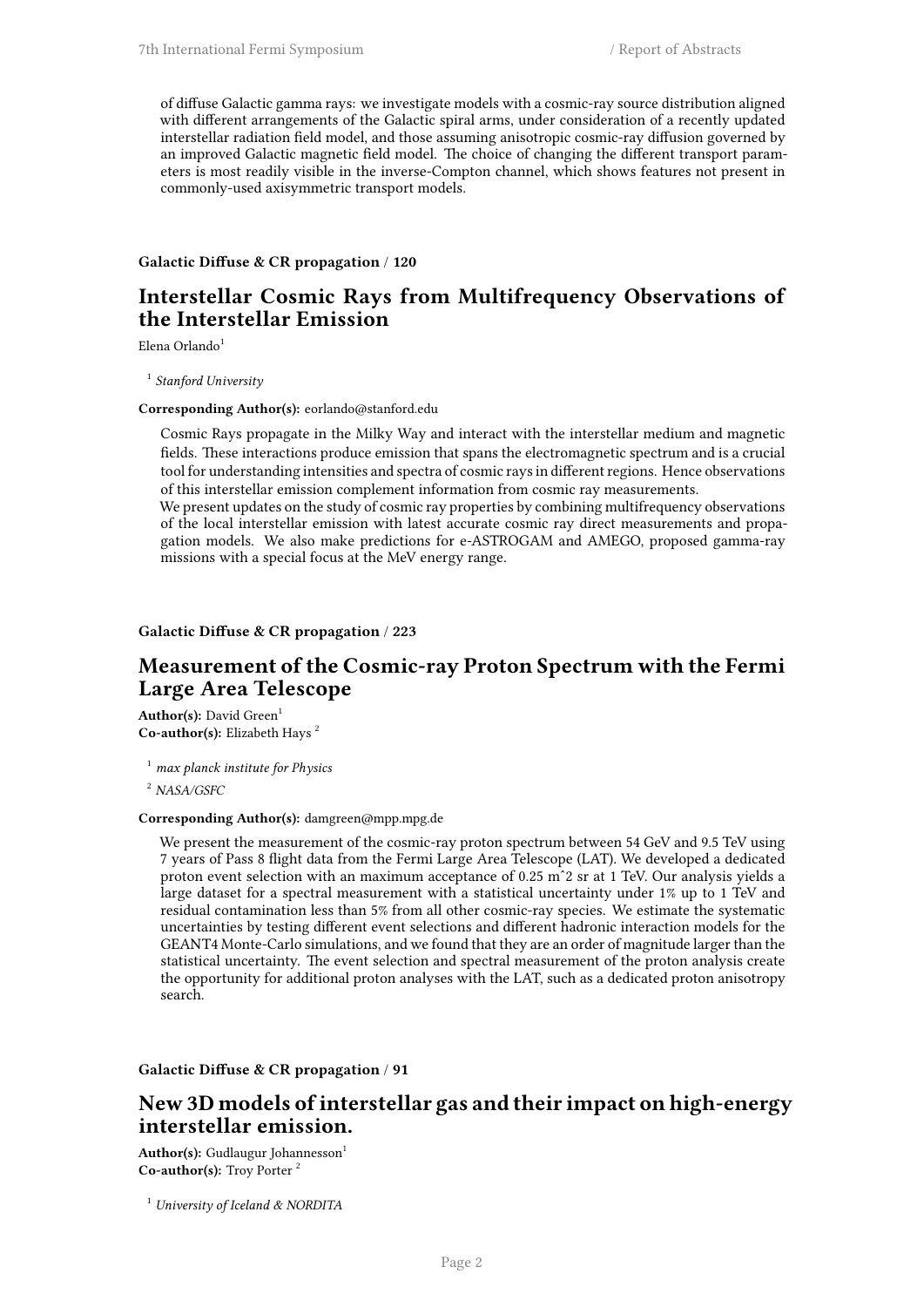of diffuse Galactic gamma rays: we investigate models with a cosmic-ray source distribution aligned with different arrangements of the Galactic spiral arms, under consideration of a recently updated interstellar radiation field model, and those assuming anisotropic cosmic-ray diffusion governed by an improved Galactic magnetic field model. The choice of changing the different transport parameters is most readily visible in the inverse-Compton channel, which shows features not present in commonly-used axisymmetric transport models.

**Galactic Diffuse & CR propagation / 120**

## Interstellar Cosmic Rays from Multifrequency Observations of the Interstellar Emission

Elena Orlando[1]

[1] *Stanford University*

**Corresponding Author(s):** eorlando@stanford.edu

Cosmic Rays propagate in the Milky Way and interact with the interstellar medium and magnetic fields. These interactions produce emission that spans the electromagnetic spectrum and is a crucial tool for understanding intensities and spectra of cosmic rays in different regions. Hence observations of this interstellar emission complement information from cosmic ray measurements.
We present updates on the study of cosmic ray properties by combining multifrequency observations of the local interstellar emission with latest accurate cosmic ray direct measurements and propagation models. We also make predictions for e-ASTROGAM and AMEGO, proposed gamma-ray missions with a special focus at the MeV energy range.

**Galactic Diffuse & CR propagation / 223**

## Measurement of the Cosmic-ray Proton Spectrum with the Fermi Large Area Telescope

**Author(s):** David Green[1]
**Co-author(s):** Elizabeth Hays [2]

[1] *max planck institute for Physics*

[2] *NASA/GSFC*

**Corresponding Author(s):** damgreen@mpp.mpg.de

We present the measurement of the cosmic-ray proton spectrum between 54 GeV and 9.5 TeV using 7 years of Pass 8 flight data from the Fermi Large Area Telescope (LAT). We developed a dedicated proton event selection with an maximum acceptance of 0.25 m^2 sr at 1 TeV. Our analysis yields a large dataset for a spectral measurement with a statistical uncertainty under 1% up to 1 TeV and residual contamination less than 5% from all other cosmic-ray species. We estimate the systematic uncertainties by testing different event selections and different hadronic interaction models for the GEANT4 Monte-Carlo simulations, and we found that they are an order of magnitude larger than the statistical uncertainty. The event selection and spectral measurement of the proton analysis create the opportunity for additional proton analyses with the LAT, such as a dedicated proton anisotropy search.

**Galactic Diffuse & CR propagation / 91**

## New 3D models of interstellar gas and their impact on high-energy interstellar emission.

**Author(s):** Gudlaugur Johannesson[1]
**Co-author(s):** Troy Porter [2]

[1] *University of Iceland & NORDITA*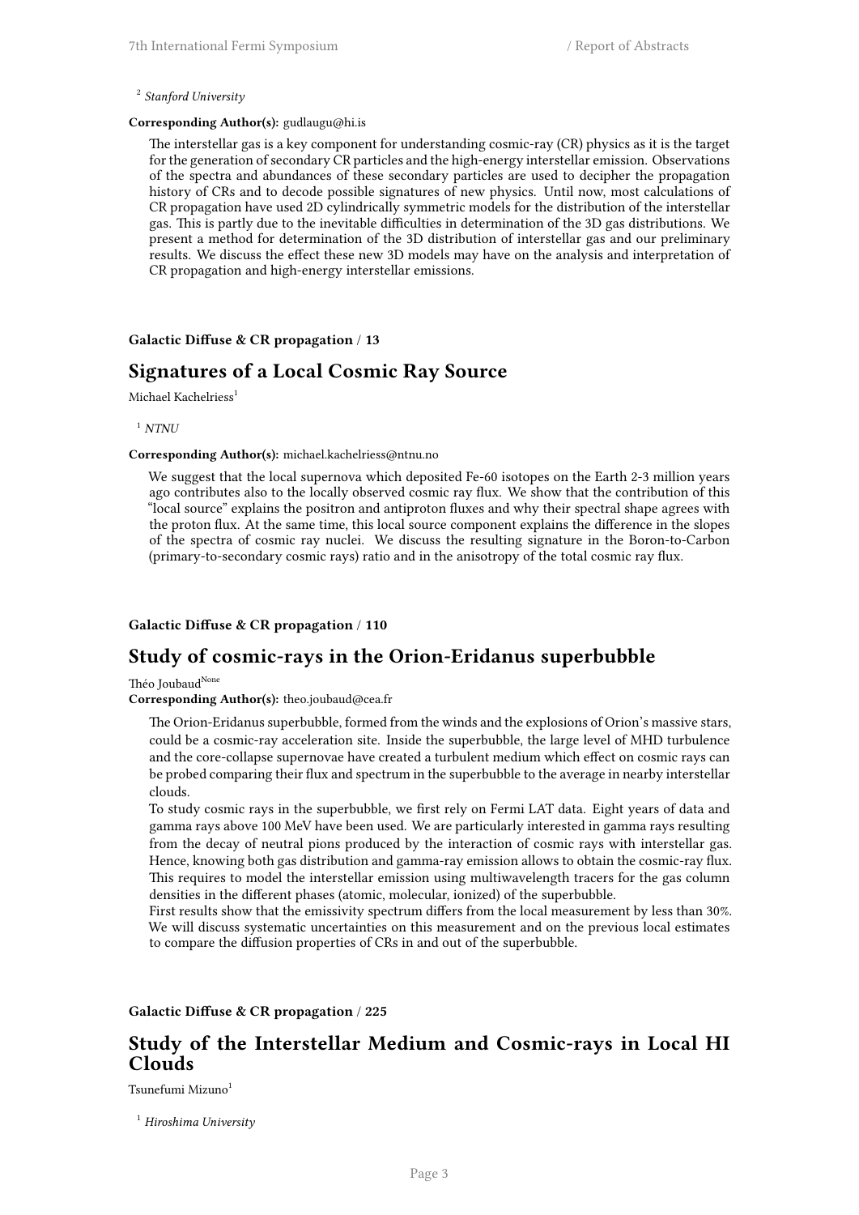[2] *Stanford University*

**Corresponding Author(s):** gudlaugu@hi.is

The interstellar gas is a key component for understanding cosmic-ray (CR) physics as it is the target for the generation of secondary CR particles and the high-energy interstellar emission. Observations of the spectra and abundances of these secondary particles are used to decipher the propagation history of CRs and to decode possible signatures of new physics. Until now, most calculations of CR propagation have used 2D cylindrically symmetric models for the distribution of the interstellar gas. This is partly due to the inevitable difficulties in determination of the 3D gas distributions. We present a method for determination of the 3D distribution of interstellar gas and our preliminary results. We discuss the effect these new 3D models may have on the analysis and interpretation of CR propagation and high-energy interstellar emissions.

**Galactic Diffuse & CR propagation / 13**

## Signatures of a Local Cosmic Ray Source

Michael Kachelriess[1]

[1] *NTNU*

**Corresponding Author(s):** michael.kachelriess@ntnu.no

We suggest that the local supernova which deposited Fe-60 isotopes on the Earth 2-3 million years ago contributes also to the locally observed cosmic ray flux. We show that the contribution of this "local source" explains the positron and antiproton fluxes and why their spectral shape agrees with the proton flux. At the same time, this local source component explains the difference in the slopes of the spectra of cosmic ray nuclei. We discuss the resulting signature in the Boron-to-Carbon (primary-to-secondary cosmic rays) ratio and in the anisotropy of the total cosmic ray flux.

**Galactic Diffuse & CR propagation / 110**

## Study of cosmic-rays in the Orion-Eridanus superbubble

Théo Joubaud[None]

**Corresponding Author(s):** theo.joubaud@cea.fr

The Orion-Eridanus superbubble, formed from the winds and the explosions of Orion's massive stars, could be a cosmic-ray acceleration site. Inside the superbubble, the large level of MHD turbulence and the core-collapse supernovae have created a turbulent medium which effect on cosmic rays can be probed comparing their flux and spectrum in the superbubble to the average in nearby interstellar clouds.

To study cosmic rays in the superbubble, we first rely on Fermi LAT data. Eight years of data and gamma rays above 100 MeV have been used. We are particularly interested in gamma rays resulting from the decay of neutral pions produced by the interaction of cosmic rays with interstellar gas. Hence, knowing both gas distribution and gamma-ray emission allows to obtain the cosmic-ray flux. This requires to model the interstellar emission using multiwavelength tracers for the gas column densities in the different phases (atomic, molecular, ionized) of the superbubble.

First results show that the emissivity spectrum differs from the local measurement by less than 30%. We will discuss systematic uncertainties on this measurement and on the previous local estimates to compare the diffusion properties of CRs in and out of the superbubble.

**Galactic Diffuse & CR propagation / 225**

## Study of the Interstellar Medium and Cosmic-rays in Local HI Clouds

Tsunefumi Mizuno[1]

[1] *Hiroshima University*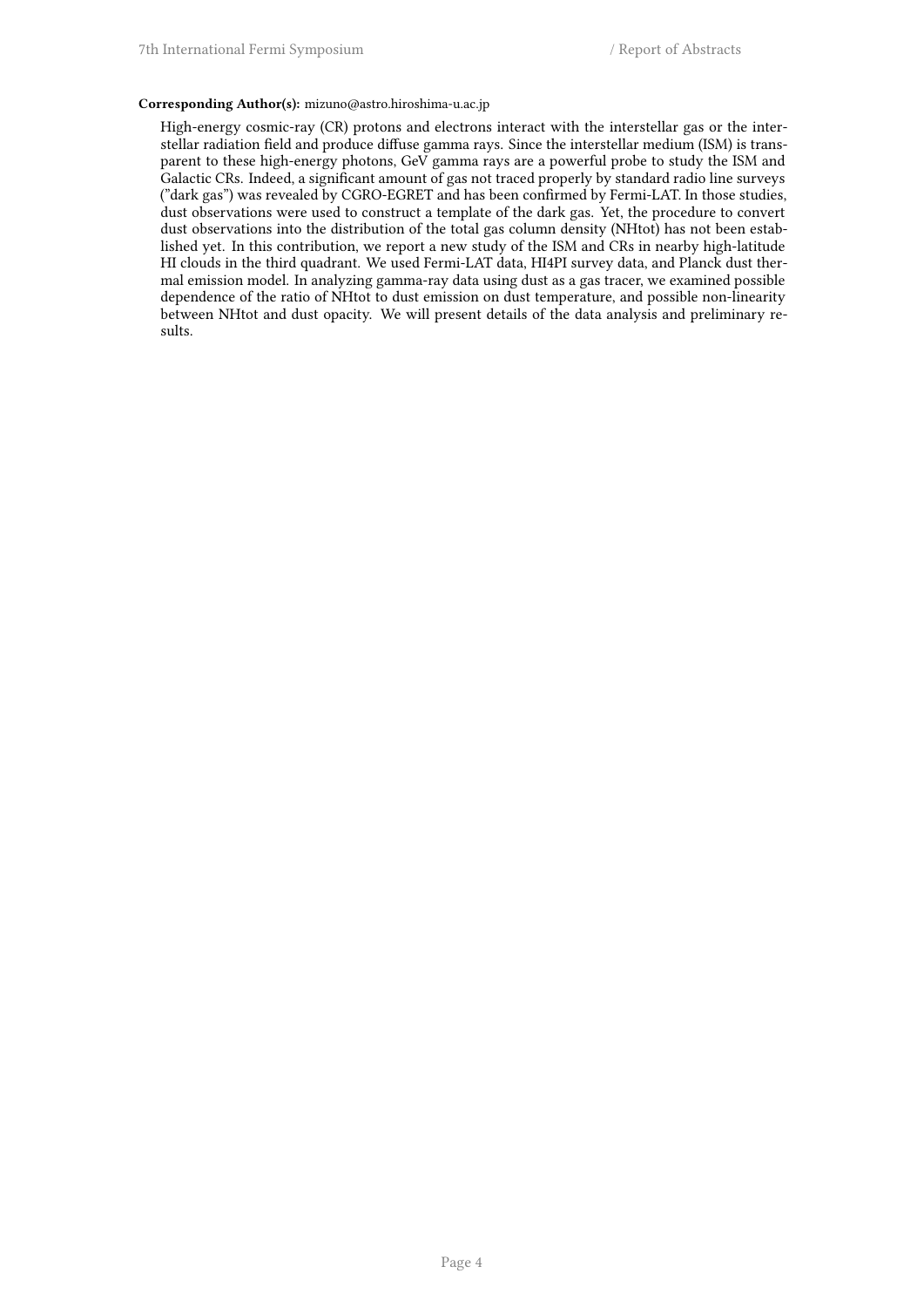**Corresponding Author(s):** mizuno@astro.hiroshima-u.ac.jp

High-energy cosmic-ray (CR) protons and electrons interact with the interstellar gas or the interstellar radiation field and produce diffuse gamma rays. Since the interstellar medium (ISM) is transparent to these high-energy photons, GeV gamma rays are a powerful probe to study the ISM and Galactic CRs. Indeed, a significant amount of gas not traced properly by standard radio line surveys ("dark gas") was revealed by CGRO-EGRET and has been confirmed by Fermi-LAT. In those studies, dust observations were used to construct a template of the dark gas. Yet, the procedure to convert dust observations into the distribution of the total gas column density (NHtot) has not been established yet. In this contribution, we report a new study of the ISM and CRs in nearby high-latitude HI clouds in the third quadrant. We used Fermi-LAT data, HI4PI survey data, and Planck dust thermal emission model. In analyzing gamma-ray data using dust as a gas tracer, we examined possible dependence of the ratio of NHtot to dust emission on dust temperature, and possible non-linearity between NHtot and dust opacity. We will present details of the data analysis and preliminary results.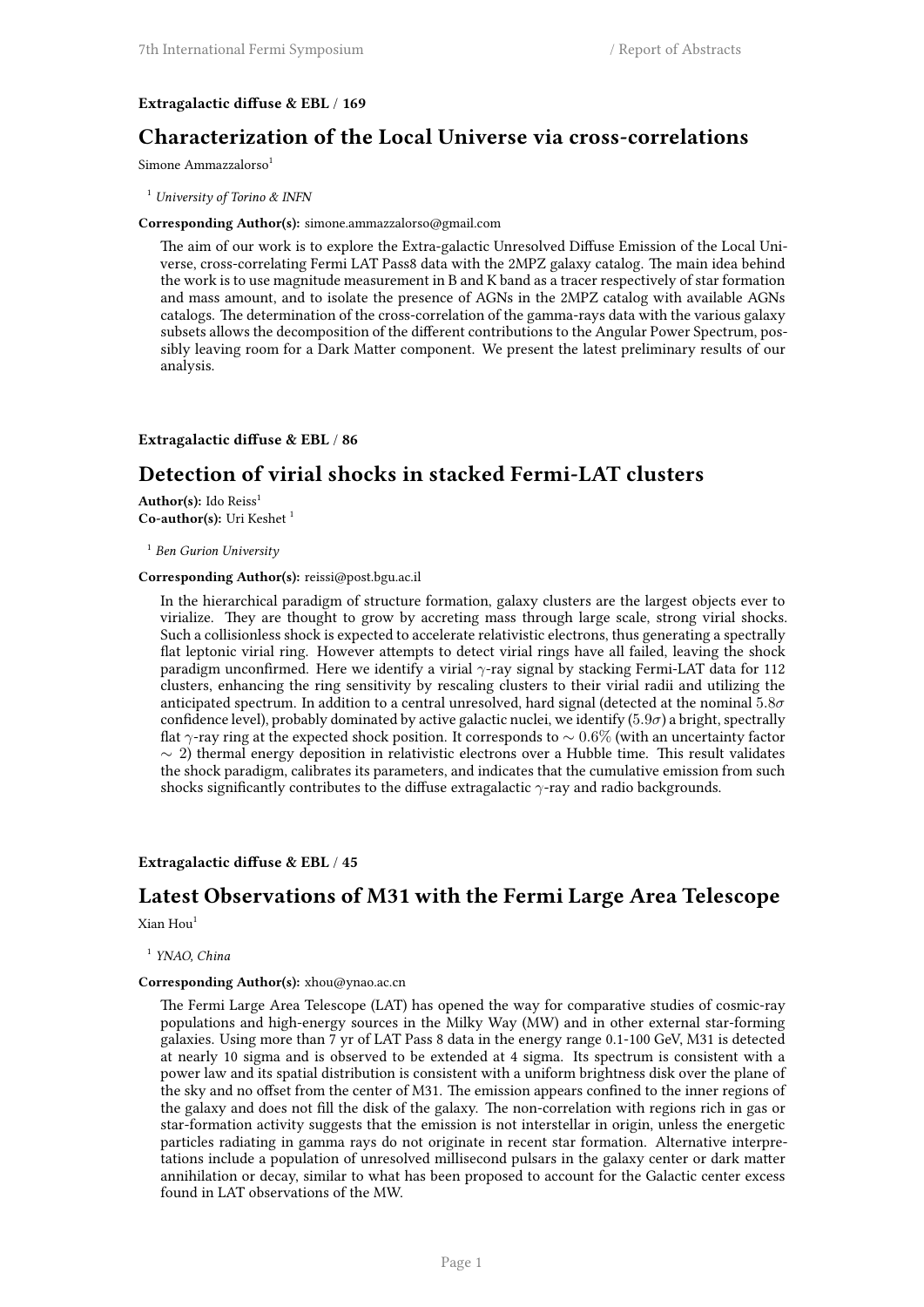**Extragalactic diffuse & EBL / 169**

## Characterization of the Local Universe via cross-correlations

Simone Ammazzalorso[1]

[1] *University of Torino & INFN*

**Corresponding Author(s):** simone.ammazzalorso@gmail.com

The aim of our work is to explore the Extra-galactic Unresolved Diffuse Emission of the Local Universe, cross-correlating Fermi LAT Pass8 data with the 2MPZ galaxy catalog. The main idea behind the work is to use magnitude measurement in B and K band as a tracer respectively of star formation and mass amount, and to isolate the presence of AGNs in the 2MPZ catalog with available AGNs catalogs. The determination of the cross-correlation of the gamma-rays data with the various galaxy subsets allows the decomposition of the different contributions to the Angular Power Spectrum, possibly leaving room for a Dark Matter component. We present the latest preliminary results of our analysis.

**Extragalactic diffuse & EBL / 86**

## Detection of virial shocks in stacked Fermi-LAT clusters

**Author(s):** Ido Reiss[1]
**Co-author(s):** Uri Keshet [1]

[1] *Ben Gurion University*

**Corresponding Author(s):** reissi@post.bgu.ac.il

In the hierarchical paradigm of structure formation, galaxy clusters are the largest objects ever to virialize. They are thought to grow by accreting mass through large scale, strong virial shocks. Such a collisionless shock is expected to accelerate relativistic electrons, thus generating a spectrally flat leptonic virial ring. However attempts to detect virial rings have all failed, leaving the shock paradigm unconfirmed. Here we identify a virial $\gamma$-ray signal by stacking Fermi-LAT data for 112 clusters, enhancing the ring sensitivity by rescaling clusters to their virial radii and utilizing the anticipated spectrum. In addition to a central unresolved, hard signal (detected at the nominal $5.8\sigma$ confidence level), probably dominated by active galactic nuclei, we identify ($5.9\sigma$) a bright, spectrally flat $\gamma$-ray ring at the expected shock position. It corresponds to $\sim 0.6\%$ (with an uncertainty factor $\sim 2$) thermal energy deposition in relativistic electrons over a Hubble time. This result validates the shock paradigm, calibrates its parameters, and indicates that the cumulative emission from such shocks significantly contributes to the diffuse extragalactic $\gamma$-ray and radio backgrounds.

**Extragalactic diffuse & EBL / 45**

## Latest Observations of M31 with the Fermi Large Area Telescope

Xian Hou[1]

[1] *YNAO, China*

**Corresponding Author(s):** xhou@ynao.ac.cn

The Fermi Large Area Telescope (LAT) has opened the way for comparative studies of cosmic-ray populations and high-energy sources in the Milky Way (MW) and in other external star-forming galaxies. Using more than 7 yr of LAT Pass 8 data in the energy range 0.1-100 GeV, M31 is detected at nearly 10 sigma and is observed to be extended at 4 sigma. Its spectrum is consistent with a power law and its spatial distribution is consistent with a uniform brightness disk over the plane of the sky and no offset from the center of M31. The emission appears confined to the inner regions of the galaxy and does not fill the disk of the galaxy. The non-correlation with regions rich in gas or star-formation activity suggests that the emission is not interstellar in origin, unless the energetic particles radiating in gamma rays do not originate in recent star formation. Alternative interpretations include a population of unresolved millisecond pulsars in the galaxy center or dark matter annihilation or decay, similar to what has been proposed to account for the Galactic center excess found in LAT observations of the MW.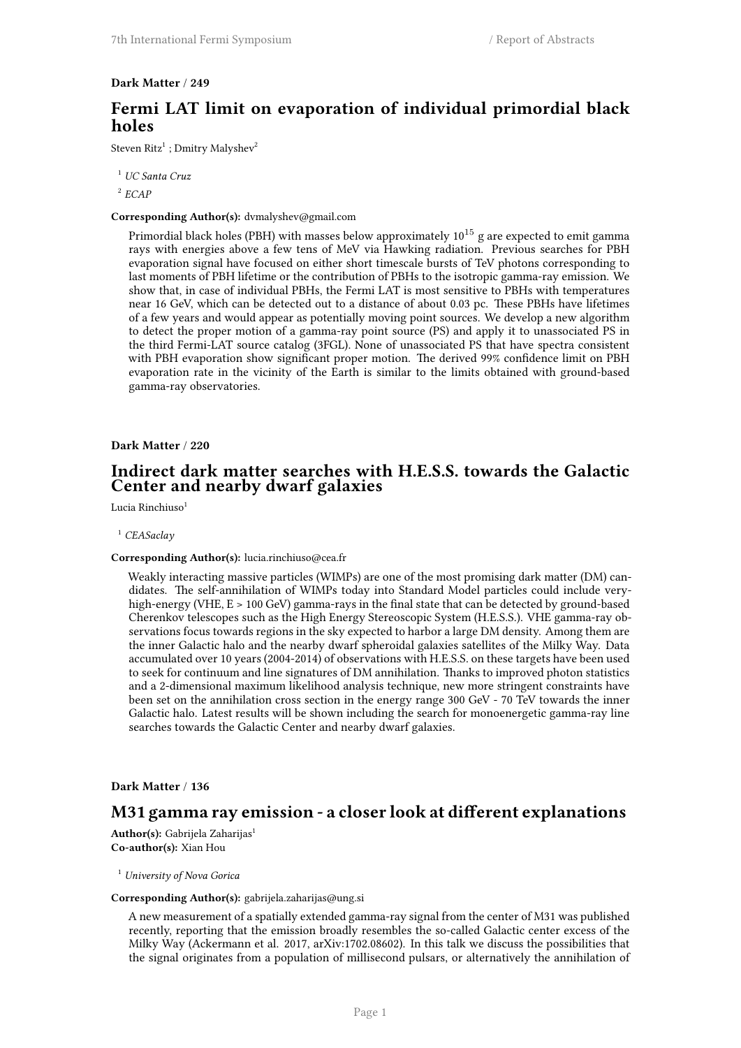**Dark Matter / 249**

## Fermi LAT limit on evaporation of individual primordial black holes

Steven Ritz[1] ; Dmitry Malyshev[2]

[1] *UC Santa Cruz*

[2] *ECAP*

**Corresponding Author(s):** dvmalyshev@gmail.com

Primordial black holes (PBH) with masses below approximately $10^{15}$ g are expected to emit gamma rays with energies above a few tens of MeV via Hawking radiation. Previous searches for PBH evaporation signal have focused on either short timescale bursts of TeV photons corresponding to last moments of PBH lifetime or the contribution of PBHs to the isotropic gamma-ray emission. We show that, in case of individual PBHs, the Fermi LAT is most sensitive to PBHs with temperatures near 16 GeV, which can be detected out to a distance of about 0.03 pc. These PBHs have lifetimes of a few years and would appear as potentially moving point sources. We develop a new algorithm to detect the proper motion of a gamma-ray point source (PS) and apply it to unassociated PS in the third Fermi-LAT source catalog (3FGL). None of unassociated PS that have spectra consistent with PBH evaporation show significant proper motion. The derived 99% confidence limit on PBH evaporation rate in the vicinity of the Earth is similar to the limits obtained with ground-based gamma-ray observatories.

**Dark Matter / 220**

## Indirect dark matter searches with H.E.S.S. towards the Galactic Center and nearby dwarf galaxies

Lucia Rinchiuso[1]

[1] *CEASaclay*

**Corresponding Author(s):** lucia.rinchiuso@cea.fr

Weakly interacting massive particles (WIMPs) are one of the most promising dark matter (DM) candidates. The self-annihilation of WIMPs today into Standard Model particles could include very-high-energy (VHE, E > 100 GeV) gamma-rays in the final state that can be detected by ground-based Cherenkov telescopes such as the High Energy Stereoscopic System (H.E.S.S.). VHE gamma-ray observations focus towards regions in the sky expected to harbor a large DM density. Among them are the inner Galactic halo and the nearby dwarf spheroidal galaxies satellites of the Milky Way. Data accumulated over 10 years (2004-2014) of observations with H.E.S.S. on these targets have been used to seek for continuum and line signatures of DM annihilation. Thanks to improved photon statistics and a 2-dimensional maximum likelihood analysis technique, new more stringent constraints have been set on the annihilation cross section in the energy range 300 GeV - 70 TeV towards the inner Galactic halo. Latest results will be shown including the search for monoenergetic gamma-ray line searches towards the Galactic Center and nearby dwarf galaxies.

**Dark Matter / 136**

## M31 gamma ray emission - a closer look at different explanations

**Author(s):** Gabrijela Zaharijas[1]
**Co-author(s):** Xian Hou

[1] *University of Nova Gorica*

**Corresponding Author(s):** gabrijela.zaharijas@ung.si

A new measurement of a spatially extended gamma-ray signal from the center of M31 was published recently, reporting that the emission broadly resembles the so-called Galactic center excess of the Milky Way (Ackermann et al. 2017, arXiv:1702.08602). In this talk we discuss the possibilities that the signal originates from a population of millisecond pulsars, or alternatively the annihilation of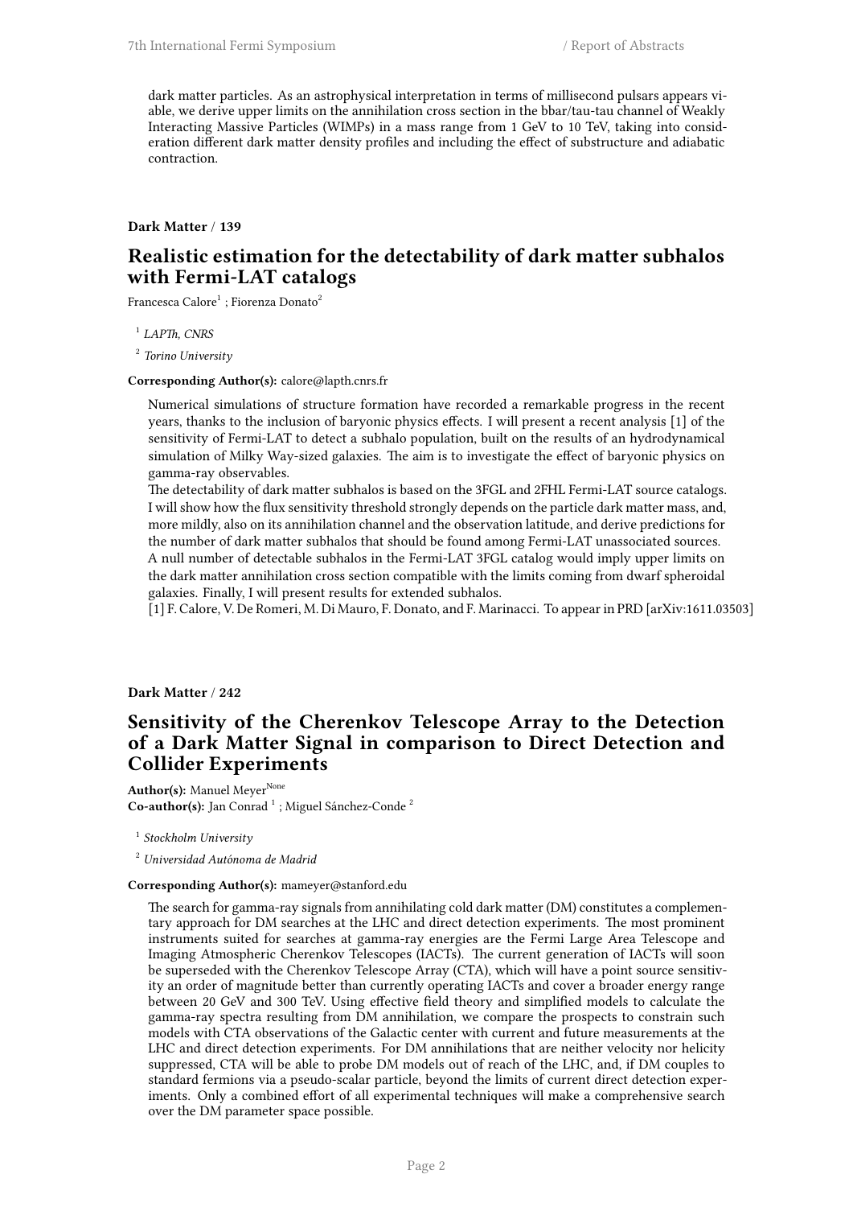dark matter particles. As an astrophysical interpretation in terms of millisecond pulsars appears viable, we derive upper limits on the annihilation cross section in the bbar/tau-tau channel of Weakly Interacting Massive Particles (WIMPs) in a mass range from 1 GeV to 10 TeV, taking into consideration different dark matter density profiles and including the effect of substructure and adiabatic contraction.

**Dark Matter / 139**

## Realistic estimation for the detectability of dark matter subhalos with Fermi-LAT catalogs

Francesca Calore[1] ; Fiorenza Donato[2]

[1] *LAPTh, CNRS*

[2] *Torino University*

**Corresponding Author(s):** calore@lapth.cnrs.fr

Numerical simulations of structure formation have recorded a remarkable progress in the recent years, thanks to the inclusion of baryonic physics effects. I will present a recent analysis [1] of the sensitivity of Fermi-LAT to detect a subhalo population, built on the results of an hydrodynamical simulation of Milky Way-sized galaxies. The aim is to investigate the effect of baryonic physics on gamma-ray observables.

The detectability of dark matter subhalos is based on the 3FGL and 2FHL Fermi-LAT source catalogs. I will show how the flux sensitivity threshold strongly depends on the particle dark matter mass, and, more mildly, also on its annihilation channel and the observation latitude, and derive predictions for the number of dark matter subhalos that should be found among Fermi-LAT unassociated sources.

A null number of detectable subhalos in the Fermi-LAT 3FGL catalog would imply upper limits on the dark matter annihilation cross section compatible with the limits coming from dwarf spheroidal galaxies. Finally, I will present results for extended subhalos.

[1] F. Calore, V. De Romeri, M. Di Mauro, F. Donato, and F. Marinacci. To appear in PRD [arXiv:1611.03503]

**Dark Matter / 242**

## Sensitivity of the Cherenkov Telescope Array to the Detection of a Dark Matter Signal in comparison to Direct Detection and Collider Experiments

**Author(s):** Manuel Meyer[None]

**Co-author(s):** Jan Conrad [1] ; Miguel Sánchez-Conde [2]

[1] *Stockholm University*

[2] *Universidad Autónoma de Madrid*

**Corresponding Author(s):** mameyer@stanford.edu

The search for gamma-ray signals from annihilating cold dark matter (DM) constitutes a complementary approach for DM searches at the LHC and direct detection experiments. The most prominent instruments suited for searches at gamma-ray energies are the Fermi Large Area Telescope and Imaging Atmospheric Cherenkov Telescopes (IACTs). The current generation of IACTs will soon be superseded with the Cherenkov Telescope Array (CTA), which will have a point source sensitivity an order of magnitude better than currently operating IACTs and cover a broader energy range between 20 GeV and 300 TeV. Using effective field theory and simplified models to calculate the gamma-ray spectra resulting from DM annihilation, we compare the prospects to constrain such models with CTA observations of the Galactic center with current and future measurements at the LHC and direct detection experiments. For DM annihilations that are neither velocity nor helicity suppressed, CTA will be able to probe DM models out of reach of the LHC, and, if DM couples to standard fermions via a pseudo-scalar particle, beyond the limits of current direct detection experiments. Only a combined effort of all experimental techniques will make a comprehensive search over the DM parameter space possible.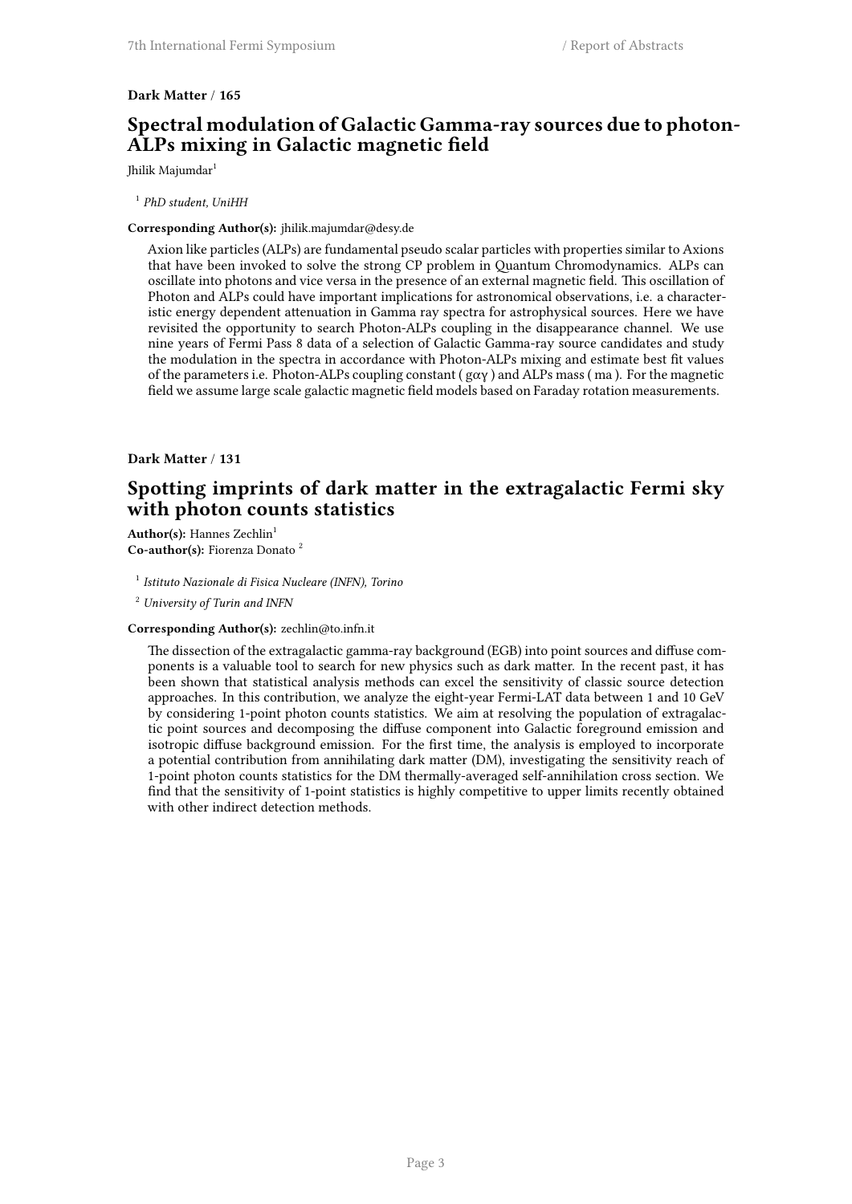**Dark Matter / 165**

## Spectral modulation of Galactic Gamma-ray sources due to photon-ALPs mixing in Galactic magnetic field

Jhilik Majumdar[1]

[1] *PhD student, UniHH*

**Corresponding Author(s):** jhilik.majumdar@desy.de

Axion like particles (ALPs) are fundamental pseudo scalar particles with properties similar to Axions that have been invoked to solve the strong CP problem in Quantum Chromodynamics. ALPs can oscillate into photons and vice versa in the presence of an external magnetic field. This oscillation of Photon and ALPs could have important implications for astronomical observations, i.e. a characteristic energy dependent attenuation in Gamma ray spectra for astrophysical sources. Here we have revisited the opportunity to search Photon-ALPs coupling in the disappearance channel. We use nine years of Fermi Pass 8 data of a selection of Galactic Gamma-ray source candidates and study the modulation in the spectra in accordance with Photon-ALPs mixing and estimate best fit values of the parameters i.e. Photon-ALPs coupling constant ( $g\alpha\gamma$ ) and ALPs mass ( $ma$ ). For the magnetic field we assume large scale galactic magnetic field models based on Faraday rotation measurements.

**Dark Matter / 131**

## Spotting imprints of dark matter in the extragalactic Fermi sky with photon counts statistics

**Author(s):** Hannes Zechlin[1]
**Co-author(s):** Fiorenza Donato [2]

[1] *Istituto Nazionale di Fisica Nucleare (INFN), Torino*

[2] *University of Turin and INFN*

**Corresponding Author(s):** zechlin@to.infn.it

The dissection of the extragalactic gamma-ray background (EGB) into point sources and diffuse components is a valuable tool to search for new physics such as dark matter. In the recent past, it has been shown that statistical analysis methods can excel the sensitivity of classic source detection approaches. In this contribution, we analyze the eight-year Fermi-LAT data between 1 and 10 GeV by considering 1-point photon counts statistics. We aim at resolving the population of extragalactic point sources and decomposing the diffuse component into Galactic foreground emission and isotropic diffuse background emission. For the first time, the analysis is employed to incorporate a potential contribution from annihilating dark matter (DM), investigating the sensitivity reach of 1-point photon counts statistics for the DM thermally-averaged self-annihilation cross section. We find that the sensitivity of 1-point statistics is highly competitive to upper limits recently obtained with other indirect detection methods.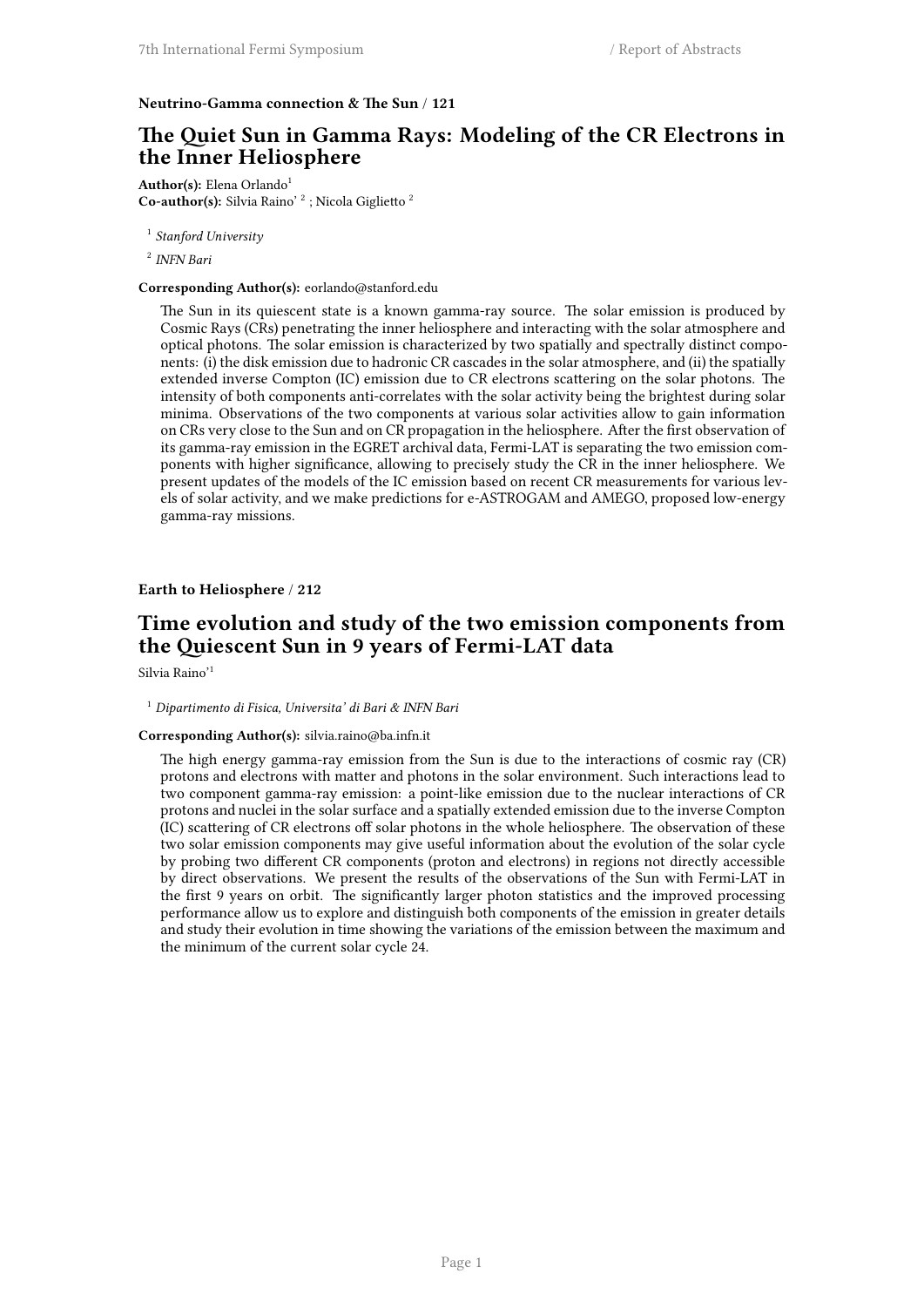**Neutrino-Gamma connection & The Sun / 121**

## The Quiet Sun in Gamma Rays: Modeling of the CR Electrons in the Inner Heliosphere

**Author(s):** Elena Orlando[1]
**Co-author(s):** Silvia Raino' [2] ; Nicola Giglietto [2]

[1] *Stanford University*

[2] *INFN Bari*

**Corresponding Author(s):** eorlando@stanford.edu

The Sun in its quiescent state is a known gamma-ray source. The solar emission is produced by Cosmic Rays (CRs) penetrating the inner heliosphere and interacting with the solar atmosphere and optical photons. The solar emission is characterized by two spatially and spectrally distinct components: (i) the disk emission due to hadronic CR cascades in the solar atmosphere, and (ii) the spatially extended inverse Compton (IC) emission due to CR electrons scattering on the solar photons. The intensity of both components anti-correlates with the solar activity being the brightest during solar minima. Observations of the two components at various solar activities allow to gain information on CRs very close to the Sun and on CR propagation in the heliosphere. After the first observation of its gamma-ray emission in the EGRET archival data, Fermi-LAT is separating the two emission components with higher significance, allowing to precisely study the CR in the inner heliosphere. We present updates of the models of the IC emission based on recent CR measurements for various levels of solar activity, and we make predictions for e-ASTROGAM and AMEGO, proposed low-energy gamma-ray missions.

**Earth to Heliosphere / 212**

## Time evolution and study of the two emission components from the Quiescent Sun in 9 years of Fermi-LAT data

Silvia Raino'[1]

[1] *Dipartimento di Fisica, Universita' di Bari & INFN Bari*

**Corresponding Author(s):** silvia.raino@ba.infn.it

The high energy gamma-ray emission from the Sun is due to the interactions of cosmic ray (CR) protons and electrons with matter and photons in the solar environment. Such interactions lead to two component gamma-ray emission: a point-like emission due to the nuclear interactions of CR protons and nuclei in the solar surface and a spatially extended emission due to the inverse Compton (IC) scattering of CR electrons off solar photons in the whole heliosphere. The observation of these two solar emission components may give useful information about the evolution of the solar cycle by probing two different CR components (proton and electrons) in regions not directly accessible by direct observations. We present the results of the observations of the Sun with Fermi-LAT in the first 9 years on orbit. The significantly larger photon statistics and the improved processing performance allow us to explore and distinguish both components of the emission in greater details and study their evolution in time showing the variations of the emission between the maximum and the minimum of the current solar cycle 24.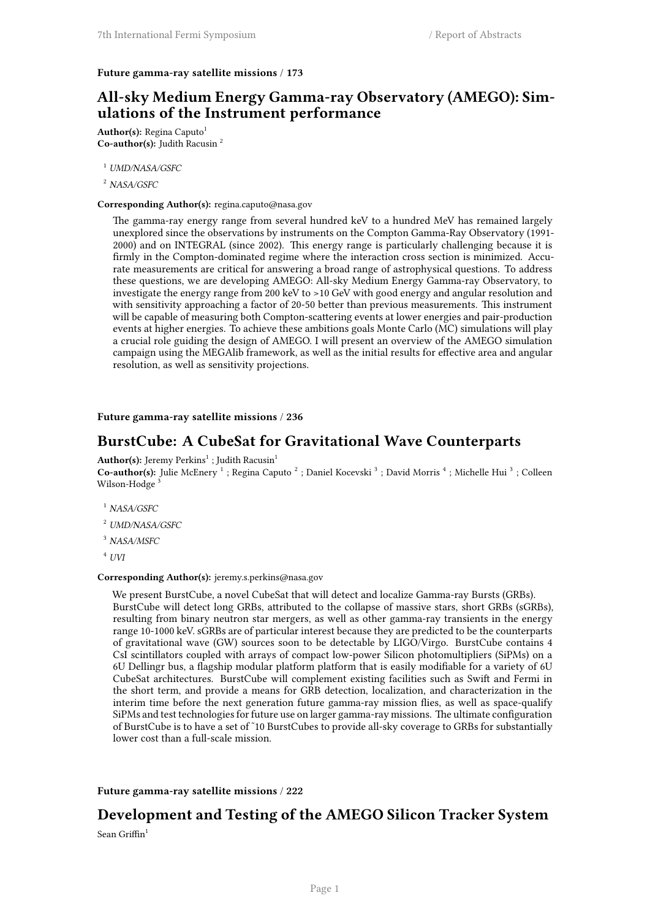**Future gamma-ray satellite missions / 173**

## All-sky Medium Energy Gamma-ray Observatory (AMEGO): Simulations of the Instrument performance

**Author(s):** Regina Caputo[1]
**Co-author(s):** Judith Racusin [2]

[1] *UMD/NASA/GSFC*

[2] *NASA/GSFC*

**Corresponding Author(s):** regina.caputo@nasa.gov

The gamma-ray energy range from several hundred keV to a hundred MeV has remained largely unexplored since the observations by instruments on the Compton Gamma-Ray Observatory (1991-2000) and on INTEGRAL (since 2002). This energy range is particularly challenging because it is firmly in the Compton-dominated regime where the interaction cross section is minimized. Accurate measurements are critical for answering a broad range of astrophysical questions. To address these questions, we are developing AMEGO: All-sky Medium Energy Gamma-ray Observatory, to investigate the energy range from 200 keV to >10 GeV with good energy and angular resolution and with sensitivity approaching a factor of 20-50 better than previous measurements. This instrument will be capable of measuring both Compton-scattering events at lower energies and pair-production events at higher energies. To achieve these ambitions goals Monte Carlo (MC) simulations will play a crucial role guiding the design of AMEGO. I will present an overview of the AMEGO simulation campaign using the MEGAlib framework, as well as the initial results for effective area and angular resolution, as well as sensitivity projections.

**Future gamma-ray satellite missions / 236**

## BurstCube: A CubeSat for Gravitational Wave Counterparts

**Author(s):** Jeremy Perkins[1] ; Judith Racusin[1]
**Co-author(s):** Julie McEnery [1] ; Regina Caputo [2] ; Daniel Kocevski [3] ; David Morris [4] ; Michelle Hui [3] ; Colleen Wilson-Hodge [3]

[1] *NASA/GSFC*

[2] *UMD/NASA/GSFC*

[3] *NASA/MSFC*

[4] *UVI*

**Corresponding Author(s):** jeremy.s.perkins@nasa.gov

We present BurstCube, a novel CubeSat that will detect and localize Gamma-ray Bursts (GRBs). BurstCube will detect long GRBs, attributed to the collapse of massive stars, short GRBs (sGRBs), resulting from binary neutron star mergers, as well as other gamma-ray transients in the energy range 10-1000 keV. sGRBs are of particular interest because they are predicted to be the counterparts of gravitational wave (GW) sources soon to be detectable by LIGO/Virgo. BurstCube contains 4 CsI scintillators coupled with arrays of compact low-power Silicon photomultipliers (SiPMs) on a 6U Dellingr bus, a flagship modular platform platform that is easily modifiable for a variety of 6U CubeSat architectures. BurstCube will complement existing facilities such as Swift and Fermi in the short term, and provide a means for GRB detection, localization, and characterization in the interim time before the next generation future gamma-ray mission flies, as well as space-qualify SiPMs and test technologies for future use on larger gamma-ray missions. The ultimate configuration of BurstCube is to have a set of ~10 BurstCubes to provide all-sky coverage to GRBs for substantially lower cost than a full-scale mission.

**Future gamma-ray satellite missions / 222**

## Development and Testing of the AMEGO Silicon Tracker System

Sean Griffin[1]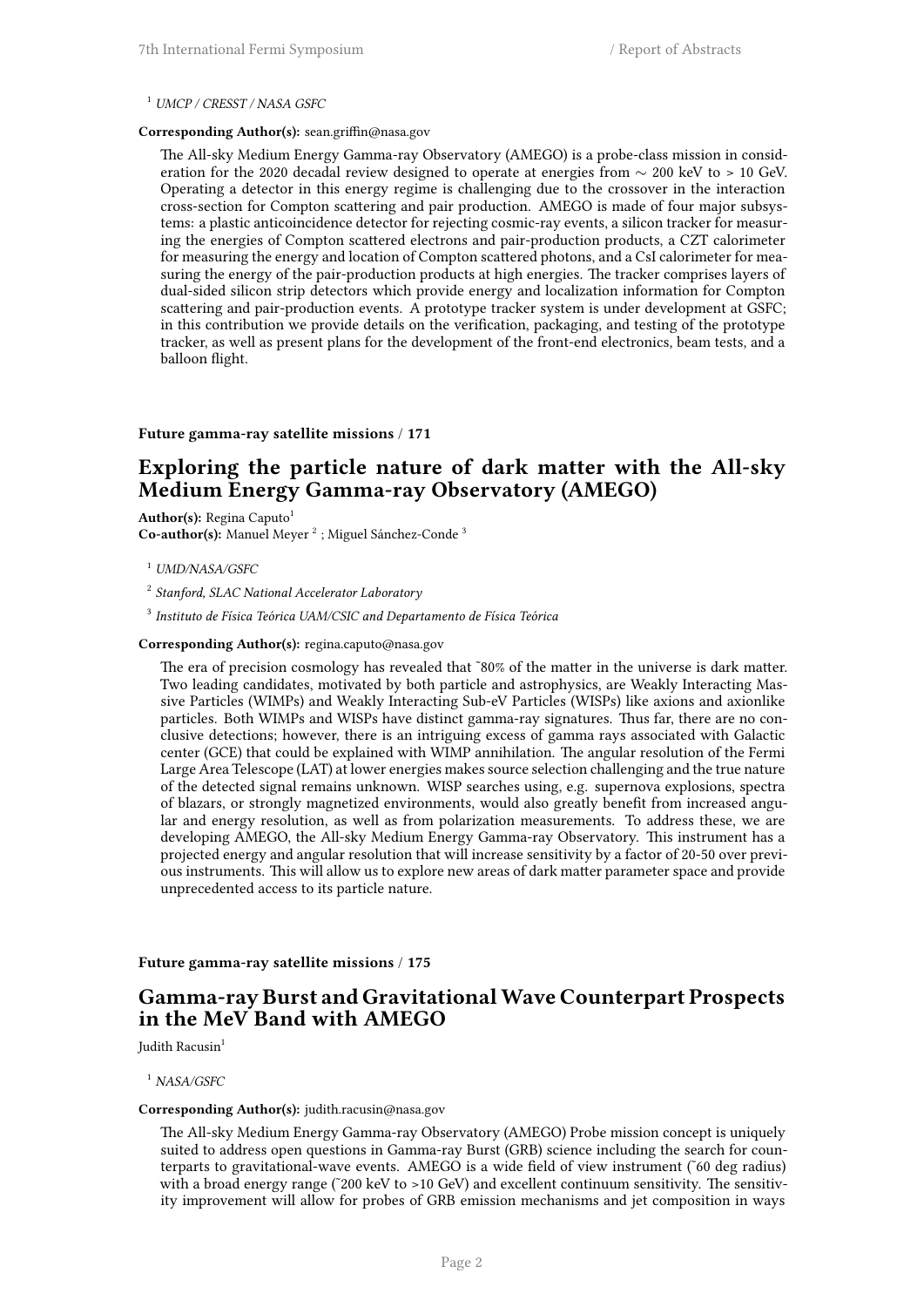[1] *UMCP / CRESST / NASA GSFC*

**Corresponding Author(s):** sean.griffin@nasa.gov

The All-sky Medium Energy Gamma-ray Observatory (AMEGO) is a probe-class mission in consideration for the 2020 decadal review designed to operate at energies from $\sim$ 200 keV to > 10 GeV. Operating a detector in this energy regime is challenging due to the crossover in the interaction cross-section for Compton scattering and pair production. AMEGO is made of four major subsystems: a plastic anticoincidence detector for rejecting cosmic-ray events, a silicon tracker for measuring the energies of Compton scattered electrons and pair-production products, a CZT calorimeter for measuring the energy and location of Compton scattered photons, and a CsI calorimeter for measuring the energy of the pair-production products at high energies. The tracker comprises layers of dual-sided silicon strip detectors which provide energy and localization information for Compton scattering and pair-production events. A prototype tracker system is under development at GSFC; in this contribution we provide details on the verification, packaging, and testing of the prototype tracker, as well as present plans for the development of the front-end electronics, beam tests, and a balloon flight.

**Future gamma-ray satellite missions / 171**

## Exploring the particle nature of dark matter with the All-sky Medium Energy Gamma-ray Observatory (AMEGO)

**Author(s):** Regina Caputo[1]
**Co-author(s):** Manuel Meyer [2] ; Miguel Sánchez-Conde [3]

[1] *UMD/NASA/GSFC*

[2] *Stanford, SLAC National Accelerator Laboratory*

[3] *Instituto de Física Teórica UAM/CSIC and Departamento de Física Teórica*

**Corresponding Author(s):** regina.caputo@nasa.gov

The era of precision cosmology has revealed that ˜80% of the matter in the universe is dark matter. Two leading candidates, motivated by both particle and astrophysics, are Weakly Interacting Massive Particles (WIMPs) and Weakly Interacting Sub-eV Particles (WISPs) like axions and axionlike particles. Both WIMPs and WISPs have distinct gamma-ray signatures. Thus far, there are no conclusive detections; however, there is an intriguing excess of gamma rays associated with Galactic center (GCE) that could be explained with WIMP annihilation. The angular resolution of the Fermi Large Area Telescope (LAT) at lower energies makes source selection challenging and the true nature of the detected signal remains unknown. WISP searches using, e.g. supernova explosions, spectra of blazars, or strongly magnetized environments, would also greatly benefit from increased angular and energy resolution, as well as from polarization measurements. To address these, we are developing AMEGO, the All-sky Medium Energy Gamma-ray Observatory. This instrument has a projected energy and angular resolution that will increase sensitivity by a factor of 20-50 over previous instruments. This will allow us to explore new areas of dark matter parameter space and provide unprecedented access to its particle nature.

**Future gamma-ray satellite missions / 175**

## Gamma-ray Burst and Gravitational Wave Counterpart Prospects in the MeV Band with AMEGO

Judith Racusin[1]

[1] *NASA/GSFC*

**Corresponding Author(s):** judith.racusin@nasa.gov

The All-sky Medium Energy Gamma-ray Observatory (AMEGO) Probe mission concept is uniquely suited to address open questions in Gamma-ray Burst (GRB) science including the search for counterparts to gravitational-wave events. AMEGO is a wide field of view instrument (˜60 deg radius) with a broad energy range (˜200 keV to >10 GeV) and excellent continuum sensitivity. The sensitivity improvement will allow for probes of GRB emission mechanisms and jet composition in ways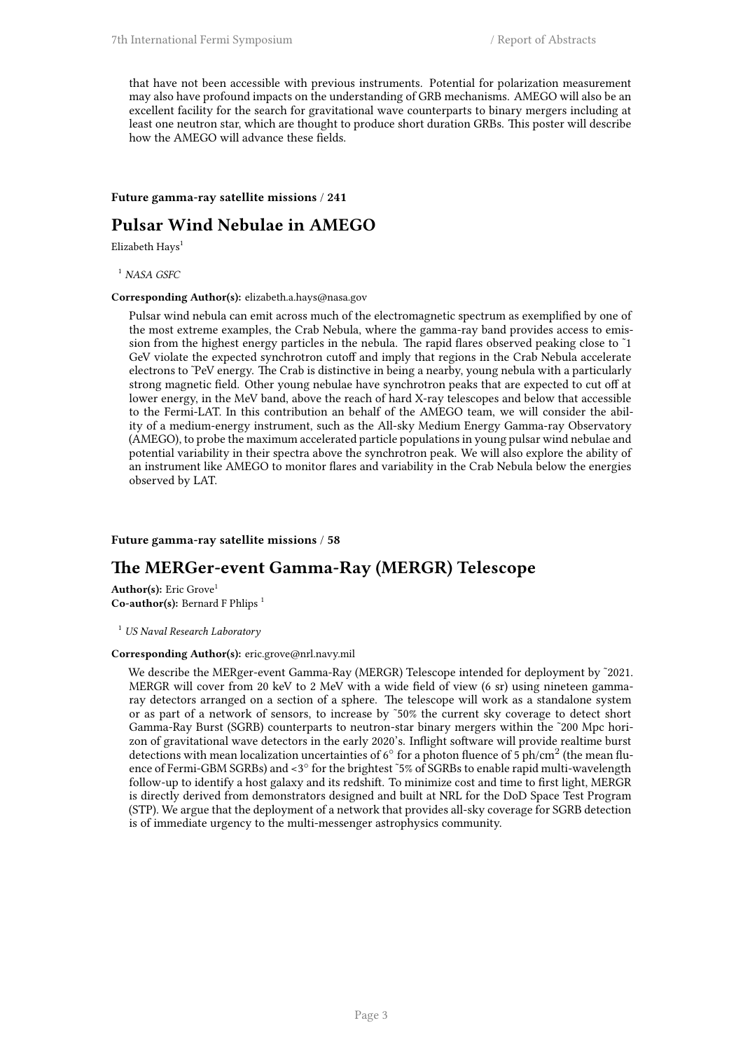that have not been accessible with previous instruments. Potential for polarization measurement may also have profound impacts on the understanding of GRB mechanisms. AMEGO will also be an excellent facility for the search for gravitational wave counterparts to binary mergers including at least one neutron star, which are thought to produce short duration GRBs. This poster will describe how the AMEGO will advance these fields.

**Future gamma-ray satellite missions / 241**

## Pulsar Wind Nebulae in AMEGO

Elizabeth Hays[1]

[1] *NASA GSFC*

**Corresponding Author(s):** elizabeth.a.hays@nasa.gov

Pulsar wind nebula can emit across much of the electromagnetic spectrum as exemplified by one of the most extreme examples, the Crab Nebula, where the gamma-ray band provides access to emission from the highest energy particles in the nebula. The rapid flares observed peaking close to ~1 GeV violate the expected synchrotron cutoff and imply that regions in the Crab Nebula accelerate electrons to ~PeV energy. The Crab is distinctive in being a nearby, young nebula with a particularly strong magnetic field. Other young nebulae have synchrotron peaks that are expected to cut off at lower energy, in the MeV band, above the reach of hard X-ray telescopes and below that accessible to the Fermi-LAT. In this contribution an behalf of the AMEGO team, we will consider the ability of a medium-energy instrument, such as the All-sky Medium Energy Gamma-ray Observatory (AMEGO), to probe the maximum accelerated particle populations in young pulsar wind nebulae and potential variability in their spectra above the synchrotron peak. We will also explore the ability of an instrument like AMEGO to monitor flares and variability in the Crab Nebula below the energies observed by LAT.

**Future gamma-ray satellite missions / 58**

## The MERGer-event Gamma-Ray (MERGR) Telescope

**Author(s):** Eric Grove[1]
**Co-author(s):** Bernard F Phlips [1]

[1] *US Naval Research Laboratory*

**Corresponding Author(s):** eric.grove@nrl.navy.mil

We describe the MERger-event Gamma-Ray (MERGR) Telescope intended for deployment by ~2021. MERGR will cover from 20 keV to 2 MeV with a wide field of view (6 sr) using nineteen gamma-ray detectors arranged on a section of a sphere. The telescope will work as a standalone system or as part of a network of sensors, to increase by ~50% the current sky coverage to detect short Gamma-Ray Burst (SGRB) counterparts to neutron-star binary mergers within the ~200 Mpc horizon of gravitational wave detectors in the early 2020's. Inflight software will provide realtime burst detections with mean localization uncertainties of $6^\circ$ for a photon fluence of 5 ph/cm$^2$ (the mean fluence of Fermi-GBM SGRBs) and <$3^\circ$ for the brightest ~5% of SGRBs to enable rapid multi-wavelength follow-up to identify a host galaxy and its redshift. To minimize cost and time to first light, MERGR is directly derived from demonstrators designed and built at NRL for the DoD Space Test Program (STP). We argue that the deployment of a network that provides all-sky coverage for SGRB detection is of immediate urgency to the multi-messenger astrophysics community.